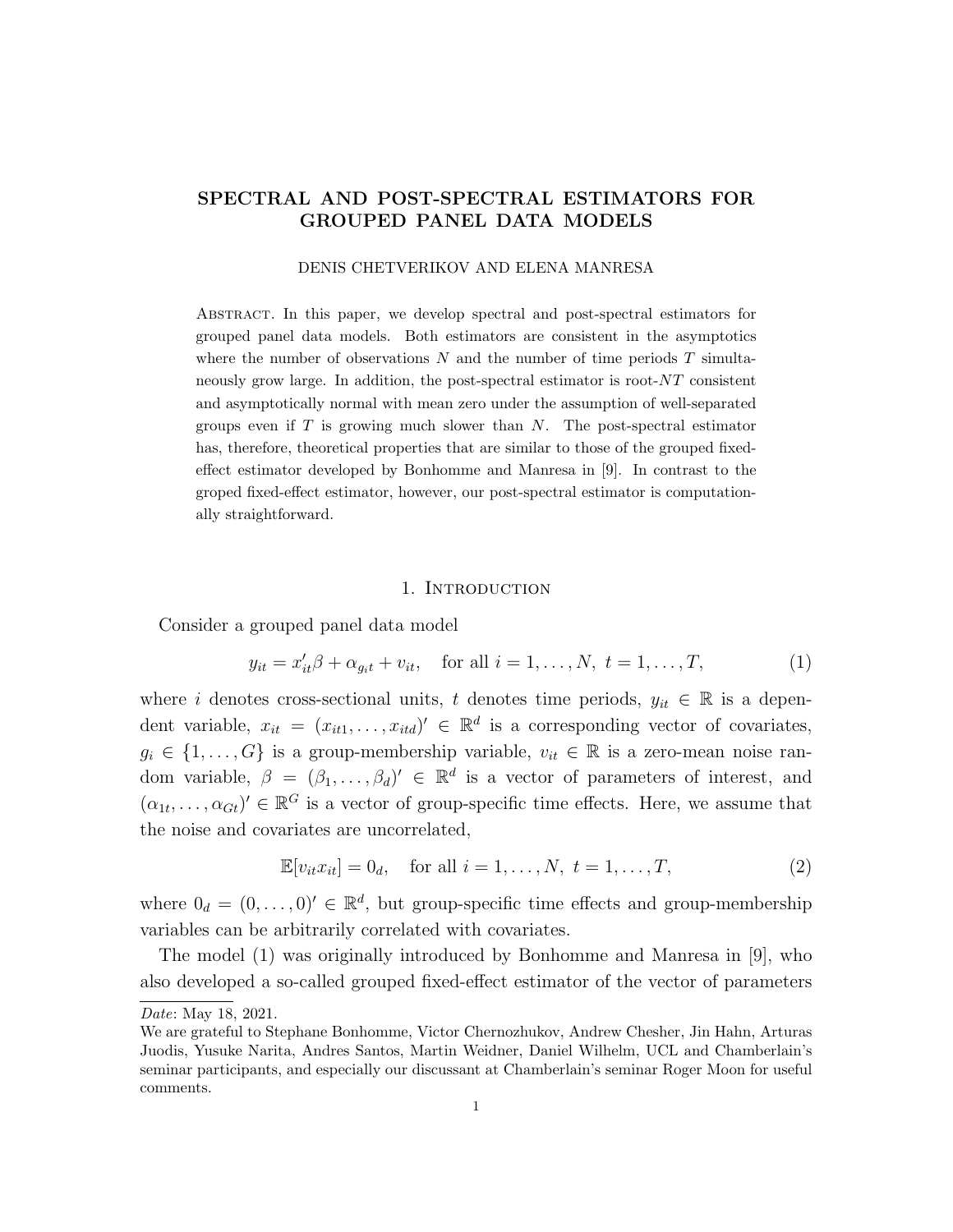# SPECTRAL AND POST-SPECTRAL ESTIMATORS FOR GROUPED PANEL DATA MODELS

DENIS CHETVERIKOV AND ELENA MANRESA

Abstract. In this paper, we develop spectral and post-spectral estimators for grouped panel data models. Both estimators are consistent in the asymptotics where the number of observations $N$ and the number of time periods $T$ simultaneously grow large. In addition, the post-spectral estimator is root-$NT$ consistent and asymptotically normal with mean zero under the assumption of well-separated groups even if $T$ is growing much slower than $N$. The post-spectral estimator has, therefore, theoretical properties that are similar to those of the grouped fixed-effect estimator developed by Bonhomme and Manresa in [9]. In contrast to the groped fixed-effect estimator, however, our post-spectral estimator is computationally straightforward.

## 1. Introduction

Consider a grouped panel data model

$$y_{it} = x_{it}'\beta + \alpha_{g_i t} + v_{it}, \quad \text{for all } i = 1, \dots, N, \ t = 1, \dots, T, \tag{1}$$

where $i$ denotes cross-sectional units, $t$ denotes time periods, $y_{it} \in \mathbb{R}$ is a dependent variable, $x_{it} = (x_{it1}, \dots, x_{itd})' \in \mathbb{R}^d$ is a corresponding vector of covariates, $g_i \in \{1, \dots, G\}$ is a group-membership variable, $v_{it} \in \mathbb{R}$ is a zero-mean noise random variable, $\beta = (\beta_1, \dots, \beta_d)' \in \mathbb{R}^d$ is a vector of parameters of interest, and $(\alpha_{1t}, \dots, \alpha_{Gt})' \in \mathbb{R}^G$ is a vector of group-specific time effects. Here, we assume that the noise and covariates are uncorrelated,

$$\mathbb{E}[v_{it}x_{it}] = 0_d, \quad \text{for all } i = 1, \dots, N, \ t = 1, \dots, T, \tag{2}$$

where $0_d = (0, \dots, 0)' \in \mathbb{R}^d$, but group-specific time effects and group-membership variables can be arbitrarily correlated with covariates.

The model (1) was originally introduced by Bonhomme and Manresa in [9], who also developed a so-called grouped fixed-effect estimator of the vector of parameters

*Date*: May 18, 2021.

We are grateful to Stephane Bonhomme, Victor Chernozhukov, Andrew Chesher, Jin Hahn, Arturas Juodis, Yusuke Narita, Andres Santos, Martin Weidner, Daniel Wilhelm, UCL and Chamberlain's seminar participants, and especially our discussant at Chamberlain's seminar Roger Moon for useful comments.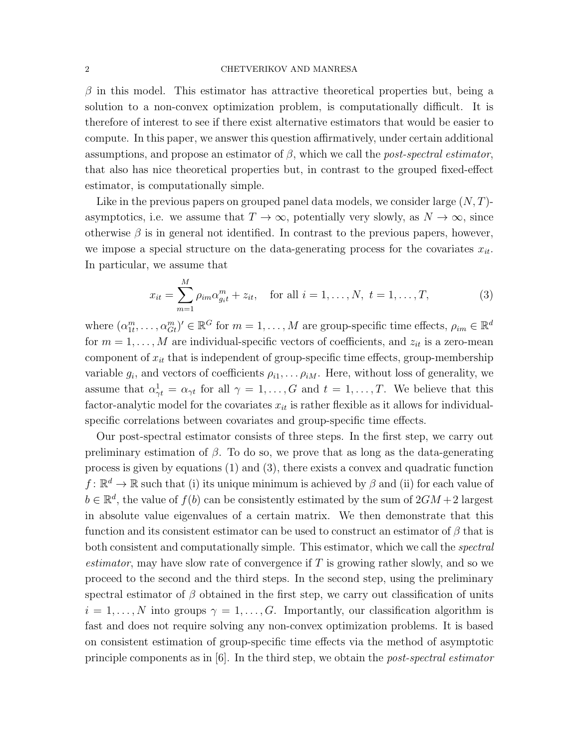$\beta$ in this model. This estimator has attractive theoretical properties but, being a solution to a non-convex optimization problem, is computationally difficult. It is therefore of interest to see if there exist alternative estimators that would be easier to compute. In this paper, we answer this question affirmatively, under certain additional assumptions, and propose an estimator of $\beta$, which we call the *post-spectral estimator*, that also has nice theoretical properties but, in contrast to the grouped fixed-effect estimator, is computationally simple.

Like in the previous papers on grouped panel data models, we consider large $(N,T)$-asymptotics, i.e. we assume that $T \to \infty$, potentially very slowly, as $N \to \infty$, since otherwise $\beta$ is in general not identified. In contrast to the previous papers, however, we impose a special structure on the data-generating process for the covariates $x_{it}$. In particular, we assume that

$$x_{it} = \sum_{m=1}^{M} \rho_{im} \alpha^m_{g_i t} + z_{it}, \quad \text{for all } i = 1,\dots,N,\ t = 1,\dots,T, \tag{3}$$

where $(\alpha^m_{1t},\dots,\alpha^m_{Gt})' \in \mathbb{R}^G$ for $m = 1,\dots,M$ are group-specific time effects, $\rho_{im} \in \mathbb{R}^d$ for $m = 1,\dots,M$ are individual-specific vectors of coefficients, and $z_{it}$ is a zero-mean component of $x_{it}$ that is independent of group-specific time effects, group-membership variable $g_i$, and vectors of coefficients $\rho_{i1},\dots \rho_{iM}$. Here, without loss of generality, we assume that $\alpha^1_{\gamma t} = \alpha_{\gamma t}$ for all $\gamma = 1,\dots,G$ and $t = 1,\dots,T$. We believe that this factor-analytic model for the covariates $x_{it}$ is rather flexible as it allows for individual-specific correlations between covariates and group-specific time effects.

Our post-spectral estimator consists of three steps. In the first step, we carry out preliminary estimation of $\beta$. To do so, we prove that as long as the data-generating process is given by equations (1) and (3), there exists a convex and quadratic function $f\colon \mathbb{R}^d \to \mathbb{R}$ such that (i) its unique minimum is achieved by $\beta$ and (ii) for each value of $b \in \mathbb{R}^d$, the value of $f(b)$ can be consistently estimated by the sum of $2GM+2$ largest in absolute value eigenvalues of a certain matrix. We then demonstrate that this function and its consistent estimator can be used to construct an estimator of $\beta$ that is both consistent and computationally simple. This estimator, which we call the *spectral estimator*, may have slow rate of convergence if $T$ is growing rather slowly, and so we proceed to the second and the third steps. In the second step, using the preliminary spectral estimator of $\beta$ obtained in the first step, we carry out classification of units $i = 1,\dots,N$ into groups $\gamma = 1,\dots,G$. Importantly, our classification algorithm is fast and does not require solving any non-convex optimization problems. It is based on consistent estimation of group-specific time effects via the method of asymptotic principle components as in [6]. In the third step, we obtain the *post-spectral estimator*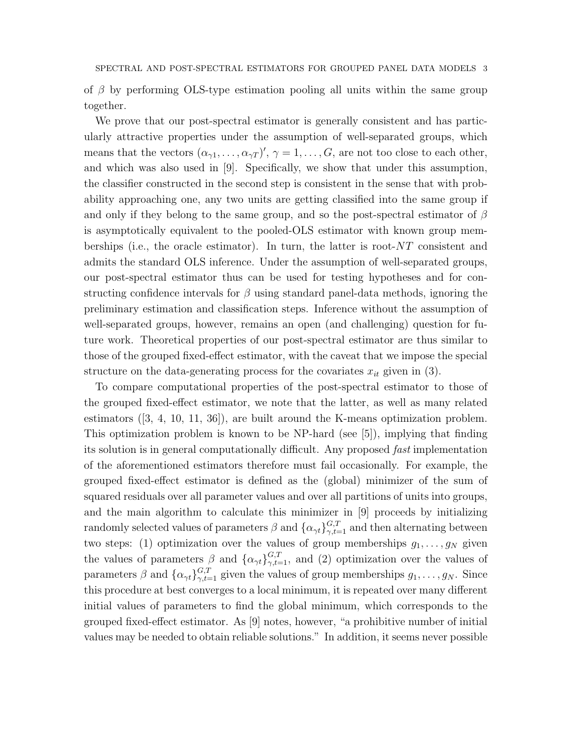of $\beta$ by performing OLS-type estimation pooling all units within the same group together.

We prove that our post-spectral estimator is generally consistent and has particularly attractive properties under the assumption of well-separated groups, which means that the vectors $(\alpha_{\gamma 1}, \ldots, \alpha_{\gamma T})'$, $\gamma = 1, \ldots, G$, are not too close to each other, and which was also used in [9]. Specifically, we show that under this assumption, the classifier constructed in the second step is consistent in the sense that with probability approaching one, any two units are getting classified into the same group if and only if they belong to the same group, and so the post-spectral estimator of $\beta$ is asymptotically equivalent to the pooled-OLS estimator with known group memberships (i.e., the oracle estimator). In turn, the latter is root-$NT$ consistent and admits the standard OLS inference. Under the assumption of well-separated groups, our post-spectral estimator thus can be used for testing hypotheses and for constructing confidence intervals for $\beta$ using standard panel-data methods, ignoring the preliminary estimation and classification steps. Inference without the assumption of well-separated groups, however, remains an open (and challenging) question for future work. Theoretical properties of our post-spectral estimator are thus similar to those of the grouped fixed-effect estimator, with the caveat that we impose the special structure on the data-generating process for the covariates $x_{it}$ given in (3).

To compare computational properties of the post-spectral estimator to those of the grouped fixed-effect estimator, we note that the latter, as well as many related estimators ([3, 4, 10, 11, 36]), are built around the K-means optimization problem. This optimization problem is known to be NP-hard (see [5]), implying that finding its solution is in general computationally difficult. Any proposed *fast* implementation of the aforementioned estimators therefore must fail occasionally. For example, the grouped fixed-effect estimator is defined as the (global) minimizer of the sum of squared residuals over all parameter values and over all partitions of units into groups, and the main algorithm to calculate this minimizer in [9] proceeds by initializing randomly selected values of parameters $\beta$ and $\{\alpha_{\gamma t}\}_{\gamma,t=1}^{G,T}$ and then alternating between two steps: (1) optimization over the values of group memberships $g_1, \ldots, g_N$ given the values of parameters $\beta$ and $\{\alpha_{\gamma t}\}_{\gamma,t=1}^{G,T}$, and (2) optimization over the values of parameters $\beta$ and $\{\alpha_{\gamma t}\}_{\gamma,t=1}^{G,T}$ given the values of group memberships $g_1, \ldots, g_N$. Since this procedure at best converges to a local minimum, it is repeated over many different initial values of parameters to find the global minimum, which corresponds to the grouped fixed-effect estimator. As [9] notes, however, "a prohibitive number of initial values may be needed to obtain reliable solutions." In addition, it seems never possible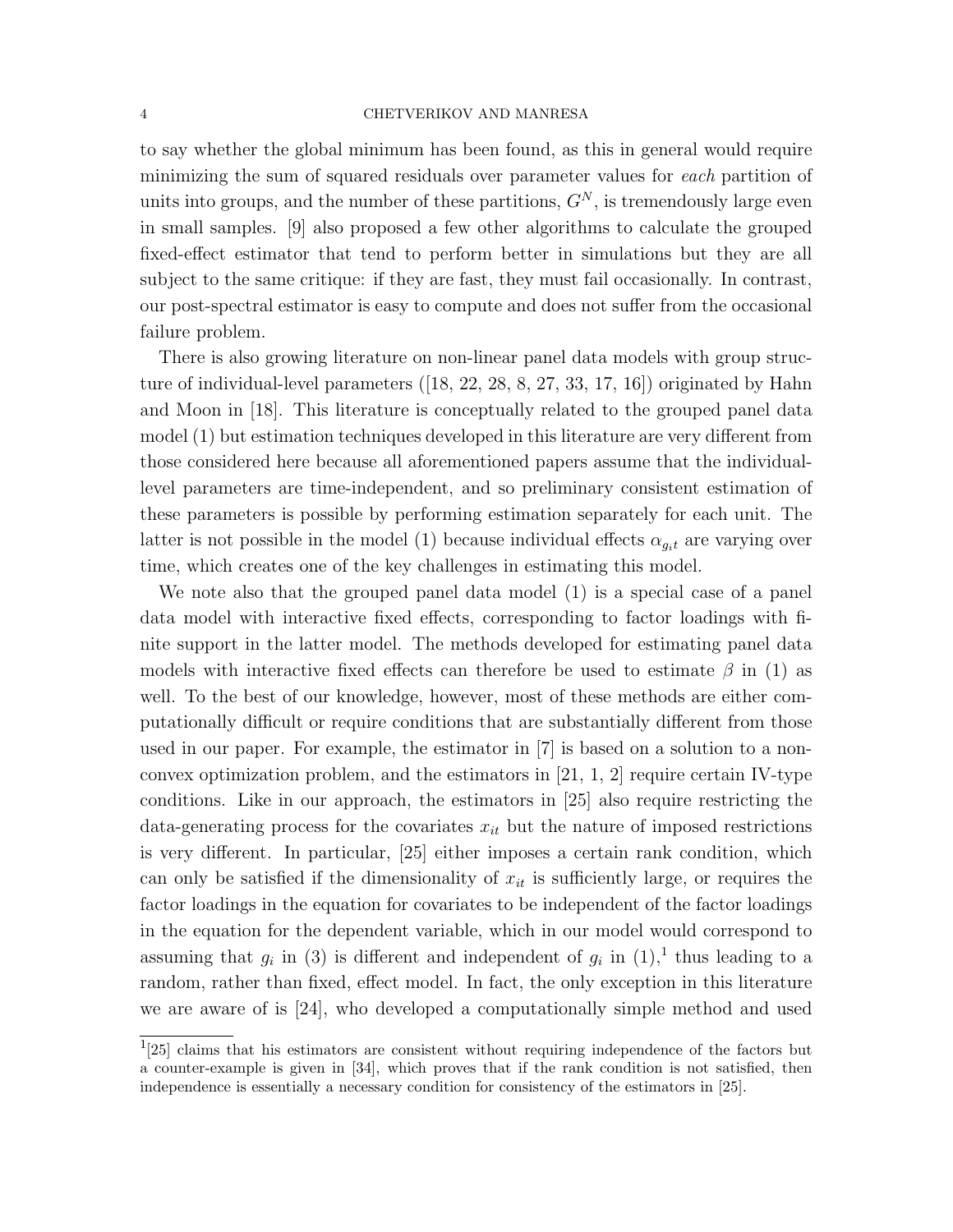to say whether the global minimum has been found, as this in general would require minimizing the sum of squared residuals over parameter values for *each* partition of units into groups, and the number of these partitions, $G^N$, is tremendously large even in small samples. [9] also proposed a few other algorithms to calculate the grouped fixed-effect estimator that tend to perform better in simulations but they are all subject to the same critique: if they are fast, they must fail occasionally. In contrast, our post-spectral estimator is easy to compute and does not suffer from the occasional failure problem.

There is also growing literature on non-linear panel data models with group structure of individual-level parameters ([18, 22, 28, 8, 27, 33, 17, 16]) originated by Hahn and Moon in [18]. This literature is conceptually related to the grouped panel data model (1) but estimation techniques developed in this literature are very different from those considered here because all aforementioned papers assume that the individual-level parameters are time-independent, and so preliminary consistent estimation of these parameters is possible by performing estimation separately for each unit. The latter is not possible in the model (1) because individual effects $\alpha_{g_i t}$ are varying over time, which creates one of the key challenges in estimating this model.

We note also that the grouped panel data model (1) is a special case of a panel data model with interactive fixed effects, corresponding to factor loadings with finite support in the latter model. The methods developed for estimating panel data models with interactive fixed effects can therefore be used to estimate $\beta$ in (1) as well. To the best of our knowledge, however, most of these methods are either computationally difficult or require conditions that are substantially different from those used in our paper. For example, the estimator in [7] is based on a solution to a non-convex optimization problem, and the estimators in [21, 1, 2] require certain IV-type conditions. Like in our approach, the estimators in [25] also require restricting the data-generating process for the covariates $x_{it}$ but the nature of imposed restrictions is very different. In particular, [25] either imposes a certain rank condition, which can only be satisfied if the dimensionality of $x_{it}$ is sufficiently large, or requires the factor loadings in the equation for covariates to be independent of the factor loadings in the equation for the dependent variable, which in our model would correspond to assuming that $g_i$ in (3) is different and independent of $g_i$ in (1),[1] thus leading to a random, rather than fixed, effect model. In fact, the only exception in this literature we are aware of is [24], who developed a computationally simple method and used

[1] [25] claims that his estimators are consistent without requiring independence of the factors but a counter-example is given in [34], which proves that if the rank condition is not satisfied, then independence is essentially a necessary condition for consistency of the estimators in [25].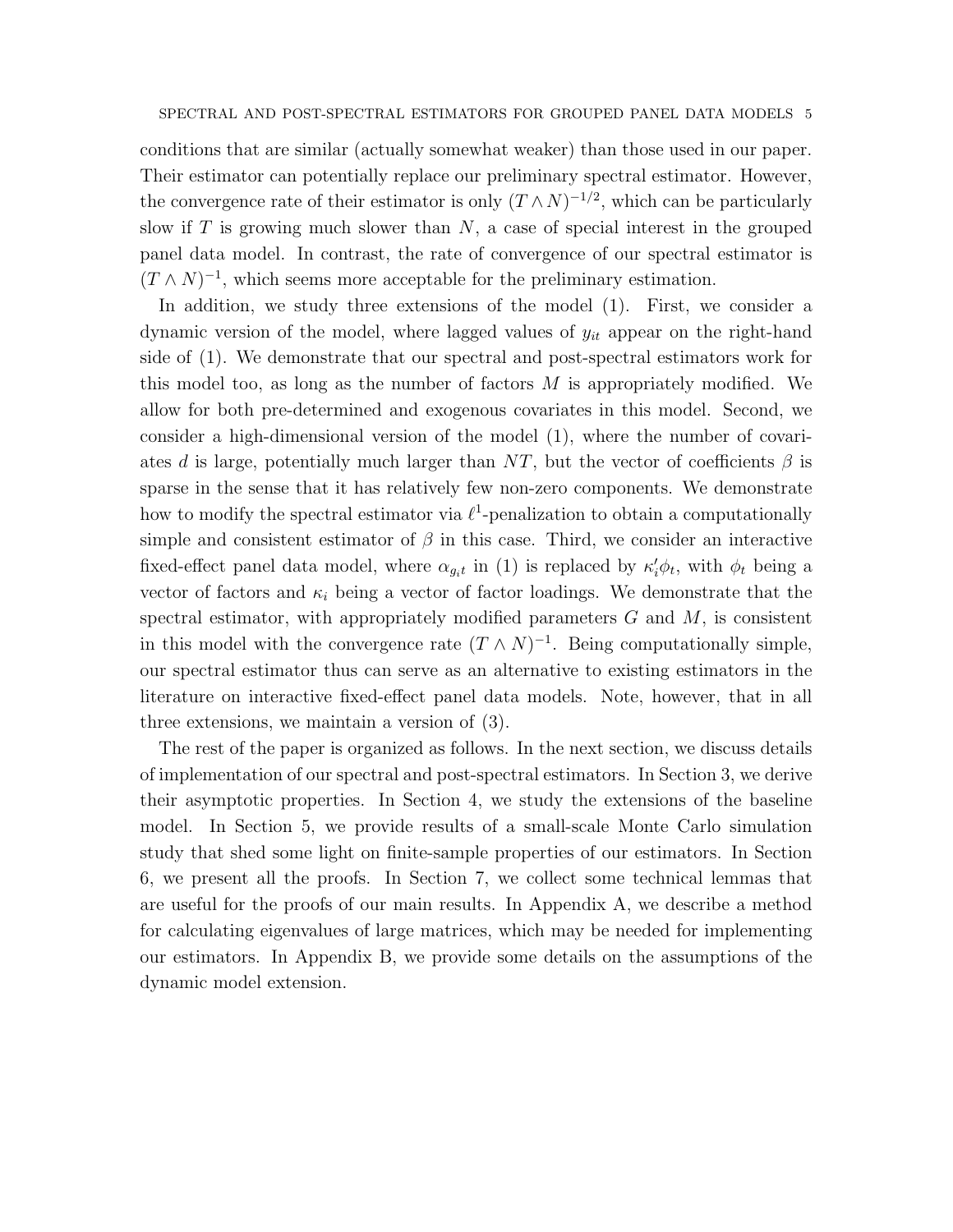conditions that are similar (actually somewhat weaker) than those used in our paper. Their estimator can potentially replace our preliminary spectral estimator. However, the convergence rate of their estimator is only $(T \wedge N)^{-1/2}$, which can be particularly slow if $T$ is growing much slower than $N$, a case of special interest in the grouped panel data model. In contrast, the rate of convergence of our spectral estimator is $(T \wedge N)^{-1}$, which seems more acceptable for the preliminary estimation.

In addition, we study three extensions of the model (1). First, we consider a dynamic version of the model, where lagged values of $y_{it}$ appear on the right-hand side of (1). We demonstrate that our spectral and post-spectral estimators work for this model too, as long as the number of factors $M$ is appropriately modified. We allow for both pre-determined and exogenous covariates in this model. Second, we consider a high-dimensional version of the model (1), where the number of covariates $d$ is large, potentially much larger than $NT$, but the vector of coefficients $\beta$ is sparse in the sense that it has relatively few non-zero components. We demonstrate how to modify the spectral estimator via $\ell^1$-penalization to obtain a computationally simple and consistent estimator of $\beta$ in this case. Third, we consider an interactive fixed-effect panel data model, where $\alpha_{g_i t}$ in (1) is replaced by $\kappa_i' \phi_t$, with $\phi_t$ being a vector of factors and $\kappa_i$ being a vector of factor loadings. We demonstrate that the spectral estimator, with appropriately modified parameters $G$ and $M$, is consistent in this model with the convergence rate $(T \wedge N)^{-1}$. Being computationally simple, our spectral estimator thus can serve as an alternative to existing estimators in the literature on interactive fixed-effect panel data models. Note, however, that in all three extensions, we maintain a version of (3).

The rest of the paper is organized as follows. In the next section, we discuss details of implementation of our spectral and post-spectral estimators. In Section 3, we derive their asymptotic properties. In Section 4, we study the extensions of the baseline model. In Section 5, we provide results of a small-scale Monte Carlo simulation study that shed some light on finite-sample properties of our estimators. In Section 6, we present all the proofs. In Section 7, we collect some technical lemmas that are useful for the proofs of our main results. In Appendix A, we describe a method for calculating eigenvalues of large matrices, which may be needed for implementing our estimators. In Appendix B, we provide some details on the assumptions of the dynamic model extension.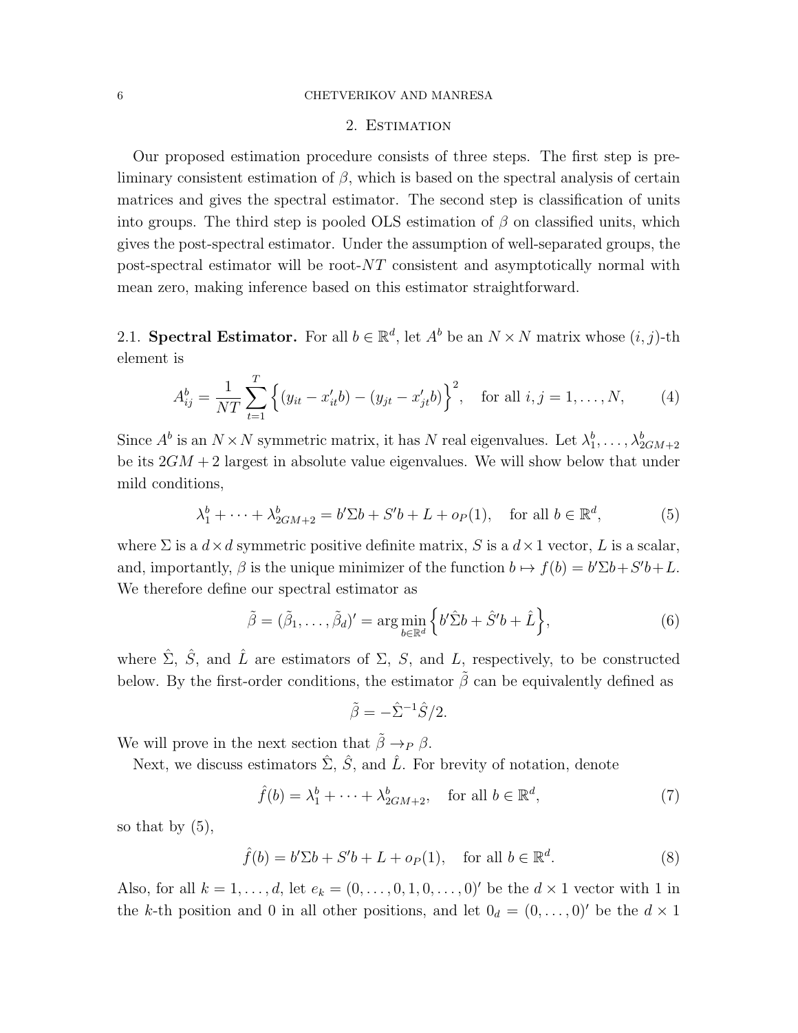## 2. Estimation

Our proposed estimation procedure consists of three steps. The first step is preliminary consistent estimation of $\beta$, which is based on the spectral analysis of certain matrices and gives the spectral estimator. The second step is classification of units into groups. The third step is pooled OLS estimation of $\beta$ on classified units, which gives the post-spectral estimator. Under the assumption of well-separated groups, the post-spectral estimator will be root-$NT$ consistent and asymptotically normal with mean zero, making inference based on this estimator straightforward.

### 2.1. **Spectral Estimator.**

For all $b \in \mathbb{R}^d$, let $A^b$ be an $N \times N$ matrix whose $(i,j)$-th element is

$$A^b_{ij} = \frac{1}{NT} \sum_{t=1}^{T} \Big\{ (y_{it} - x'_{it}b) - (y_{jt} - x'_{jt}b) \Big\}^2, \quad \text{for all } i,j = 1,\dots,N, \tag{4}$$

Since $A^b$ is an $N \times N$ symmetric matrix, it has $N$ real eigenvalues. Let $\lambda^b_1, \dots, \lambda^b_{2GM+2}$ be its $2GM+2$ largest in absolute value eigenvalues. We will show below that under mild conditions,

$$\lambda^b_1 + \dots + \lambda^b_{2GM+2} = b'\Sigma b + S'b + L + o_P(1), \quad \text{for all } b \in \mathbb{R}^d, \tag{5}$$

where $\Sigma$ is a $d \times d$ symmetric positive definite matrix, $S$ is a $d \times 1$ vector, $L$ is a scalar, and, importantly, $\beta$ is the unique minimizer of the function $b \mapsto f(b) = b'\Sigma b + S'b + L$. We therefore define our spectral estimator as

$$\tilde\beta = (\tilde\beta_1, \dots, \tilde\beta_d)' = \arg\min_{b \in \mathbb{R}^d} \Big\{ b'\hat\Sigma b + \hat S' b + \hat L \Big\}, \tag{6}$$

where $\hat\Sigma$, $\hat S$, and $\hat L$ are estimators of $\Sigma$, $S$, and $L$, respectively, to be constructed below. By the first-order conditions, the estimator $\tilde\beta$ can be equivalently defined as

$$\tilde\beta = -\hat\Sigma^{-1}\hat S/2.$$

We will prove in the next section that $\tilde\beta \to_P \beta$.

Next, we discuss estimators $\hat\Sigma$, $\hat S$, and $\hat L$. For brevity of notation, denote

$$\hat f(b) = \lambda^b_1 + \dots + \lambda^b_{2GM+2}, \quad \text{for all } b \in \mathbb{R}^d, \tag{7}$$

so that by (5),

$$\hat f(b) = b'\Sigma b + S'b + L + o_P(1), \quad \text{for all } b \in \mathbb{R}^d. \tag{8}$$

Also, for all $k = 1, \dots, d$, let $e_k = (0, \dots, 0, 1, 0, \dots, 0)'$ be the $d \times 1$ vector with 1 in the $k$-th position and 0 in all other positions, and let $0_d = (0, \dots, 0)'$ be the $d \times 1$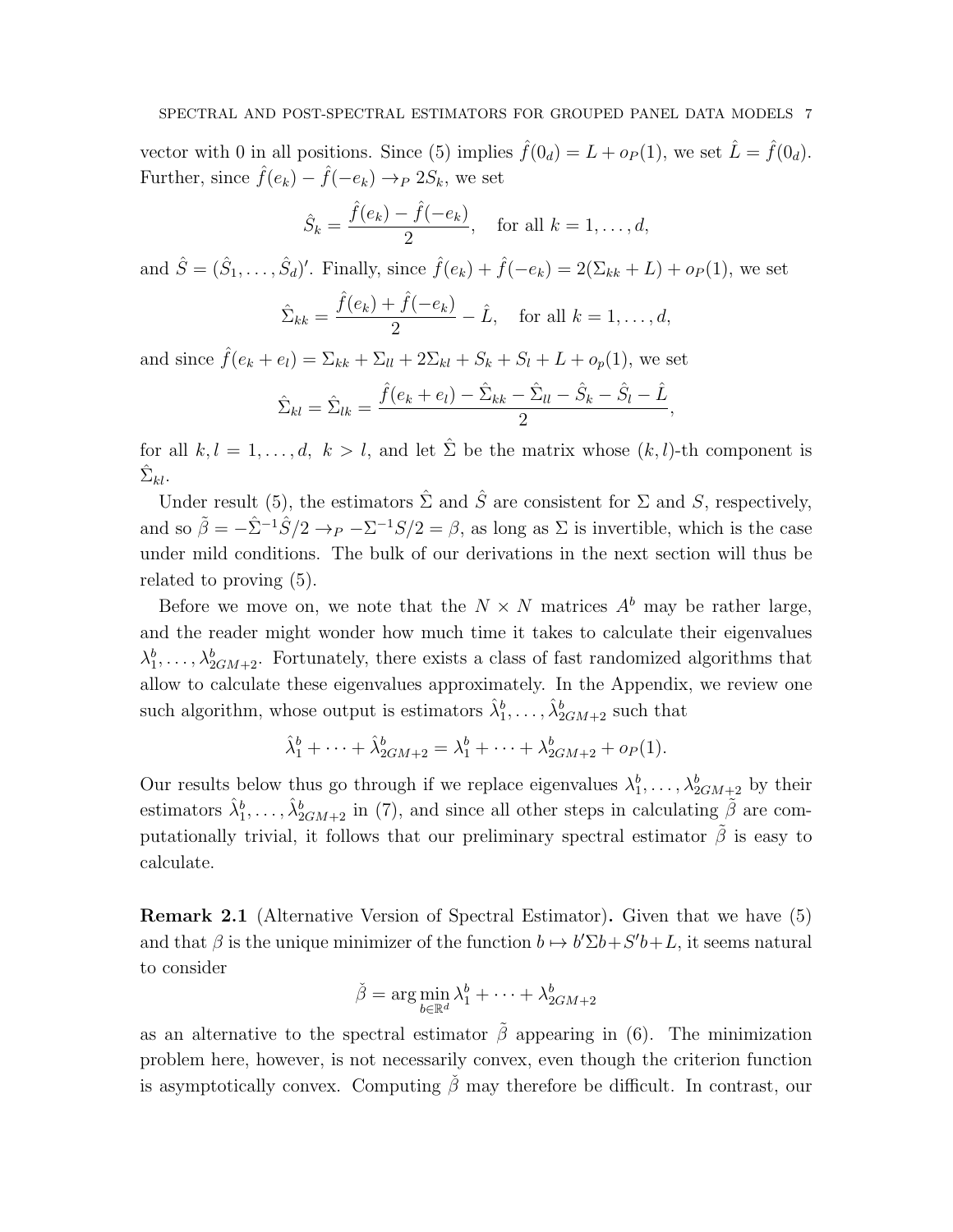vector with 0 in all positions. Since (5) implies $\hat{f}(0_d) = L + o_P(1)$, we set $\hat{L} = \hat{f}(0_d)$. Further, since $\hat{f}(e_k) - \hat{f}(-e_k) \to_P 2S_k$, we set

$$\hat{S}_k = \frac{\hat{f}(e_k) - \hat{f}(-e_k)}{2}, \quad \text{for all } k = 1, \dots, d,$$

and $\hat{S} = (\hat{S}_1, \dots, \hat{S}_d)'$. Finally, since $\hat{f}(e_k) + \hat{f}(-e_k) = 2(\Sigma_{kk} + L) + o_P(1)$, we set

$$\hat{\Sigma}_{kk} = \frac{\hat{f}(e_k) + \hat{f}(-e_k)}{2} - \hat{L}, \quad \text{for all } k = 1, \dots, d,$$

and since $\hat{f}(e_k + e_l) = \Sigma_{kk} + \Sigma_{ll} + 2\Sigma_{kl} + S_k + S_l + L + o_p(1)$, we set

$$\hat{\Sigma}_{kl} = \hat{\Sigma}_{lk} = \frac{\hat{f}(e_k + e_l) - \hat{\Sigma}_{kk} - \hat{\Sigma}_{ll} - \hat{S}_k - \hat{S}_l - \hat{L}}{2},$$

for all $k, l = 1, \dots, d$, $k > l$, and let $\hat{\Sigma}$ be the matrix whose $(k, l)$-th component is $\hat{\Sigma}_{kl}$.

Under result (5), the estimators $\hat{\Sigma}$ and $\hat{S}$ are consistent for $\Sigma$ and $S$, respectively, and so $\tilde{\beta} = -\hat{\Sigma}^{-1}\hat{S}/2 \to_P -\Sigma^{-1}S/2 = \beta$, as long as $\Sigma$ is invertible, which is the case under mild conditions. The bulk of our derivations in the next section will thus be related to proving (5).

Before we move on, we note that the $N \times N$ matrices $A^b$ may be rather large, and the reader might wonder how much time it takes to calculate their eigenvalues $\lambda_1^b, \dots, \lambda_{2GM+2}^b$. Fortunately, there exists a class of fast randomized algorithms that allow to calculate these eigenvalues approximately. In the Appendix, we review one such algorithm, whose output is estimators $\hat{\lambda}_1^b, \dots, \hat{\lambda}_{2GM+2}^b$ such that

$$\hat{\lambda}_1^b + \dots + \hat{\lambda}_{2GM+2}^b = \lambda_1^b + \dots + \lambda_{2GM+2}^b + o_P(1).$$

Our results below thus go through if we replace eigenvalues $\lambda_1^b, \dots, \lambda_{2GM+2}^b$ by their estimators $\hat{\lambda}_1^b, \dots, \hat{\lambda}_{2GM+2}^b$ in (7), and since all other steps in calculating $\tilde{\beta}$ are computationally trivial, it follows that our preliminary spectral estimator $\tilde{\beta}$ is easy to calculate.

**Remark 2.1** (Alternative Version of Spectral Estimator)**.** Given that we have (5) and that $\beta$ is the unique minimizer of the function $b \mapsto b'\Sigma b + S'b + L$, it seems natural to consider

$$\check{\beta} = \arg\min_{b \in \mathbb{R}^d} \lambda_1^b + \dots + \lambda_{2GM+2}^b$$

as an alternative to the spectral estimator $\tilde{\beta}$ appearing in (6). The minimization problem here, however, is not necessarily convex, even though the criterion function is asymptotically convex. Computing $\check{\beta}$ may therefore be difficult. In contrast, our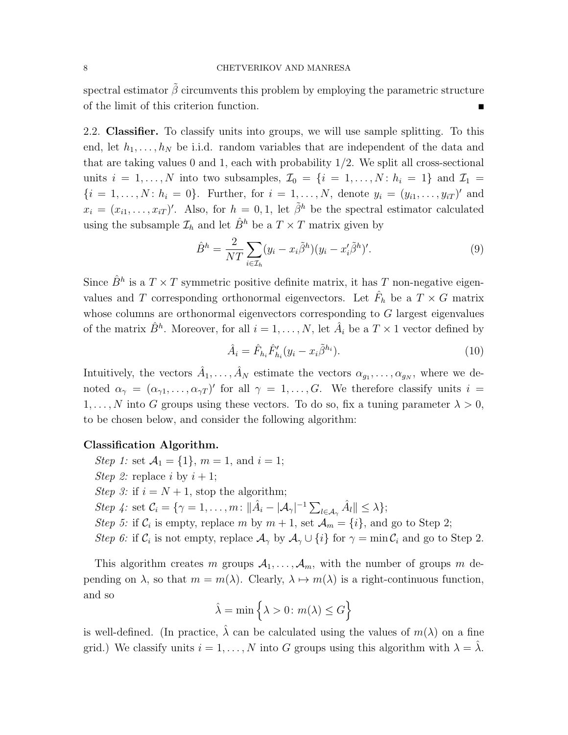spectral estimator $\tilde{\beta}$ circumvents this problem by employing the parametric structure of the limit of this criterion function. ∎

2.2. **Classifier.** To classify units into groups, we will use sample splitting. To this end, let $h_1, \dots, h_N$ be i.i.d. random variables that are independent of the data and that are taking values 0 and 1, each with probability 1/2. We split all cross-sectional units $i = 1, \dots, N$ into two subsamples, $\mathcal{I}_0 = \{i = 1, \dots, N : h_i = 1\}$ and $\mathcal{I}_1 = \{i = 1, \dots, N : h_i = 0\}$. Further, for $i = 1, \dots, N$, denote $y_i = (y_{i1}, \dots, y_{iT})'$ and $x_i = (x_{i1}, \dots, x_{iT})'$. Also, for $h = 0, 1$, let $\tilde{\beta}^h$ be the spectral estimator calculated using the subsample $\mathcal{I}_h$ and let $\hat{B}^h$ be a $T \times T$ matrix given by

$$\hat{B}^h = \frac{2}{NT} \sum_{i \in \mathcal{I}_h} (y_i - x_i \tilde{\beta}^h)(y_i - x_i' \tilde{\beta}^h)'. \tag{9}$$

Since $\hat{B}^h$ is a $T \times T$ symmetric positive definite matrix, it has $T$ non-negative eigenvalues and $T$ corresponding orthonormal eigenvectors. Let $\hat{F}_h$ be a $T \times G$ matrix whose columns are orthonormal eigenvectors corresponding to $G$ largest eigenvalues of the matrix $\hat{B}^h$. Moreover, for all $i = 1, \dots, N$, let $\hat{A}_i$ be a $T \times 1$ vector defined by

$$\hat{A}_i = \hat{F}_{h_i} \hat{F}_{h_i}' (y_i - x_i \tilde{\beta}^{h_i}). \tag{10}$$

Intuitively, the vectors $\hat{A}_1, \dots, \hat{A}_N$ estimate the vectors $\alpha_{g_1}, \dots, \alpha_{g_N}$, where we denoted $\alpha_\gamma = (\alpha_{\gamma 1}, \dots, \alpha_{\gamma T})'$ for all $\gamma = 1, \dots, G$. We therefore classify units $i = 1, \dots, N$ into $G$ groups using these vectors. To do so, fix a tuning parameter $\lambda > 0$, to be chosen below, and consider the following algorithm:

**Classification Algorithm.**

*Step 1:* set $\mathcal{A}_1 = \{1\}$, $m = 1$, and $i = 1$;
*Step 2:* replace $i$ by $i + 1$;
*Step 3:* if $i = N + 1$, stop the algorithm;
*Step 4:* set $\mathcal{C}_i = \{\gamma = 1, \dots, m : \|\hat{A}_i - |\mathcal{A}_\gamma|^{-1} \sum_{l \in \mathcal{A}_\gamma} \hat{A}_l\| \le \lambda\}$;
*Step 5:* if $\mathcal{C}_i$ is empty, replace $m$ by $m + 1$, set $\mathcal{A}_m = \{i\}$, and go to Step 2;
*Step 6:* if $\mathcal{C}_i$ is not empty, replace $\mathcal{A}_\gamma$ by $\mathcal{A}_\gamma \cup \{i\}$ for $\gamma = \min \mathcal{C}_i$ and go to Step 2.

This algorithm creates $m$ groups $\mathcal{A}_1, \dots, \mathcal{A}_m$, with the number of groups $m$ depending on $\lambda$, so that $m = m(\lambda)$. Clearly, $\lambda \mapsto m(\lambda)$ is a right-continuous function, and so

$$\hat{\lambda} = \min \left\{ \lambda > 0 : m(\lambda) \le G \right\}$$

is well-defined. (In practice, $\hat{\lambda}$ can be calculated using the values of $m(\lambda)$ on a fine grid.) We classify units $i = 1, \dots, N$ into $G$ groups using this algorithm with $\lambda = \hat{\lambda}$.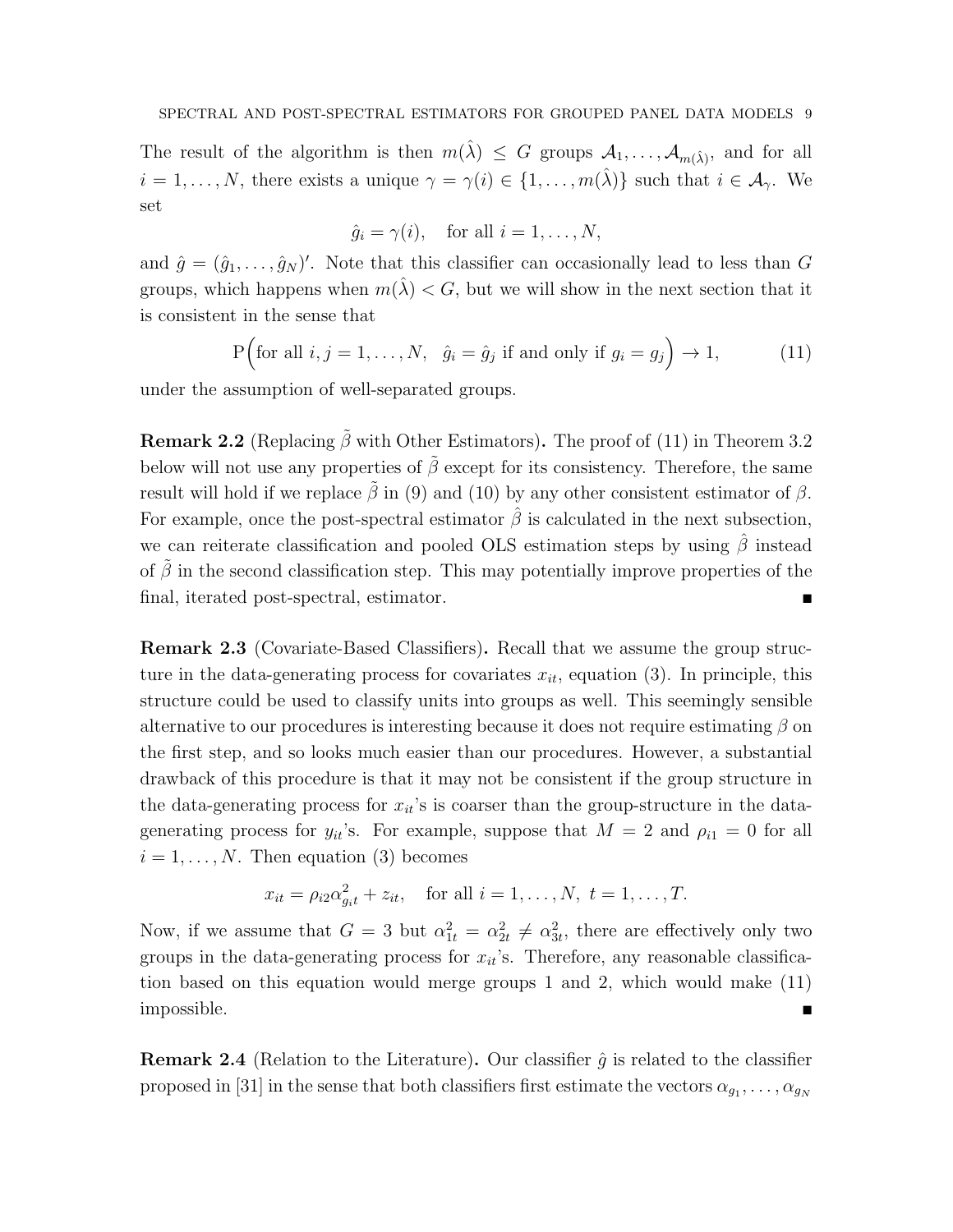The result of the algorithm is then $m(\hat{\lambda}) \le G$ groups $\mathcal{A}_1, \dots, \mathcal{A}_{m(\hat{\lambda})}$, and for all $i = 1, \dots, N$, there exists a unique $\gamma = \gamma(i) \in \{1, \dots, m(\hat{\lambda})\}$ such that $i \in \mathcal{A}_\gamma$. We set

$$\hat{g}_i = \gamma(i), \quad \text{for all } i = 1, \dots, N,$$

and $\hat{g} = (\hat{g}_1, \dots, \hat{g}_N)'$. Note that this classifier can occasionally lead to less than $G$ groups, which happens when $m(\hat{\lambda}) < G$, but we will show in the next section that it is consistent in the sense that

$$\mathrm{P}\Big(\text{for all } i, j = 1, \dots, N, \ \ \hat{g}_i = \hat{g}_j \text{ if and only if } g_i = g_j\Big) \to 1, \tag{11}$$

under the assumption of well-separated groups.

**Remark 2.2** (Replacing $\tilde{\beta}$ with Other Estimators)**.** The proof of (11) in Theorem 3.2 below will not use any properties of $\tilde{\beta}$ except for its consistency. Therefore, the same result will hold if we replace $\tilde{\beta}$ in (9) and (10) by any other consistent estimator of $\beta$. For example, once the post-spectral estimator $\hat{\beta}$ is calculated in the next subsection, we can reiterate classification and pooled OLS estimation steps by using $\hat{\beta}$ instead of $\tilde{\beta}$ in the second classification step. This may potentially improve properties of the final, iterated post-spectral, estimator. ∎

**Remark 2.3** (Covariate-Based Classifiers)**.** Recall that we assume the group structure in the data-generating process for covariates $x_{it}$, equation (3). In principle, this structure could be used to classify units into groups as well. This seemingly sensible alternative to our procedures is interesting because it does not require estimating $\beta$ on the first step, and so looks much easier than our procedures. However, a substantial drawback of this procedure is that it may not be consistent if the group structure in the data-generating process for $x_{it}$'s is coarser than the group-structure in the data-generating process for $y_{it}$'s. For example, suppose that $M = 2$ and $\rho_{i1} = 0$ for all $i = 1, \dots, N$. Then equation (3) becomes

$$x_{it} = \rho_{i2}\alpha^2_{g_i t} + z_{it}, \quad \text{for all } i = 1, \dots, N, \ t = 1, \dots, T.$$

Now, if we assume that $G = 3$ but $\alpha^2_{1t} = \alpha^2_{2t} \neq \alpha^2_{3t}$, there are effectively only two groups in the data-generating process for $x_{it}$'s. Therefore, any reasonable classification based on this equation would merge groups 1 and 2, which would make (11) impossible. ∎

**Remark 2.4** (Relation to the Literature)**.** Our classifier $\hat{g}$ is related to the classifier proposed in [31] in the sense that both classifiers first estimate the vectors $\alpha_{g_1}, \dots, \alpha_{g_N}$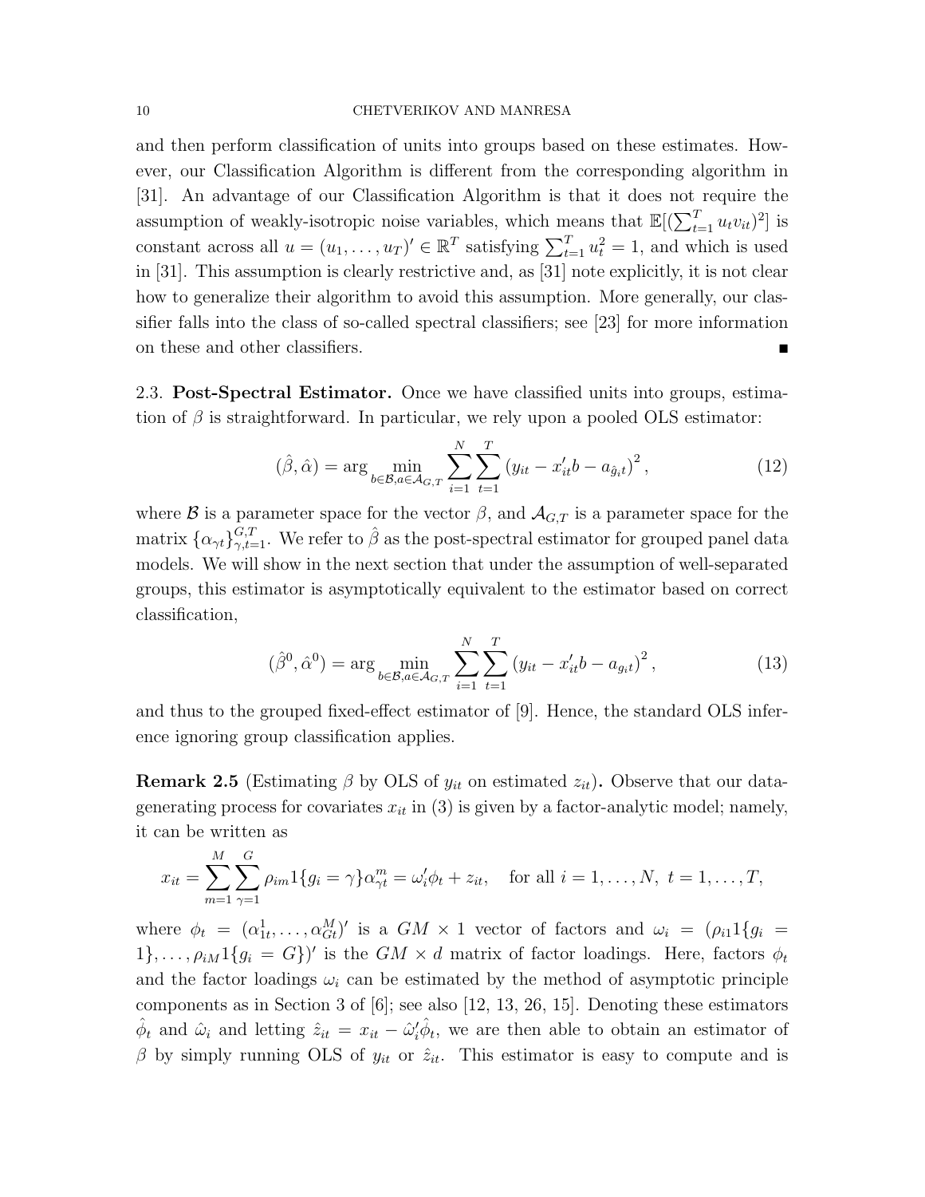and then perform classification of units into groups based on these estimates. However, our Classification Algorithm is different from the corresponding algorithm in [31]. An advantage of our Classification Algorithm is that it does not require the assumption of weakly-isotropic noise variables, which means that $\mathbb{E}[(\sum_{t=1}^T u_t v_{it})^2]$ is constant across all $u = (u_1, \dots, u_T)' \in \mathbb{R}^T$ satisfying $\sum_{t=1}^T u_t^2 = 1$, and which is used in [31]. This assumption is clearly restrictive and, as [31] note explicitly, it is not clear how to generalize their algorithm to avoid this assumption. More generally, our classifier falls into the class of so-called spectral classifiers; see [23] for more information on these and other classifiers. ■

## 2.3. Post-Spectral Estimator.

Once we have classified units into groups, estimation of $\beta$ is straightforward. In particular, we rely upon a pooled OLS estimator:

$$(\hat{\beta}, \hat{\alpha}) = \arg \min_{b \in \mathcal{B}, a \in \mathcal{A}_{G,T}} \sum_{i=1}^N \sum_{t=1}^T \left( y_{it} - x_{it}' b - a_{\hat{g}_i t} \right)^2, \tag{12}$$

where $\mathcal{B}$ is a parameter space for the vector $\beta$, and $\mathcal{A}_{G,T}$ is a parameter space for the matrix $\{\alpha_{\gamma t}\}_{\gamma,t=1}^{G,T}$. We refer to $\hat{\beta}$ as the post-spectral estimator for grouped panel data models. We will show in the next section that under the assumption of well-separated groups, this estimator is asymptotically equivalent to the estimator based on correct classification,

$$(\hat{\beta}^0, \hat{\alpha}^0) = \arg \min_{b \in \mathcal{B}, a \in \mathcal{A}_{G,T}} \sum_{i=1}^N \sum_{t=1}^T \left( y_{it} - x_{it}' b - a_{g_i t} \right)^2, \tag{13}$$

and thus to the grouped fixed-effect estimator of [9]. Hence, the standard OLS inference ignoring group classification applies.

**Remark 2.5** (Estimating $\beta$ by OLS of $y_{it}$ on estimated $z_{it}$)**.** Observe that our data-generating process for covariates $x_{it}$ in (3) is given by a factor-analytic model; namely, it can be written as

$$x_{it} = \sum_{m=1}^M \sum_{\gamma=1}^G \rho_{im} 1\{g_i = \gamma\} \alpha_{\gamma t}^m = \omega_i' \phi_t + z_{it}, \quad \text{for all } i = 1, \dots, N, \ t = 1, \dots, T,$$

where $\phi_t = (\alpha_{1t}^1, \dots, \alpha_{Gt}^M)'$ is a $GM \times 1$ vector of factors and $\omega_i = (\rho_{i1} 1\{g_i = 1\}, \dots, \rho_{iM} 1\{g_i = G\})'$ is the $GM \times d$ matrix of factor loadings. Here, factors $\phi_t$ and the factor loadings $\omega_i$ can be estimated by the method of asymptotic principle components as in Section 3 of [6]; see also [12, 13, 26, 15]. Denoting these estimators $\hat{\phi}_t$ and $\hat{\omega}_i$ and letting $\hat{z}_{it} = x_{it} - \hat{\omega}_i' \hat{\phi}_t$, we are then able to obtain an estimator of $\beta$ by simply running OLS of $y_{it}$ or $\hat{z}_{it}$. This estimator is easy to compute and is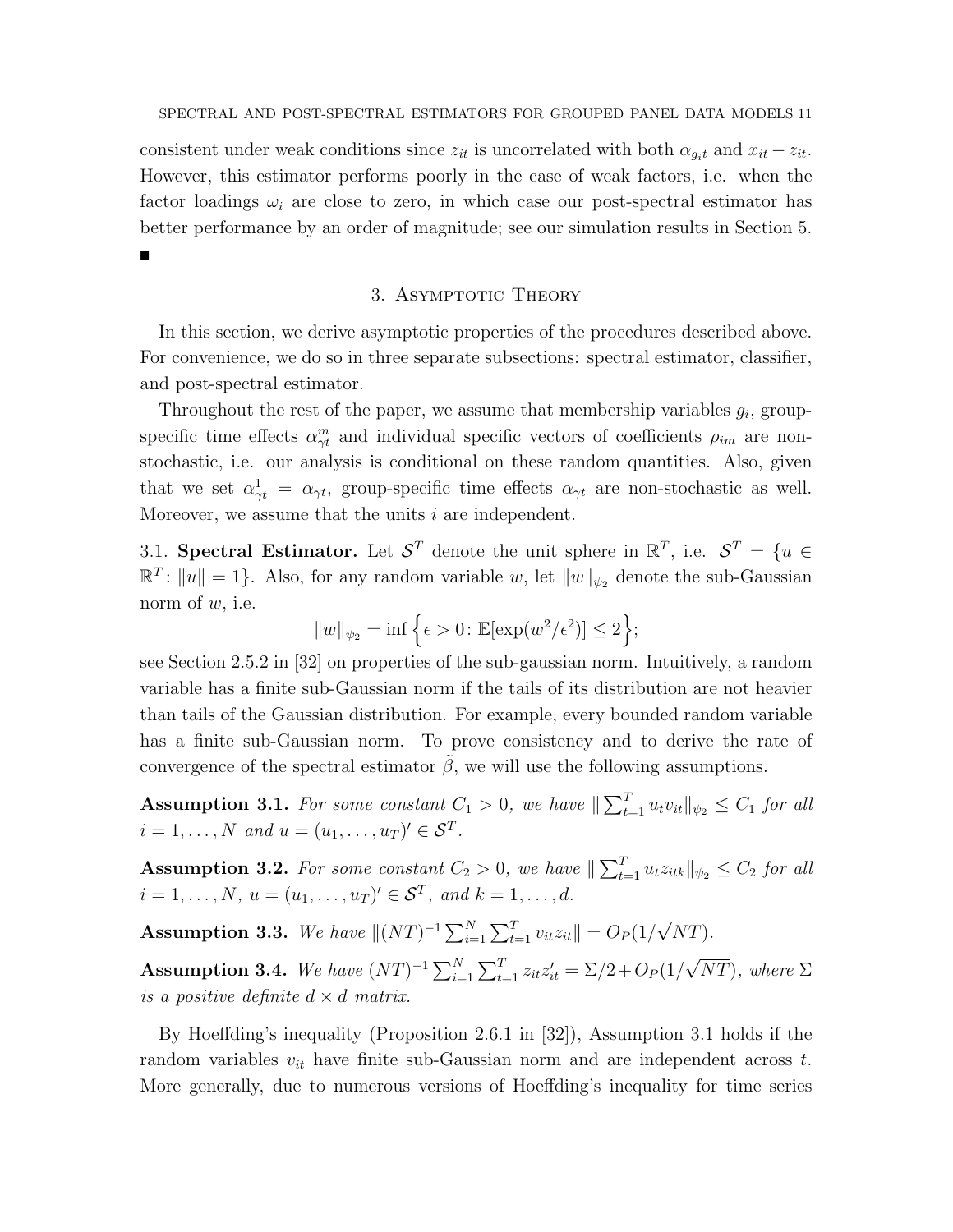consistent under weak conditions since $z_{it}$ is uncorrelated with both $\alpha_{g_i t}$ and $x_{it} - z_{it}$. However, this estimator performs poorly in the case of weak factors, i.e. when the factor loadings $\omega_i$ are close to zero, in which case our post-spectral estimator has better performance by an order of magnitude; see our simulation results in Section 5. ■

## 3. Asymptotic Theory

In this section, we derive asymptotic properties of the procedures described above. For convenience, we do so in three separate subsections: spectral estimator, classifier, and post-spectral estimator.

Throughout the rest of the paper, we assume that membership variables $g_i$, group-specific time effects $\alpha^m_{\gamma t}$ and individual specific vectors of coefficients $\rho_{im}$ are non-stochastic, i.e. our analysis is conditional on these random quantities. Also, given that we set $\alpha^1_{\gamma t} = \alpha_{\gamma t}$, group-specific time effects $\alpha_{\gamma t}$ are non-stochastic as well. Moreover, we assume that the units $i$ are independent.

### 3.1. Spectral Estimator.

Let $\mathcal{S}^T$ denote the unit sphere in $\mathbb{R}^T$, i.e. $\mathcal{S}^T = \{u \in \mathbb{R}^T : \|u\| = 1\}$. Also, for any random variable $w$, let $\|w\|_{\psi_2}$ denote the sub-Gaussian norm of $w$, i.e.

$$\|w\|_{\psi_2} = \inf\Big\{\epsilon > 0 : \mathbb{E}[\exp(w^2/\epsilon^2)] \le 2\Big\};$$

see Section 2.5.2 in [32] on properties of the sub-gaussian norm. Intuitively, a random variable has a finite sub-Gaussian norm if the tails of its distribution are not heavier than tails of the Gaussian distribution. For example, every bounded random variable has a finite sub-Gaussian norm. To prove consistency and to derive the rate of convergence of the spectral estimator $\tilde\beta$, we will use the following assumptions.

**Assumption 3.1.** *For some constant $C_1 > 0$, we have $\|\sum_{t=1}^T u_t v_{it}\|_{\psi_2} \le C_1$ for all $i = 1, \dots, N$ and $u = (u_1, \dots, u_T)' \in \mathcal{S}^T$.*

**Assumption 3.2.** *For some constant $C_2 > 0$, we have $\|\sum_{t=1}^T u_t z_{itk}\|_{\psi_2} \le C_2$ for all $i = 1, \dots, N$, $u = (u_1, \dots, u_T)' \in \mathcal{S}^T$, and $k = 1, \dots, d$.*

**Assumption 3.3.** *We have $\|(NT)^{-1}\sum_{i=1}^N\sum_{t=1}^T v_{it}z_{it}\| = O_P(1/\sqrt{NT})$.*

**Assumption 3.4.** *We have $(NT)^{-1}\sum_{i=1}^N\sum_{t=1}^T z_{it}z_{it}' = \Sigma/2 + O_P(1/\sqrt{NT})$, where $\Sigma$ is a positive definite $d \times d$ matrix.*

By Hoeffding's inequality (Proposition 2.6.1 in [32]), Assumption 3.1 holds if the random variables $v_{it}$ have finite sub-Gaussian norm and are independent across $t$. More generally, due to numerous versions of Hoeffding's inequality for time series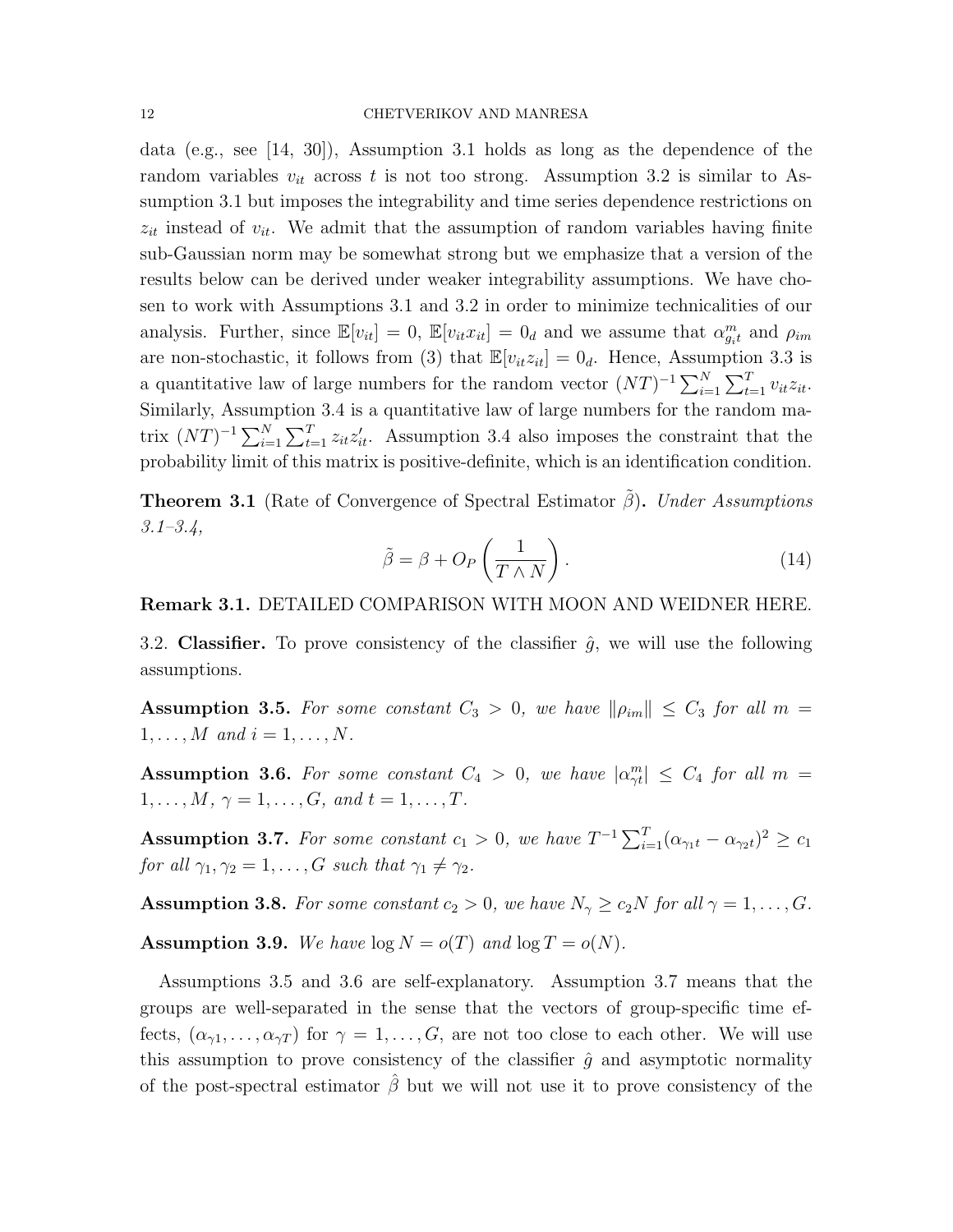data (e.g., see [14, 30]), Assumption 3.1 holds as long as the dependence of the random variables $v_{it}$ across $t$ is not too strong. Assumption 3.2 is similar to Assumption 3.1 but imposes the integrability and time series dependence restrictions on $z_{it}$ instead of $v_{it}$. We admit that the assumption of random variables having finite sub-Gaussian norm may be somewhat strong but we emphasize that a version of the results below can be derived under weaker integrability assumptions. We have chosen to work with Assumptions 3.1 and 3.2 in order to minimize technicalities of our analysis. Further, since $\mathbb{E}[v_{it}] = 0$, $\mathbb{E}[v_{it}x_{it}] = 0_d$ and we assume that $\alpha^m_{g_i t}$ and $\rho_{im}$ are non-stochastic, it follows from (3) that $\mathbb{E}[v_{it}z_{it}] = 0_d$. Hence, Assumption 3.3 is a quantitative law of large numbers for the random vector $(NT)^{-1}\sum_{i=1}^N\sum_{t=1}^T v_{it}z_{it}$. Similarly, Assumption 3.4 is a quantitative law of large numbers for the random matrix $(NT)^{-1}\sum_{i=1}^N\sum_{t=1}^T z_{it}z_{it}'$. Assumption 3.4 also imposes the constraint that the probability limit of this matrix is positive-definite, which is an identification condition.

**Theorem 3.1** (Rate of Convergence of Spectral Estimator $\tilde\beta$)**.** *Under Assumptions 3.1–3.4,*

$$\tilde\beta = \beta + O_P\left(\frac{1}{T\wedge N}\right). \tag{14}$$

**Remark 3.1.** DETAILED COMPARISON WITH MOON AND WEIDNER HERE.

3.2. **Classifier.** To prove consistency of the classifier $\hat g$, we will use the following assumptions.

**Assumption 3.5.** *For some constant $C_3 > 0$, we have $\|\rho_{im}\| \le C_3$ for all $m = 1,\dots,M$ and $i = 1,\dots,N$.*

**Assumption 3.6.** *For some constant $C_4 > 0$, we have $|\alpha^m_{\gamma t}| \le C_4$ for all $m = 1,\dots,M$, $\gamma = 1,\dots,G$, and $t = 1,\dots,T$.*

**Assumption 3.7.** *For some constant $c_1 > 0$, we have $T^{-1}\sum_{i=1}^T(\alpha_{\gamma_1 t} - \alpha_{\gamma_2 t})^2 \ge c_1$ for all $\gamma_1,\gamma_2 = 1,\dots,G$ such that $\gamma_1 \ne \gamma_2$.*

**Assumption 3.8.** *For some constant $c_2 > 0$, we have $N_\gamma \ge c_2 N$ for all $\gamma = 1,\dots,G$.*

**Assumption 3.9.** *We have $\log N = o(T)$ and $\log T = o(N)$.*

Assumptions 3.5 and 3.6 are self-explanatory. Assumption 3.7 means that the groups are well-separated in the sense that the vectors of group-specific time effects, $(\alpha_{\gamma 1},\dots,\alpha_{\gamma T})$ for $\gamma = 1,\dots,G$, are not too close to each other. We will use this assumption to prove consistency of the classifier $\hat g$ and asymptotic normality of the post-spectral estimator $\hat\beta$ but we will not use it to prove consistency of the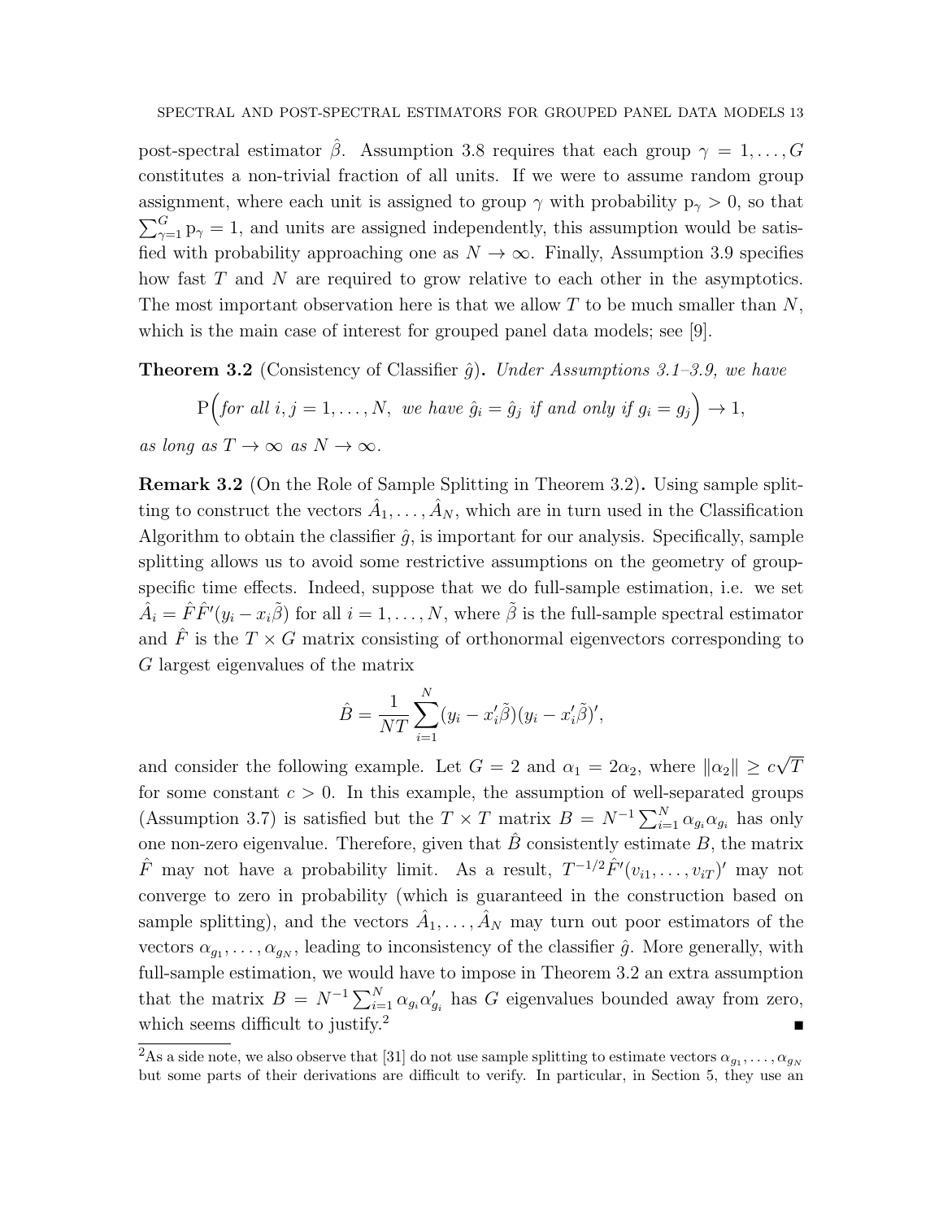post-spectral estimator $\hat{\beta}$. Assumption 3.8 requires that each group $\gamma = 1, \dots, G$ constitutes a non-trivial fraction of all units. If we were to assume random group assignment, where each unit is assigned to group $\gamma$ with probability $\mathrm{p}_\gamma > 0$, so that $\sum_{\gamma=1}^G \mathrm{p}_\gamma = 1$, and units are assigned independently, this assumption would be satisfied with probability approaching one as $N \to \infty$. Finally, Assumption 3.9 specifies how fast $T$ and $N$ are required to grow relative to each other in the asymptotics. The most important observation here is that we allow $T$ to be much smaller than $N$, which is the main case of interest for grouped panel data models; see [9].

**Theorem 3.2** (Consistency of Classifier $\hat{g}$)**.** *Under Assumptions 3.1–3.9, we have*

$$\mathrm{P}\Big(\textit{for all } i, j = 1, \dots, N, \textit{ we have } \hat{g}_i = \hat{g}_j \textit{ if and only if } g_i = g_j\Big) \to 1,$$

*as long as $T \to \infty$ as $N \to \infty$.*

**Remark 3.2** (On the Role of Sample Splitting in Theorem 3.2)**.** Using sample splitting to construct the vectors $\hat{A}_1, \dots, \hat{A}_N$, which are in turn used in the Classification Algorithm to obtain the classifier $\hat{g}$, is important for our analysis. Specifically, sample splitting allows us to avoid some restrictive assumptions on the geometry of group-specific time effects. Indeed, suppose that we do full-sample estimation, i.e. we set $\hat{A}_i = \hat{F}\hat{F}'(y_i - x_i\tilde{\beta})$ for all $i = 1, \dots, N$, where $\tilde{\beta}$ is the full-sample spectral estimator and $\hat{F}$ is the $T \times G$ matrix consisting of orthonormal eigenvectors corresponding to $G$ largest eigenvalues of the matrix

$$\hat{B} = \frac{1}{NT}\sum_{i=1}^N (y_i - x_i'\tilde{\beta})(y_i - x_i'\tilde{\beta})',$$

and consider the following example. Let $G = 2$ and $\alpha_1 = 2\alpha_2$, where $\|\alpha_2\| \geq c\sqrt{T}$ for some constant $c > 0$. In this example, the assumption of well-separated groups (Assumption 3.7) is satisfied but the $T \times T$ matrix $B = N^{-1}\sum_{i=1}^N \alpha_{g_i}\alpha_{g_i}$ has only one non-zero eigenvalue. Therefore, given that $\hat{B}$ consistently estimate $B$, the matrix $\hat{F}$ may not have a probability limit. As a result, $T^{-1/2}\hat{F}'(v_{i1}, \dots, v_{iT})'$ may not converge to zero in probability (which is guaranteed in the construction based on sample splitting), and the vectors $\hat{A}_1, \dots, \hat{A}_N$ may turn out poor estimators of the vectors $\alpha_{g_1}, \dots, \alpha_{g_N}$, leading to inconsistency of the classifier $\hat{g}$. More generally, with full-sample estimation, we would have to impose in Theorem 3.2 an extra assumption that the matrix $B = N^{-1}\sum_{i=1}^N \alpha_{g_i}\alpha_{g_i}'$ has $G$ eigenvalues bounded away from zero, which seems difficult to justify.[2] ■

[2] As a side note, we also observe that [31] do not use sample splitting to estimate vectors $\alpha_{g_1}, \dots, \alpha_{g_N}$ but some parts of their derivations are difficult to verify. In particular, in Section 5, they use an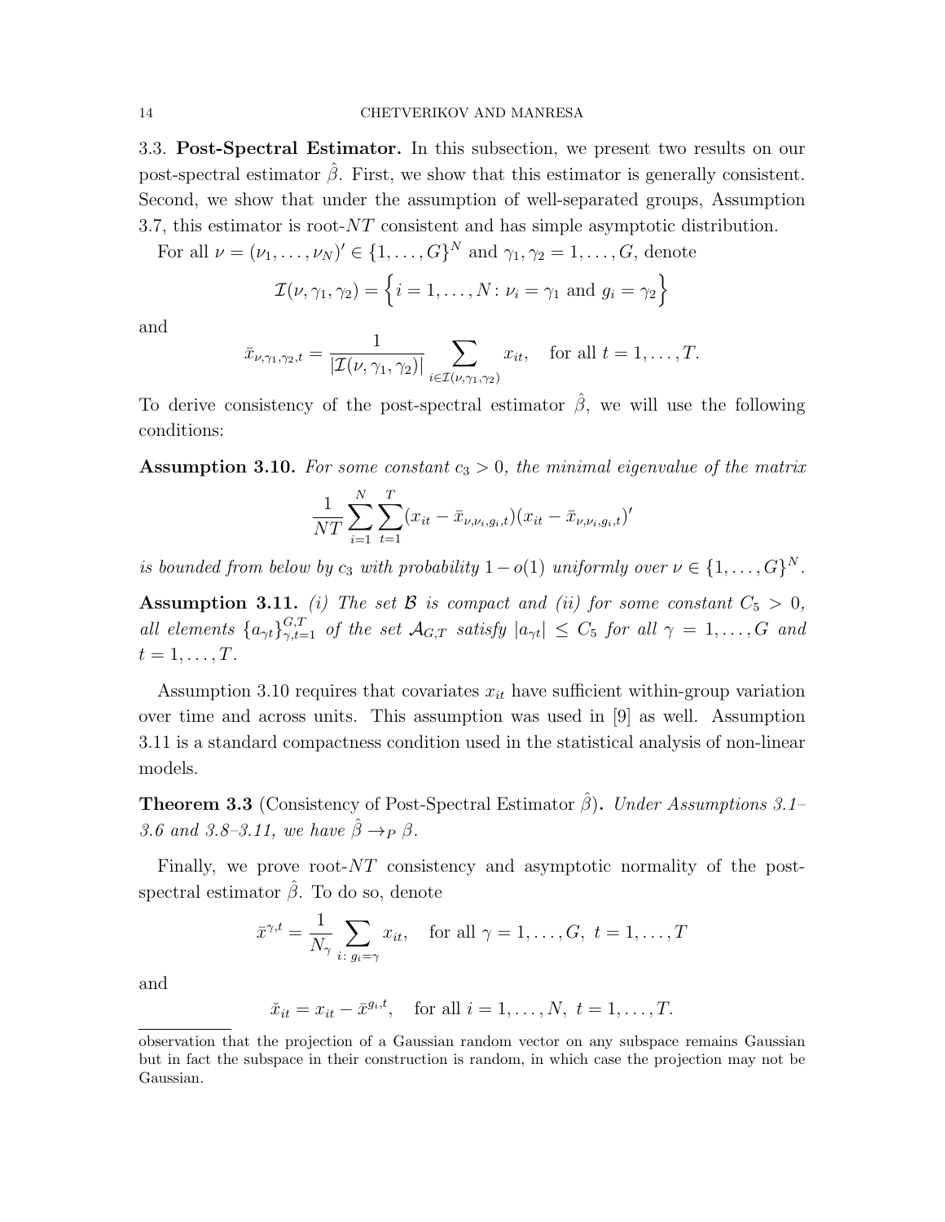### 3.3. Post-Spectral Estimator.

In this subsection, we present two results on our post-spectral estimator $\hat{\beta}$. First, we show that this estimator is generally consistent. Second, we show that under the assumption of well-separated groups, Assumption 3.7, this estimator is root-$NT$ consistent and has simple asymptotic distribution.

For all $\nu = (\nu_1, \dots, \nu_N)' \in \{1, \dots, G\}^N$ and $\gamma_1, \gamma_2 = 1, \dots, G$, denote

$$\mathcal{I}(\nu, \gamma_1, \gamma_2) = \Big\{ i = 1, \dots, N \colon \nu_i = \gamma_1 \text{ and } g_i = \gamma_2 \Big\}$$

and

$$\bar{x}_{\nu,\gamma_1,\gamma_2,t} = \frac{1}{|\mathcal{I}(\nu, \gamma_1, \gamma_2)|} \sum_{i \in \mathcal{I}(\nu,\gamma_1,\gamma_2)} x_{it}, \quad \text{for all } t = 1, \dots, T.$$

To derive consistency of the post-spectral estimator $\hat{\beta}$, we will use the following conditions:

**Assumption 3.10.** *For some constant $c_3 > 0$, the minimal eigenvalue of the matrix*

$$\frac{1}{NT} \sum_{i=1}^{N} \sum_{t=1}^{T} (x_{it} - \bar{x}_{\nu,\nu_i,g_i,t})(x_{it} - \bar{x}_{\nu,\nu_i,g_i,t})'$$

*is bounded from below by $c_3$ with probability $1 - o(1)$ uniformly over $\nu \in \{1, \dots, G\}^N$.*

**Assumption 3.11.** *(i) The set $\mathcal{B}$ is compact and (ii) for some constant $C_5 > 0$, all elements $\{a_{\gamma t}\}_{\gamma,t=1}^{G,T}$ of the set $\mathcal{A}_{G,T}$ satisfy $|a_{\gamma t}| \le C_5$ for all $\gamma = 1, \dots, G$ and $t = 1, \dots, T$.*

Assumption 3.10 requires that covariates $x_{it}$ have sufficient within-group variation over time and across units. This assumption was used in [9] as well. Assumption 3.11 is a standard compactness condition used in the statistical analysis of non-linear models.

**Theorem 3.3** (Consistency of Post-Spectral Estimator $\hat{\beta}$)**.** *Under Assumptions 3.1–3.6 and 3.8–3.11, we have $\hat{\beta} \to_P \beta$.*

Finally, we prove root-$NT$ consistency and asymptotic normality of the post-spectral estimator $\hat{\beta}$. To do so, denote

$$\bar{x}^{\gamma,t} = \frac{1}{N_\gamma} \sum_{i \colon g_i = \gamma} x_{it}, \quad \text{for all } \gamma = 1, \dots, G, \ t = 1, \dots, T$$

and

$$\check{x}_{it} = x_{it} - \bar{x}^{g_i,t}, \quad \text{for all } i = 1, \dots, N, \ t = 1, \dots, T.$$

---

observation that the projection of a Gaussian random vector on any subspace remains Gaussian but in fact the subspace in their construction is random, in which case the projection may not be Gaussian.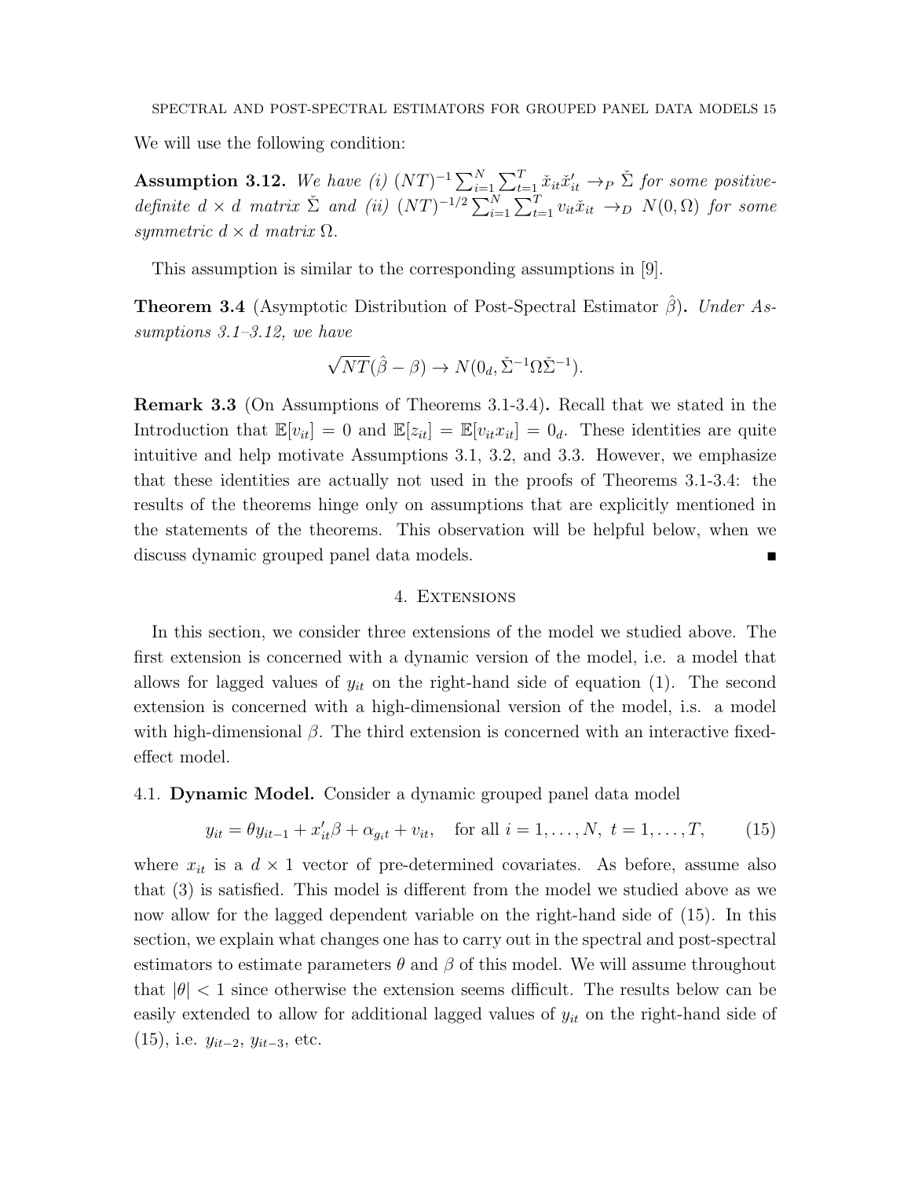We will use the following condition:

**Assumption 3.12.** *We have (i) $(NT)^{-1}\sum_{i=1}^N\sum_{t=1}^T \check{x}_{it}\check{x}_{it}' \to_P \check{\Sigma}$ for some positive-definite $d\times d$ matrix $\check{\Sigma}$ and (ii) $(NT)^{-1/2}\sum_{i=1}^N\sum_{t=1}^T v_{it}\check{x}_{it} \to_D N(0,\Omega)$ for some symmetric $d\times d$ matrix $\Omega$.*

This assumption is similar to the corresponding assumptions in [9].

**Theorem 3.4** (Asymptotic Distribution of Post-Spectral Estimator $\hat{\beta}$)**.** *Under Assumptions 3.1–3.12, we have*

$$\sqrt{NT}(\hat{\beta}-\beta) \to N(0_d, \check{\Sigma}^{-1}\Omega\check{\Sigma}^{-1}).$$

**Remark 3.3** (On Assumptions of Theorems 3.1-3.4)**.** Recall that we stated in the Introduction that $\mathbb{E}[v_{it}] = 0$ and $\mathbb{E}[z_{it}] = \mathbb{E}[v_{it}x_{it}] = 0_d$. These identities are quite intuitive and help motivate Assumptions 3.1, 3.2, and 3.3. However, we emphasize that these identities are actually not used in the proofs of Theorems 3.1-3.4: the results of the theorems hinge only on assumptions that are explicitly mentioned in the statements of the theorems. This observation will be helpful below, when we discuss dynamic grouped panel data models. ■

## 4. Extensions

In this section, we consider three extensions of the model we studied above. The first extension is concerned with a dynamic version of the model, i.e. a model that allows for lagged values of $y_{it}$ on the right-hand side of equation (1). The second extension is concerned with a high-dimensional version of the model, i.s. a model with high-dimensional $\beta$. The third extension is concerned with an interactive fixed-effect model.

### 4.1. Dynamic Model.

Consider a dynamic grouped panel data model

$$y_{it} = \theta y_{it-1} + x_{it}'\beta + \alpha_{g_i t} + v_{it}, \quad \text{for all } i = 1,\dots,N,\ t = 1,\dots,T, \tag{15}$$

where $x_{it}$ is a $d\times 1$ vector of pre-determined covariates. As before, assume also that (3) is satisfied. This model is different from the model we studied above as we now allow for the lagged dependent variable on the right-hand side of (15). In this section, we explain what changes one has to carry out in the spectral and post-spectral estimators to estimate parameters $\theta$ and $\beta$ of this model. We will assume throughout that $|\theta| < 1$ since otherwise the extension seems difficult. The results below can be easily extended to allow for additional lagged values of $y_{it}$ on the right-hand side of (15), i.e. $y_{it-2}$, $y_{it-3}$, etc.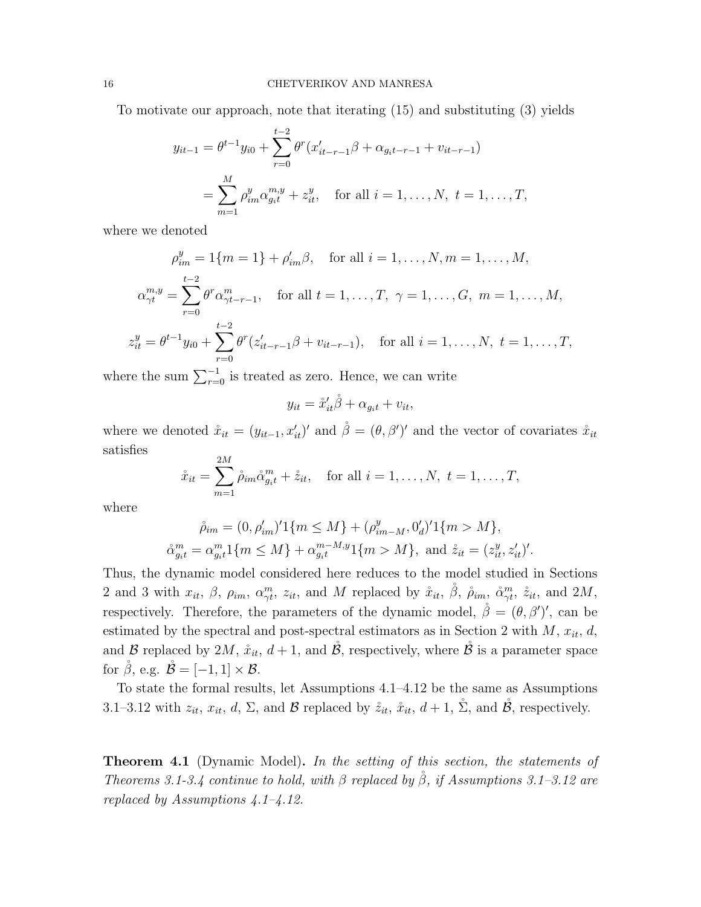To motivate our approach, note that iterating (15) and substituting (3) yields

$$
\begin{aligned}
y_{it-1} &= \theta^{t-1} y_{i0} + \sum_{r=0}^{t-2} \theta^r (x_{it-r-1}'\beta + \alpha_{g_i t-r-1} + v_{it-r-1}) \\
&= \sum_{m=1}^{M} \rho_{im}^y \alpha_{g_i t}^{m,y} + z_{it}^y, \quad \text{for all } i = 1, \dots, N, \ t = 1, \dots, T,
\end{aligned}
$$

where we denoted

$$
\begin{aligned}
\rho_{im}^y &= 1\{m = 1\} + \rho_{im}'\beta, \quad \text{for all } i = 1, \dots, N, m = 1, \dots, M, \\
\alpha_{\gamma t}^{m,y} &= \sum_{r=0}^{t-2} \theta^r \alpha_{\gamma t-r-1}^m, \quad \text{for all } t = 1, \dots, T, \ \gamma = 1, \dots, G, \ m = 1, \dots, M, \\
z_{it}^y &= \theta^{t-1} y_{i0} + \sum_{r=0}^{t-2} \theta^r (z_{it-r-1}'\beta + v_{it-r-1}), \quad \text{for all } i = 1, \dots, N, \ t = 1, \dots, T,
\end{aligned}
$$

where the sum $\sum_{r=0}^{-1}$ is treated as zero. Hence, we can write

$$
y_{it} = \mathring{x}_{it}'\mathring{\beta} + \alpha_{g_i t} + v_{it},
$$

where we denoted $\mathring{x}_{it} = (y_{it-1}, x_{it}')'$ and $\mathring{\beta} = (\theta, \beta')'$ and the vector of covariates $\mathring{x}_{it}$ satisfies

$$
\mathring{x}_{it} = \sum_{m=1}^{2M} \mathring{\rho}_{im} \mathring{\alpha}_{g_i t}^m + \mathring{z}_{it}, \quad \text{for all } i = 1, \dots, N, \ t = 1, \dots, T,
$$

where

$$
\begin{aligned}
\mathring{\rho}_{im} &= (0, \rho_{im}')' 1\{m \le M\} + (\rho_{im-M}^y, 0_d')' 1\{m > M\}, \\
\mathring{\alpha}_{g_i t}^m &= \alpha_{g_i t}^m 1\{m \le M\} + \alpha_{g_i t}^{m-M,y} 1\{m > M\}, \ \text{and } \mathring{z}_{it} = (z_{it}^y, z_{it}')'.
\end{aligned}
$$

Thus, the dynamic model considered here reduces to the model studied in Sections 2 and 3 with $x_{it}$, $\beta$, $\rho_{im}$, $\alpha_{\gamma t}^m$, $z_{it}$, and $M$ replaced by $\mathring{x}_{it}$, $\mathring{\beta}$, $\mathring{\rho}_{im}$, $\mathring{\alpha}_{\gamma t}^m$, $\mathring{z}_{it}$, and $2M$, respectively. Therefore, the parameters of the dynamic model, $\mathring{\beta} = (\theta, \beta')'$, can be estimated by the spectral and post-spectral estimators as in Section 2 with $M$, $x_{it}$, $d$, and $\mathcal{B}$ replaced by $2M$, $\mathring{x}_{it}$, $d+1$, and $\mathring{\mathcal{B}}$, respectively, where $\mathring{\mathcal{B}}$ is a parameter space for $\mathring{\beta}$, e.g. $\mathring{\mathcal{B}} = [-1, 1] \times \mathcal{B}$.

To state the formal results, let Assumptions 4.1–4.12 be the same as Assumptions 3.1–3.12 with $z_{it}$, $x_{it}$, $d$, $\Sigma$, and $\mathcal{B}$ replaced by $\mathring{z}_{it}$, $\mathring{x}_{it}$, $d+1$, $\mathring{\Sigma}$, and $\mathring{\mathcal{B}}$, respectively.

**Theorem 4.1** (Dynamic Model)**.** *In the setting of this section, the statements of Theorems 3.1-3.4 continue to hold, with $\beta$ replaced by $\mathring{\beta}$, if Assumptions 3.1–3.12 are replaced by Assumptions 4.1–4.12.*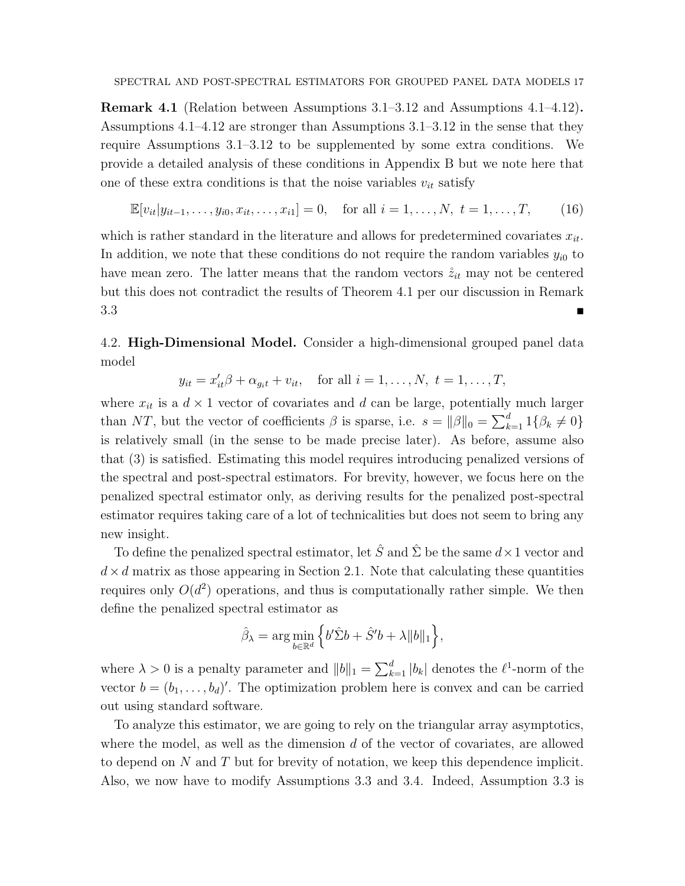**Remark 4.1** (Relation between Assumptions 3.1–3.12 and Assumptions 4.1–4.12)**.** Assumptions 4.1–4.12 are stronger than Assumptions 3.1–3.12 in the sense that they require Assumptions 3.1–3.12 to be supplemented by some extra conditions. We provide a detailed analysis of these conditions in Appendix B but we note here that one of these extra conditions is that the noise variables $v_{it}$ satisfy

$$\mathbb{E}[v_{it}|y_{it-1},\dots,y_{i0},x_{it},\dots,x_{i1}] = 0, \quad \text{for all } i=1,\dots,N,\ t=1,\dots,T, \tag{16}$$

which is rather standard in the literature and allows for predetermined covariates $x_{it}$. In addition, we note that these conditions do not require the random variables $y_{i0}$ to have mean zero. The latter means that the random vectors $\mathring{z}_{it}$ may not be centered but this does not contradict the results of Theorem 4.1 per our discussion in Remark 3.3 ∎

## 4.2. **High-Dimensional Model.**

Consider a high-dimensional grouped panel data model

$$y_{it} = x_{it}'\beta + \alpha_{g_i t} + v_{it}, \quad \text{for all } i=1,\dots,N,\ t=1,\dots,T,$$

where $x_{it}$ is a $d\times 1$ vector of covariates and $d$ can be large, potentially much larger than $NT$, but the vector of coefficients $\beta$ is sparse, i.e. $s = \|\beta\|_0 = \sum_{k=1}^d 1\{\beta_k \neq 0\}$ is relatively small (in the sense to be made precise later). As before, assume also that (3) is satisfied. Estimating this model requires introducing penalized versions of the spectral and post-spectral estimators. For brevity, however, we focus here on the penalized spectral estimator only, as deriving results for the penalized post-spectral estimator requires taking care of a lot of technicalities but does not seem to bring any new insight.

To define the penalized spectral estimator, let $\hat{S}$ and $\hat{\Sigma}$ be the same $d\times 1$ vector and $d\times d$ matrix as those appearing in Section 2.1. Note that calculating these quantities requires only $O(d^2)$ operations, and thus is computationally rather simple. We then define the penalized spectral estimator as

$$\hat{\beta}_\lambda = \arg\min_{b\in\mathbb{R}^d}\Big\{b'\hat{\Sigma}b + \hat{S}'b + \lambda\|b\|_1\Big\},$$

where $\lambda > 0$ is a penalty parameter and $\|b\|_1 = \sum_{k=1}^d |b_k|$ denotes the $\ell^1$-norm of the vector $b = (b_1,\dots,b_d)'$. The optimization problem here is convex and can be carried out using standard software.

To analyze this estimator, we are going to rely on the triangular array asymptotics, where the model, as well as the dimension $d$ of the vector of covariates, are allowed to depend on $N$ and $T$ but for brevity of notation, we keep this dependence implicit. Also, we now have to modify Assumptions 3.3 and 3.4. Indeed, Assumption 3.3 is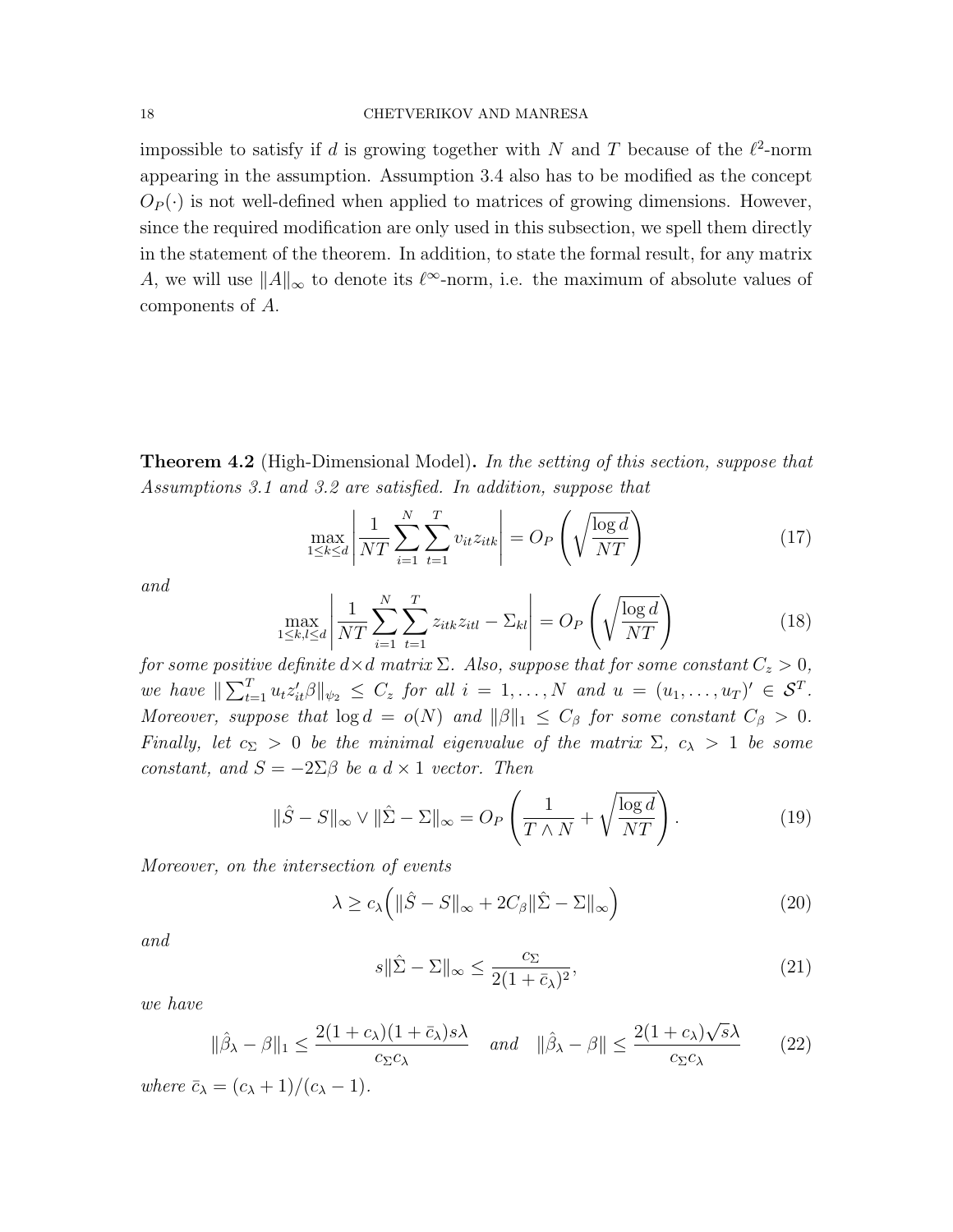impossible to satisfy if $d$ is growing together with $N$ and $T$ because of the $\ell^2$-norm appearing in the assumption. Assumption 3.4 also has to be modified as the concept $O_P(\cdot)$ is not well-defined when applied to matrices of growing dimensions. However, since the required modification are only used in this subsection, we spell them directly in the statement of the theorem. In addition, to state the formal result, for any matrix $A$, we will use $\|A\|_\infty$ to denote its $\ell^\infty$-norm, i.e. the maximum of absolute values of components of $A$.

**Theorem 4.2** (High-Dimensional Model)**.** *In the setting of this section, suppose that Assumptions 3.1 and 3.2 are satisfied. In addition, suppose that*

$$\max_{1\leq k\leq d}\left|\frac{1}{NT}\sum_{i=1}^{N}\sum_{t=1}^{T}v_{it}z_{itk}\right| = O_P\left(\sqrt{\frac{\log d}{NT}}\right) \tag{17}$$

*and*

$$\max_{1\leq k,l\leq d}\left|\frac{1}{NT}\sum_{i=1}^{N}\sum_{t=1}^{T}z_{itk}z_{itl} - \Sigma_{kl}\right| = O_P\left(\sqrt{\frac{\log d}{NT}}\right) \tag{18}$$

*for some positive definite $d\times d$ matrix $\Sigma$. Also, suppose that for some constant $C_z > 0$, we have $\|\sum_{t=1}^T u_t z_{it}'\beta\|_{\psi_2} \leq C_z$ for all $i = 1,\dots,N$ and $u = (u_1,\dots,u_T)' \in \mathcal{S}^T$. Moreover, suppose that $\log d = o(N)$ and $\|\beta\|_1 \leq C_\beta$ for some constant $C_\beta > 0$. Finally, let $c_\Sigma > 0$ be the minimal eigenvalue of the matrix $\Sigma$, $c_\lambda > 1$ be some constant, and $S = -2\Sigma\beta$ be a $d\times 1$ vector. Then*

$$\|\hat S - S\|_\infty \vee \|\hat\Sigma - \Sigma\|_\infty = O_P\left(\frac{1}{T\wedge N} + \sqrt{\frac{\log d}{NT}}\right). \tag{19}$$

*Moreover, on the intersection of events*

$$\lambda \geq c_\lambda\Big(\|\hat S - S\|_\infty + 2C_\beta\|\hat\Sigma - \Sigma\|_\infty\Big) \tag{20}$$

*and*

$$s\|\hat\Sigma - \Sigma\|_\infty \leq \frac{c_\Sigma}{2(1+\bar c_\lambda)^2}, \tag{21}$$

*we have*

$$\|\hat\beta_\lambda - \beta\|_1 \leq \frac{2(1+c_\lambda)(1+\bar c_\lambda)s\lambda}{c_\Sigma c_\lambda} \quad \text{and} \quad \|\hat\beta_\lambda - \beta\| \leq \frac{2(1+c_\lambda)\sqrt{s}\lambda}{c_\Sigma c_\lambda} \tag{22}$$

*where $\bar c_\lambda = (c_\lambda + 1)/(c_\lambda - 1)$.*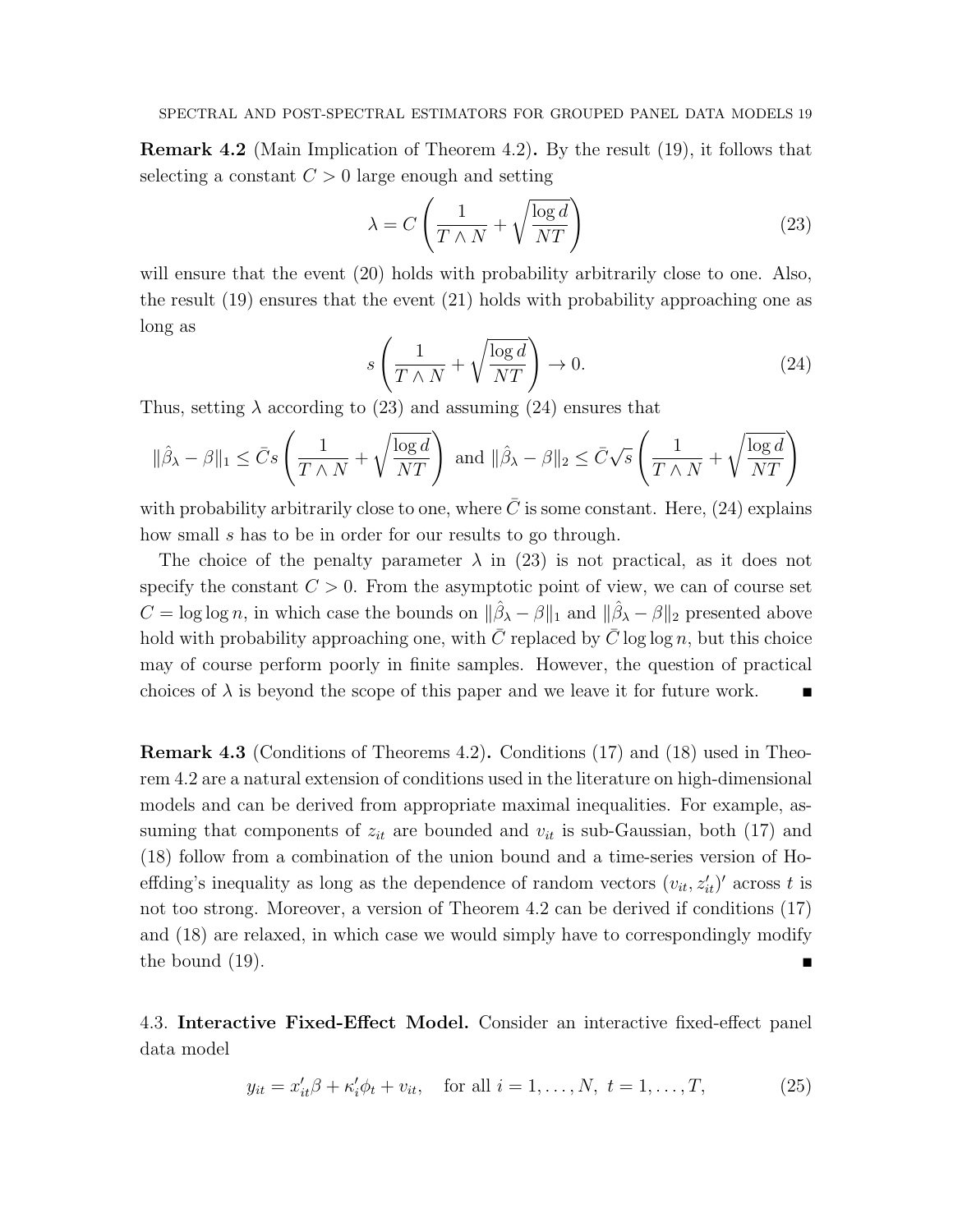**Remark 4.2** (Main Implication of Theorem 4.2)**.** By the result (19), it follows that selecting a constant $C > 0$ large enough and setting

$$\lambda = C\left(\frac{1}{T \wedge N} + \sqrt{\frac{\log d}{NT}}\right) \tag{23}$$

will ensure that the event (20) holds with probability arbitrarily close to one. Also, the result (19) ensures that the event (21) holds with probability approaching one as long as

$$s\left(\frac{1}{T \wedge N} + \sqrt{\frac{\log d}{NT}}\right) \to 0. \tag{24}$$

Thus, setting $\lambda$ according to (23) and assuming (24) ensures that

$$\|\hat{\beta}_\lambda - \beta\|_1 \leq \bar{C}s\left(\frac{1}{T \wedge N} + \sqrt{\frac{\log d}{NT}}\right) \text{ and } \|\hat{\beta}_\lambda - \beta\|_2 \leq \bar{C}\sqrt{s}\left(\frac{1}{T \wedge N} + \sqrt{\frac{\log d}{NT}}\right)$$

with probability arbitrarily close to one, where $\bar{C}$ is some constant. Here, (24) explains how small $s$ has to be in order for our results to go through.

The choice of the penalty parameter $\lambda$ in (23) is not practical, as it does not specify the constant $C > 0$. From the asymptotic point of view, we can of course set $C = \log\log n$, in which case the bounds on $\|\hat{\beta}_\lambda - \beta\|_1$ and $\|\hat{\beta}_\lambda - \beta\|_2$ presented above hold with probability approaching one, with $\bar{C}$ replaced by $\bar{C}\log\log n$, but this choice may of course perform poorly in finite samples. However, the question of practical choices of $\lambda$ is beyond the scope of this paper and we leave it for future work. ■

**Remark 4.3** (Conditions of Theorems 4.2)**.** Conditions (17) and (18) used in Theorem 4.2 are a natural extension of conditions used in the literature on high-dimensional models and can be derived from appropriate maximal inequalities. For example, assuming that components of $z_{it}$ are bounded and $v_{it}$ is sub-Gaussian, both (17) and (18) follow from a combination of the union bound and a time-series version of Hoeffding's inequality as long as the dependence of random vectors $(v_{it}, z_{it}')'$ across $t$ is not too strong. Moreover, a version of Theorem 4.2 can be derived if conditions (17) and (18) are relaxed, in which case we would simply have to correspondingly modify the bound (19). ■

### 4.3. **Interactive Fixed-Effect Model.**

Consider an interactive fixed-effect panel data model

$$y_{it} = x_{it}'\beta + \kappa_i'\phi_t + v_{it}, \quad \text{for all } i = 1, \ldots, N, \ t = 1, \ldots, T, \tag{25}$$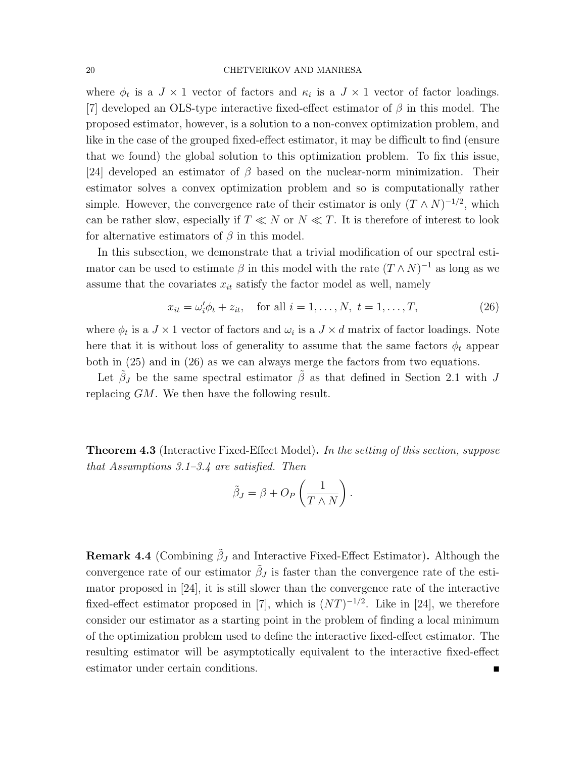where $\phi_t$ is a $J \times 1$ vector of factors and $\kappa_i$ is a $J \times 1$ vector of factor loadings. [7] developed an OLS-type interactive fixed-effect estimator of $\beta$ in this model. The proposed estimator, however, is a solution to a non-convex optimization problem, and like in the case of the grouped fixed-effect estimator, it may be difficult to find (ensure that we found) the global solution to this optimization problem. To fix this issue, [24] developed an estimator of $\beta$ based on the nuclear-norm minimization. Their estimator solves a convex optimization problem and so is computationally rather simple. However, the convergence rate of their estimator is only $(T \wedge N)^{-1/2}$, which can be rather slow, especially if $T \ll N$ or $N \ll T$. It is therefore of interest to look for alternative estimators of $\beta$ in this model.

In this subsection, we demonstrate that a trivial modification of our spectral estimator can be used to estimate $\beta$ in this model with the rate $(T \wedge N)^{-1}$ as long as we assume that the covariates $x_{it}$ satisfy the factor model as well, namely

$$x_{it} = \omega_i' \phi_t + z_{it}, \quad \text{for all } i = 1, \dots, N, \ t = 1, \dots, T, \tag{26}$$

where $\phi_t$ is a $J \times 1$ vector of factors and $\omega_i$ is a $J \times d$ matrix of factor loadings. Note here that it is without loss of generality to assume that the same factors $\phi_t$ appear both in (25) and in (26) as we can always merge the factors from two equations.

Let $\tilde{\beta}_J$ be the same spectral estimator $\tilde{\beta}$ as that defined in Section 2.1 with $J$ replacing $GM$. We then have the following result.

**Theorem 4.3** (Interactive Fixed-Effect Model)**.** *In the setting of this section, suppose that Assumptions 3.1–3.4 are satisfied. Then*

$$\tilde{\beta}_J = \beta + O_P\left(\frac{1}{T \wedge N}\right).$$

**Remark 4.4** (Combining $\tilde{\beta}_J$ and Interactive Fixed-Effect Estimator)**.** Although the convergence rate of our estimator $\tilde{\beta}_J$ is faster than the convergence rate of the estimator proposed in [24], it is still slower than the convergence rate of the interactive fixed-effect estimator proposed in [7], which is $(NT)^{-1/2}$. Like in [24], we therefore consider our estimator as a starting point in the problem of finding a local minimum of the optimization problem used to define the interactive fixed-effect estimator. The resulting estimator will be asymptotically equivalent to the interactive fixed-effect estimator under certain conditions. ∎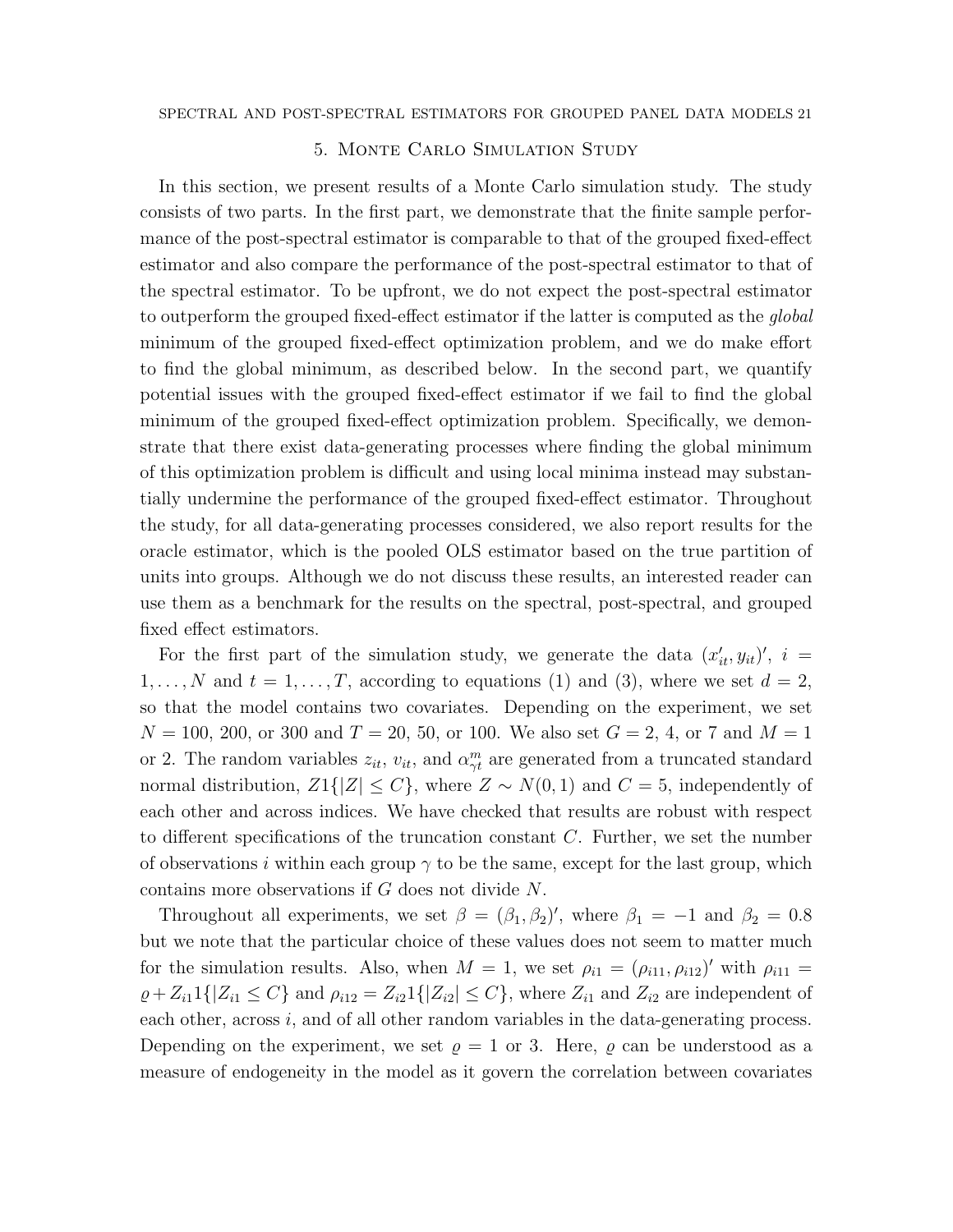## 5. Monte Carlo Simulation Study

In this section, we present results of a Monte Carlo simulation study. The study consists of two parts. In the first part, we demonstrate that the finite sample performance of the post-spectral estimator is comparable to that of the grouped fixed-effect estimator and also compare the performance of the post-spectral estimator to that of the spectral estimator. To be upfront, we do not expect the post-spectral estimator to outperform the grouped fixed-effect estimator if the latter is computed as the *global* minimum of the grouped fixed-effect optimization problem, and we do make effort to find the global minimum, as described below. In the second part, we quantify potential issues with the grouped fixed-effect estimator if we fail to find the global minimum of the grouped fixed-effect optimization problem. Specifically, we demonstrate that there exist data-generating processes where finding the global minimum of this optimization problem is difficult and using local minima instead may substantially undermine the performance of the grouped fixed-effect estimator. Throughout the study, for all data-generating processes considered, we also report results for the oracle estimator, which is the pooled OLS estimator based on the true partition of units into groups. Although we do not discuss these results, an interested reader can use them as a benchmark for the results on the spectral, post-spectral, and grouped fixed effect estimators.

For the first part of the simulation study, we generate the data $(x_{it}', y_{it})'$, $i = 1, \ldots, N$ and $t = 1, \ldots, T$, according to equations (1) and (3), where we set $d = 2$, so that the model contains two covariates. Depending on the experiment, we set $N = 100$, 200, or 300 and $T = 20$, 50, or 100. We also set $G = 2$, 4, or 7 and $M = 1$ or 2. The random variables $z_{it}$, $v_{it}$, and $\alpha_{\gamma t}^m$ are generated from a truncated standard normal distribution, $Z1\{|Z| \leq C\}$, where $Z \sim N(0,1)$ and $C = 5$, independently of each other and across indices. We have checked that results are robust with respect to different specifications of the truncation constant $C$. Further, we set the number of observations $i$ within each group $\gamma$ to be the same, except for the last group, which contains more observations if $G$ does not divide $N$.

Throughout all experiments, we set $\beta = (\beta_1, \beta_2)'$, where $\beta_1 = -1$ and $\beta_2 = 0.8$ but we note that the particular choice of these values does not seem to matter much for the simulation results. Also, when $M = 1$, we set $\rho_{i1} = (\rho_{i11}, \rho_{i12})'$ with $\rho_{i11} = \varrho + Z_{i1}1\{|Z_{i1} \leq C\}$ and $\rho_{i12} = Z_{i2}1\{|Z_{i2}| \leq C\}$, where $Z_{i1}$ and $Z_{i2}$ are independent of each other, across $i$, and of all other random variables in the data-generating process. Depending on the experiment, we set $\varrho = 1$ or 3. Here, $\varrho$ can be understood as a measure of endogeneity in the model as it govern the correlation between covariates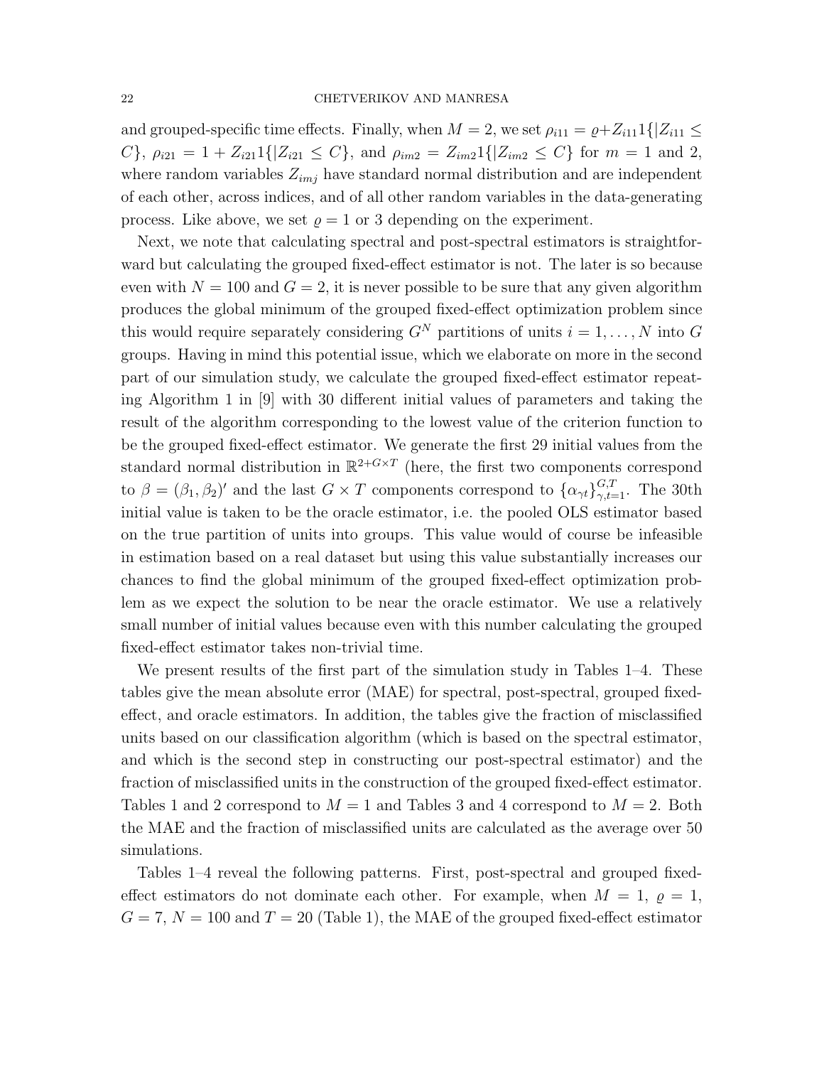and grouped-specific time effects. Finally, when $M = 2$, we set $\rho_{i11} = \varrho + Z_{i11}1\{|Z_{i11} \leq C\}$, $\rho_{i21} = 1 + Z_{i21}1\{|Z_{i21} \leq C\}$, and $\rho_{im2} = Z_{im2}1\{|Z_{im2} \leq C\}$ for $m = 1$ and 2, where random variables $Z_{imj}$ have standard normal distribution and are independent of each other, across indices, and of all other random variables in the data-generating process. Like above, we set $\varrho = 1$ or 3 depending on the experiment.

Next, we note that calculating spectral and post-spectral estimators is straightforward but calculating the grouped fixed-effect estimator is not. The later is so because even with $N = 100$ and $G = 2$, it is never possible to be sure that any given algorithm produces the global minimum of the grouped fixed-effect optimization problem since this would require separately considering $G^N$ partitions of units $i = 1, \ldots, N$ into $G$ groups. Having in mind this potential issue, which we elaborate on more in the second part of our simulation study, we calculate the grouped fixed-effect estimator repeating Algorithm 1 in [9] with 30 different initial values of parameters and taking the result of the algorithm corresponding to the lowest value of the criterion function to be the grouped fixed-effect estimator. We generate the first 29 initial values from the standard normal distribution in $\mathbb{R}^{2+G\times T}$ (here, the first two components correspond to $\beta = (\beta_1, \beta_2)'$ and the last $G \times T$ components correspond to $\{\alpha_{\gamma t}\}_{\gamma,t=1}^{G,T}$. The 30th initial value is taken to be the oracle estimator, i.e. the pooled OLS estimator based on the true partition of units into groups. This value would of course be infeasible in estimation based on a real dataset but using this value substantially increases our chances to find the global minimum of the grouped fixed-effect optimization problem as we expect the solution to be near the oracle estimator. We use a relatively small number of initial values because even with this number calculating the grouped fixed-effect estimator takes non-trivial time.

We present results of the first part of the simulation study in Tables 1–4. These tables give the mean absolute error (MAE) for spectral, post-spectral, grouped fixed-effect, and oracle estimators. In addition, the tables give the fraction of misclassified units based on our classification algorithm (which is based on the spectral estimator, and which is the second step in constructing our post-spectral estimator) and the fraction of misclassified units in the construction of the grouped fixed-effect estimator. Tables 1 and 2 correspond to $M = 1$ and Tables 3 and 4 correspond to $M = 2$. Both the MAE and the fraction of misclassified units are calculated as the average over 50 simulations.

Tables 1–4 reveal the following patterns. First, post-spectral and grouped fixed-effect estimators do not dominate each other. For example, when $M = 1$, $\varrho = 1$, $G = 7$, $N = 100$ and $T = 20$ (Table 1), the MAE of the grouped fixed-effect estimator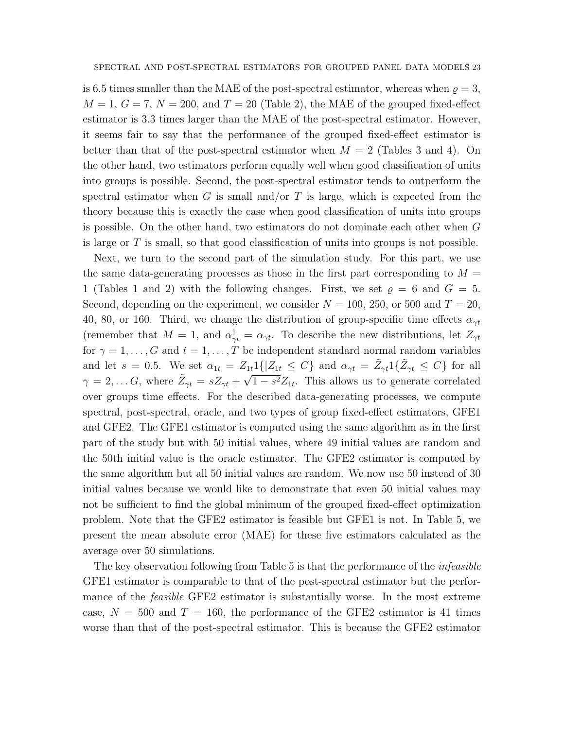is 6.5 times smaller than the MAE of the post-spectral estimator, whereas when $\varrho = 3$, $M = 1$, $G = 7$, $N = 200$, and $T = 20$ (Table 2), the MAE of the grouped fixed-effect estimator is 3.3 times larger than the MAE of the post-spectral estimator. However, it seems fair to say that the performance of the grouped fixed-effect estimator is better than that of the post-spectral estimator when $M = 2$ (Tables 3 and 4). On the other hand, two estimators perform equally well when good classification of units into groups is possible. Second, the post-spectral estimator tends to outperform the spectral estimator when $G$ is small and/or $T$ is large, which is expected from the theory because this is exactly the case when good classification of units into groups is possible. On the other hand, two estimators do not dominate each other when $G$ is large or $T$ is small, so that good classification of units into groups is not possible.

Next, we turn to the second part of the simulation study. For this part, we use the same data-generating processes as those in the first part corresponding to $M = 1$ (Tables 1 and 2) with the following changes. First, we set $\varrho = 6$ and $G = 5$. Second, depending on the experiment, we consider $N = 100$, 250, or 500 and $T = 20$, 40, 80, or 160. Third, we change the distribution of group-specific time effects $\alpha_{\gamma t}$ (remember that $M = 1$, and $\alpha^1_{\gamma t} = \alpha_{\gamma t}$. To describe the new distributions, let $Z_{\gamma t}$ for $\gamma = 1, \dots, G$ and $t = 1, \dots, T$ be independent standard normal random variables and let $s = 0.5$. We set $\alpha_{1t} = Z_{1t} 1\{|Z_{1t} \leq C\}$ and $\alpha_{\gamma t} = \tilde{Z}_{\gamma t} 1\{\tilde{Z}_{\gamma t} \leq C\}$ for all $\gamma = 2, \dots G$, where $\tilde{Z}_{\gamma t} = s Z_{\gamma t} + \sqrt{1 - s^2} Z_{1t}$. This allows us to generate correlated over groups time effects. For the described data-generating processes, we compute spectral, post-spectral, oracle, and two types of group fixed-effect estimators, GFE1 and GFE2. The GFE1 estimator is computed using the same algorithm as in the first part of the study but with 50 initial values, where 49 initial values are random and the 50th initial value is the oracle estimator. The GFE2 estimator is computed by the same algorithm but all 50 initial values are random. We now use 50 instead of 30 initial values because we would like to demonstrate that even 50 initial values may not be sufficient to find the global minimum of the grouped fixed-effect optimization problem. Note that the GFE2 estimator is feasible but GFE1 is not. In Table 5, we present the mean absolute error (MAE) for these five estimators calculated as the average over 50 simulations.

The key observation following from Table 5 is that the performance of the *infeasible* GFE1 estimator is comparable to that of the post-spectral estimator but the performance of the *feasible* GFE2 estimator is substantially worse. In the most extreme case, $N = 500$ and $T = 160$, the performance of the GFE2 estimator is 41 times worse than that of the post-spectral estimator. This is because the GFE2 estimator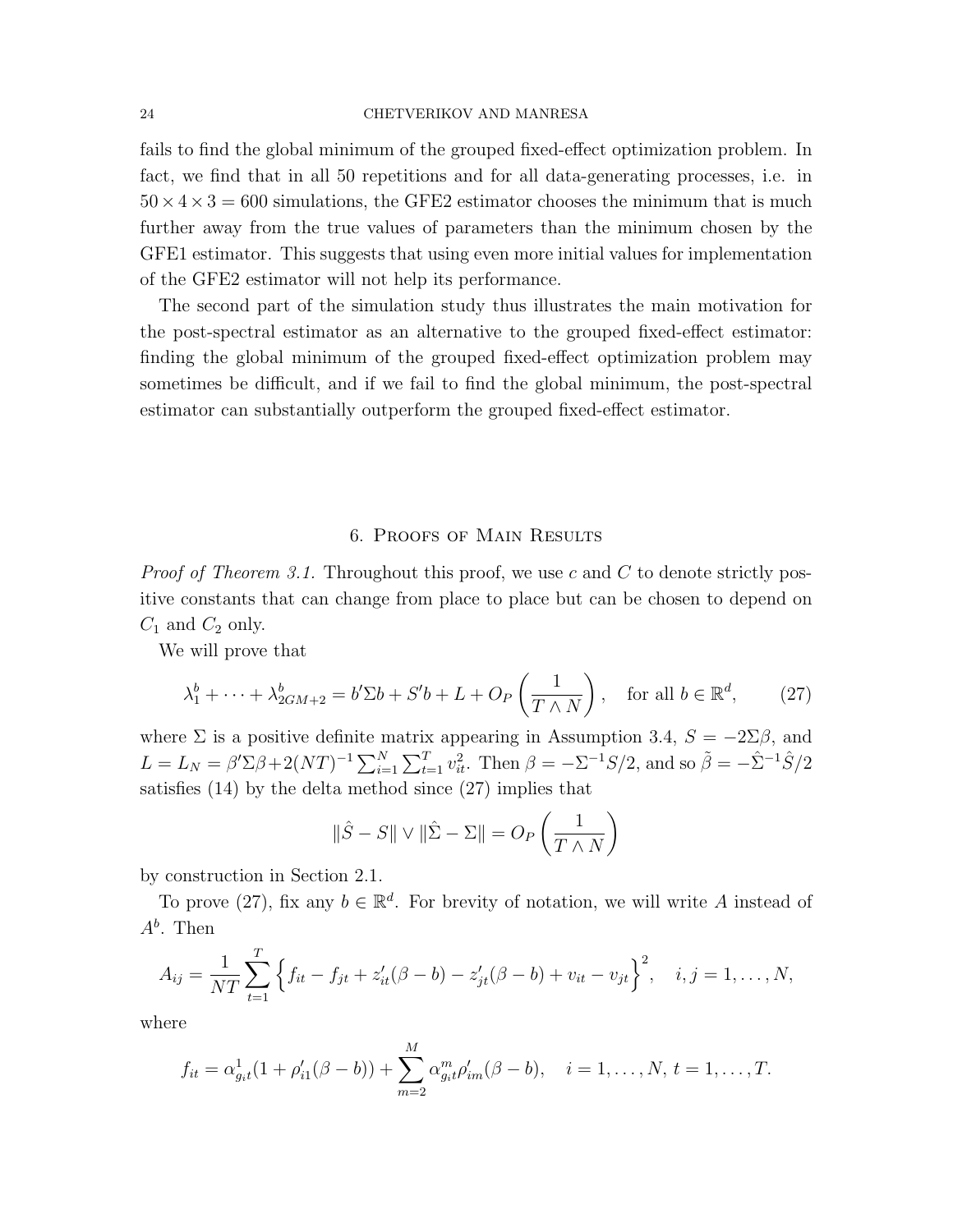fails to find the global minimum of the grouped fixed-effect optimization problem. In fact, we find that in all 50 repetitions and for all data-generating processes, i.e. in $50 \times 4 \times 3 = 600$ simulations, the GFE2 estimator chooses the minimum that is much further away from the true values of parameters than the minimum chosen by the GFE1 estimator. This suggests that using even more initial values for implementation of the GFE2 estimator will not help its performance.

The second part of the simulation study thus illustrates the main motivation for the post-spectral estimator as an alternative to the grouped fixed-effect estimator: finding the global minimum of the grouped fixed-effect optimization problem may sometimes be difficult, and if we fail to find the global minimum, the post-spectral estimator can substantially outperform the grouped fixed-effect estimator.

## 6. Proofs of Main Results

*Proof of Theorem 3.1.* Throughout this proof, we use $c$ and $C$ to denote strictly positive constants that can change from place to place but can be chosen to depend on $C_1$ and $C_2$ only.

We will prove that

$$\lambda_1^b + \cdots + \lambda_{2GM+2}^b = b'\Sigma b + S'b + L + O_P\left(\frac{1}{T \wedge N}\right), \quad \text{for all } b \in \mathbb{R}^d, \tag{27}$$

where $\Sigma$ is a positive definite matrix appearing in Assumption 3.4, $S = -2\Sigma\beta$, and $L = L_N = \beta'\Sigma\beta + 2(NT)^{-1}\sum_{i=1}^N\sum_{t=1}^T v_{it}^2$. Then $\beta = -\Sigma^{-1}S/2$, and so $\tilde\beta = -\hat\Sigma^{-1}\hat S/2$ satisfies (14) by the delta method since (27) implies that

$$\|\hat S - S\| \vee \|\hat\Sigma - \Sigma\| = O_P\left(\frac{1}{T \wedge N}\right)$$

by construction in Section 2.1.

To prove (27), fix any $b \in \mathbb{R}^d$. For brevity of notation, we will write $A$ instead of $A^b$. Then

$$A_{ij} = \frac{1}{NT}\sum_{t=1}^T\Big\{f_{it} - f_{jt} + z_{it}'(\beta - b) - z_{jt}'(\beta - b) + v_{it} - v_{jt}\Big\}^2, \quad i, j = 1, \dots, N,$$

where

$$f_{it} = \alpha_{g_it}^1(1 + \rho_{i1}'(\beta - b)) + \sum_{m=2}^M \alpha_{g_it}^m\rho_{im}'(\beta - b), \quad i = 1, \dots, N,\ t = 1, \dots, T.$$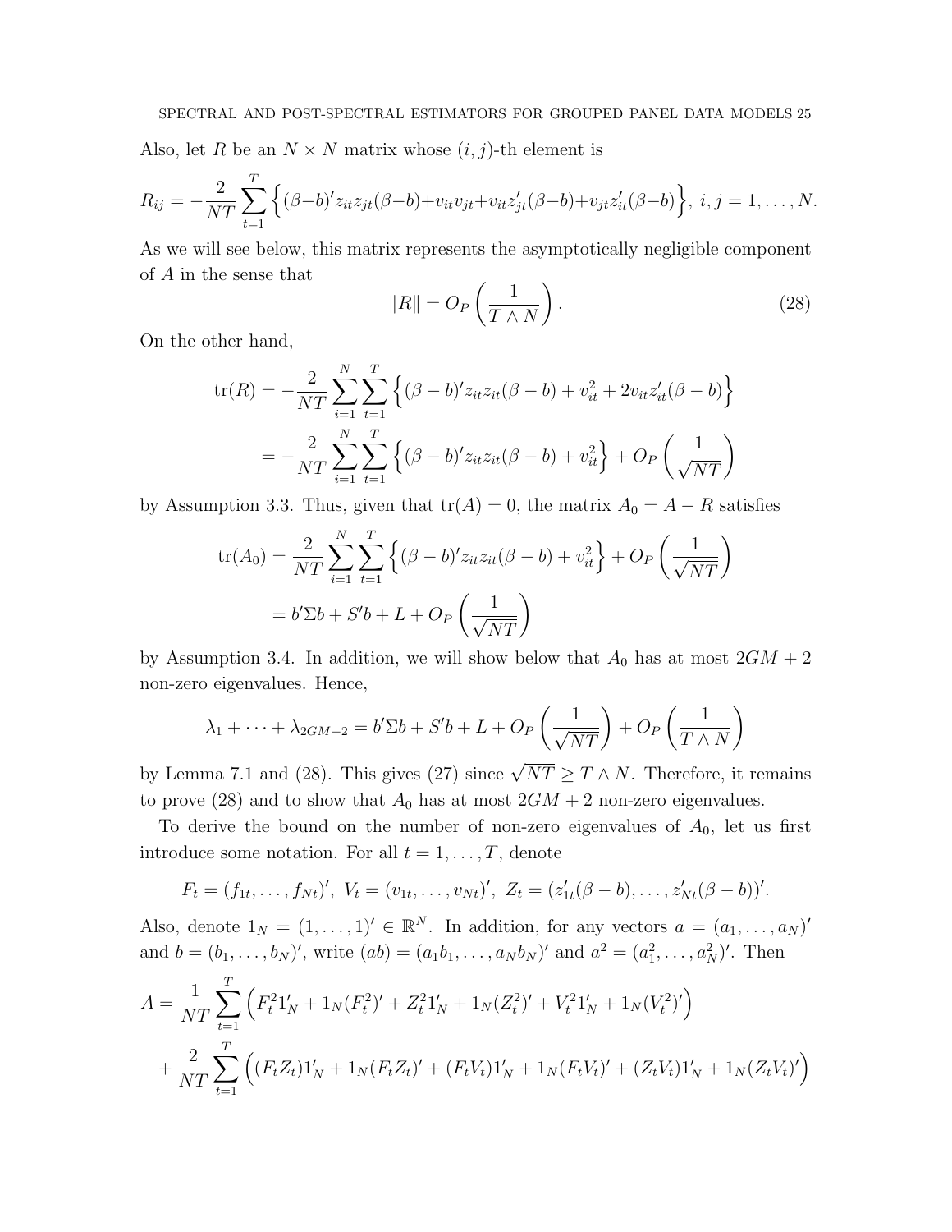Also, let $R$ be an $N \times N$ matrix whose $(i,j)$-th element is

$$R_{ij} = -\frac{2}{NT}\sum_{t=1}^{T}\Big\{(\beta-b)'z_{it}z_{jt}(\beta-b)+v_{it}v_{jt}+v_{it}z_{jt}'(\beta-b)+v_{jt}z_{it}'(\beta-b)\Big\},\ i,j=1,\dots,N.$$

As we will see below, this matrix represents the asymptotically negligible component of $A$ in the sense that

$$\|R\| = O_P\left(\frac{1}{T\wedge N}\right). \tag{28}$$

On the other hand,

$$\begin{aligned}
\operatorname{tr}(R) &= -\frac{2}{NT}\sum_{i=1}^{N}\sum_{t=1}^{T}\Big\{(\beta-b)'z_{it}z_{it}(\beta-b)+v_{it}^2+2v_{it}z_{it}'(\beta-b)\Big\}\\
&= -\frac{2}{NT}\sum_{i=1}^{N}\sum_{t=1}^{T}\Big\{(\beta-b)'z_{it}z_{it}(\beta-b)+v_{it}^2\Big\}+O_P\left(\frac{1}{\sqrt{NT}}\right)
\end{aligned}$$

by Assumption 3.3. Thus, given that $\operatorname{tr}(A)=0$, the matrix $A_0 = A - R$ satisfies

$$\begin{aligned}
\operatorname{tr}(A_0) &= \frac{2}{NT}\sum_{i=1}^{N}\sum_{t=1}^{T}\Big\{(\beta-b)'z_{it}z_{it}(\beta-b)+v_{it}^2\Big\}+O_P\left(\frac{1}{\sqrt{NT}}\right)\\
&= b'\Sigma b + S'b + L + O_P\left(\frac{1}{\sqrt{NT}}\right)
\end{aligned}$$

by Assumption 3.4. In addition, we will show below that $A_0$ has at most $2GM+2$ non-zero eigenvalues. Hence,

$$\lambda_1+\dots+\lambda_{2GM+2} = b'\Sigma b + S'b + L + O_P\left(\frac{1}{\sqrt{NT}}\right)+O_P\left(\frac{1}{T\wedge N}\right)$$

by Lemma 7.1 and (28). This gives (27) since $\sqrt{NT}\ge T\wedge N$. Therefore, it remains to prove (28) and to show that $A_0$ has at most $2GM+2$ non-zero eigenvalues.

To derive the bound on the number of non-zero eigenvalues of $A_0$, let us first introduce some notation. For all $t=1,\dots,T$, denote

$$F_t = (f_{1t},\dots,f_{Nt})',\ V_t = (v_{1t},\dots,v_{Nt})',\ Z_t = (z_{1t}'(\beta-b),\dots,z_{Nt}'(\beta-b))'.$$

Also, denote $1_N = (1,\dots,1)'\in\mathbb{R}^N$. In addition, for any vectors $a=(a_1,\dots,a_N)'$ and $b=(b_1,\dots,b_N)'$, write $(ab)=(a_1b_1,\dots,a_Nb_N)'$ and $a^2=(a_1^2,\dots,a_N^2)'$. Then

$$\begin{aligned}
A &= \frac{1}{NT}\sum_{t=1}^{T}\Big(F_t^2 1_N' + 1_N(F_t^2)' + Z_t^2 1_N' + 1_N(Z_t^2)' + V_t^2 1_N' + 1_N(V_t^2)'\Big)\\
&+ \frac{2}{NT}\sum_{t=1}^{T}\Big((F_tZ_t)1_N' + 1_N(F_tZ_t)' + (F_tV_t)1_N' + 1_N(F_tV_t)' + (Z_tV_t)1_N' + 1_N(Z_tV_t)'\Big)
\end{aligned}$$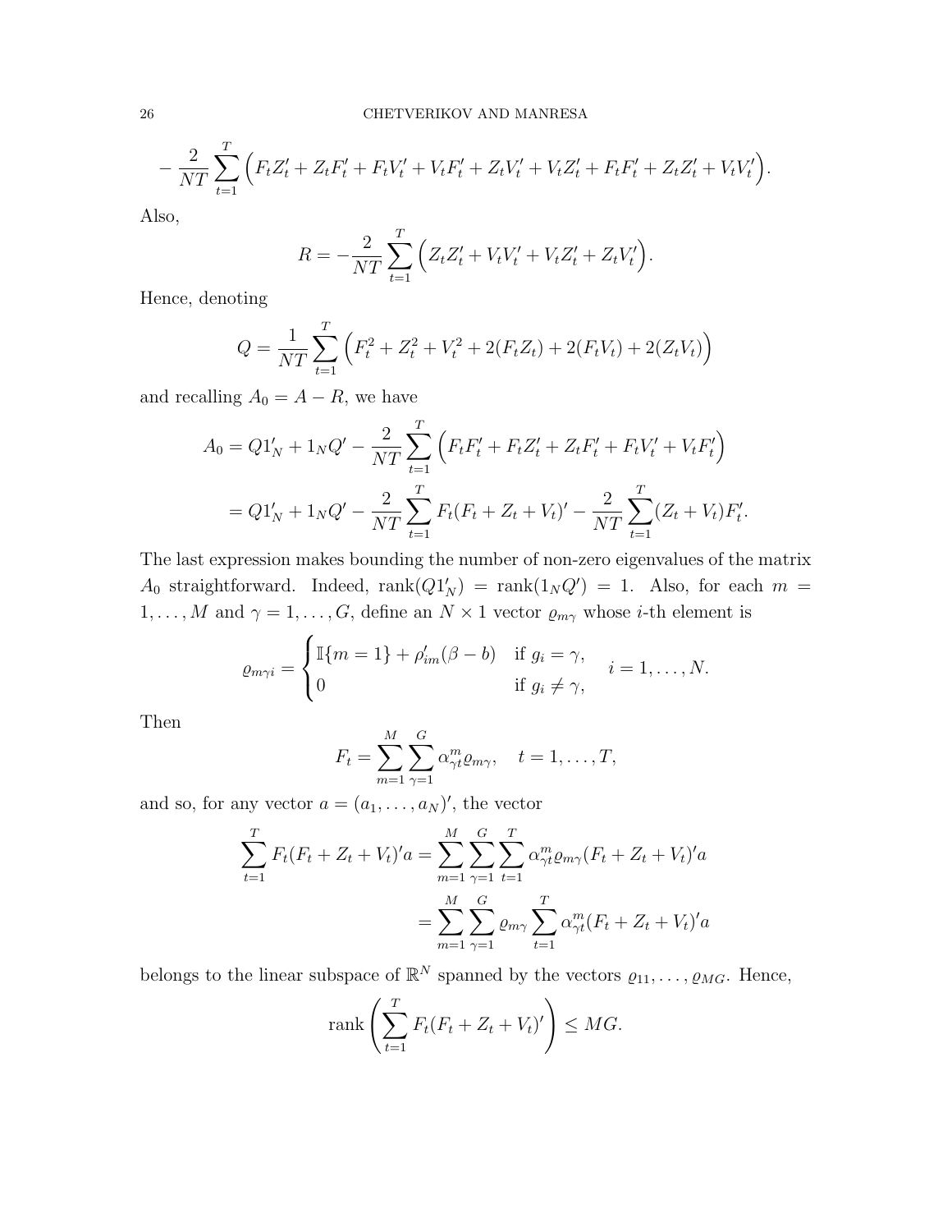$$- \frac{2}{NT} \sum_{t=1}^{T} \Big( F_t Z_t' + Z_t F_t' + F_t V_t' + V_t F_t' + Z_t V_t' + V_t Z_t' + F_t F_t' + Z_t Z_t' + V_t V_t' \Big).$$

Also,

$$R = -\frac{2}{NT} \sum_{t=1}^{T} \Big( Z_t Z_t' + V_t V_t' + V_t Z_t' + Z_t V_t' \Big).$$

Hence, denoting

$$Q = \frac{1}{NT} \sum_{t=1}^{T} \Big( F_t^2 + Z_t^2 + V_t^2 + 2(F_t Z_t) + 2(F_t V_t) + 2(Z_t V_t) \Big)$$

and recalling $A_0 = A - R$, we have

$$\begin{aligned} A_0 &= Q 1_N' + 1_N Q' - \frac{2}{NT} \sum_{t=1}^{T} \Big( F_t F_t' + F_t Z_t' + Z_t F_t' + F_t V_t' + V_t F_t' \Big) \\ &= Q 1_N' + 1_N Q' - \frac{2}{NT} \sum_{t=1}^{T} F_t (F_t + Z_t + V_t)' - \frac{2}{NT} \sum_{t=1}^{T} (Z_t + V_t) F_t'. \end{aligned}$$

The last expression makes bounding the number of non-zero eigenvalues of the matrix $A_0$ straightforward. Indeed, $\operatorname{rank}(Q 1_N') = \operatorname{rank}(1_N Q') = 1$. Also, for each $m = 1, \dots, M$ and $\gamma = 1, \dots, G$, define an $N \times 1$ vector $\varrho_{m\gamma}$ whose $i$-th element is

$$\varrho_{m\gamma i} = \begin{cases} \mathbb{I}\{m = 1\} + \rho_{im}'(\beta - b) & \text{if } g_i = \gamma, \\ 0 & \text{if } g_i \neq \gamma, \end{cases} \quad i = 1, \dots, N.$$

Then

$$F_t = \sum_{m=1}^{M} \sum_{\gamma=1}^{G} \alpha_{\gamma t}^{m} \varrho_{m\gamma}, \quad t = 1, \dots, T,$$

and so, for any vector $a = (a_1, \dots, a_N)'$, the vector

$$\begin{aligned} \sum_{t=1}^{T} F_t (F_t + Z_t + V_t)' a &= \sum_{m=1}^{M} \sum_{\gamma=1}^{G} \sum_{t=1}^{T} \alpha_{\gamma t}^{m} \varrho_{m\gamma} (F_t + Z_t + V_t)' a \\ &= \sum_{m=1}^{M} \sum_{\gamma=1}^{G} \varrho_{m\gamma} \sum_{t=1}^{T} \alpha_{\gamma t}^{m} (F_t + Z_t + V_t)' a \end{aligned}$$

belongs to the linear subspace of $\mathbb{R}^N$ spanned by the vectors $\varrho_{11}, \dots, \varrho_{MG}$. Hence,

$$\operatorname{rank} \left( \sum_{t=1}^{T} F_t (F_t + Z_t + V_t)' \right) \leq MG.$$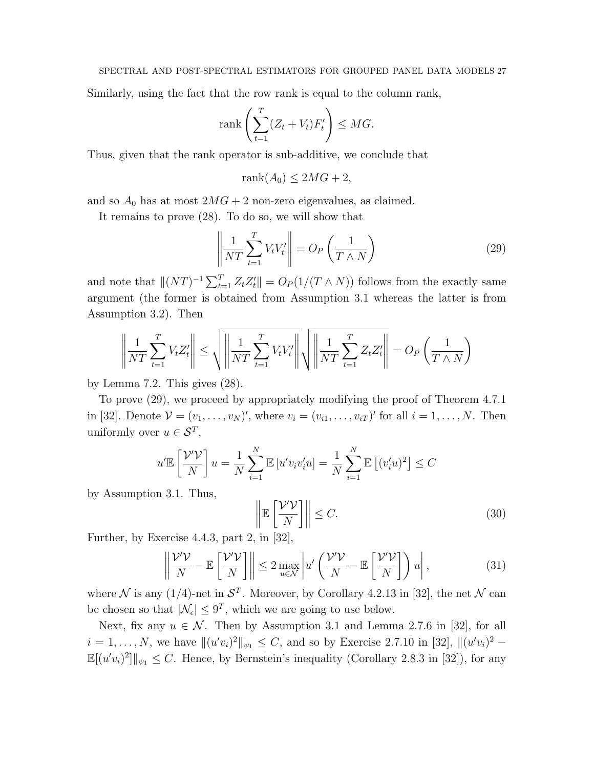Similarly, using the fact that the row rank is equal to the column rank,

$$\operatorname{rank}\left(\sum_{t=1}^{T}(Z_t+V_t)F_t'\right) \leq MG.$$

Thus, given that the rank operator is sub-additive, we conclude that

$$\operatorname{rank}(A_0) \leq 2MG+2,$$

and so $A_0$ has at most $2MG+2$ non-zero eigenvalues, as claimed.

It remains to prove (28). To do so, we will show that

$$\left\|\frac{1}{NT}\sum_{t=1}^{T}V_tV_t'\right\| = O_P\left(\frac{1}{T\wedge N}\right) \tag{29}$$

and note that $\|(NT)^{-1}\sum_{t=1}^{T}Z_tZ_t'\| = O_P(1/(T\wedge N))$ follows from the exactly same argument (the former is obtained from Assumption 3.1 whereas the latter is from Assumption 3.2). Then

$$\left\|\frac{1}{NT}\sum_{t=1}^{T}V_tZ_t'\right\| \leq \sqrt{\left\|\frac{1}{NT}\sum_{t=1}^{T}V_tV_t'\right\|}\sqrt{\left\|\frac{1}{NT}\sum_{t=1}^{T}Z_tZ_t'\right\|} = O_P\left(\frac{1}{T\wedge N}\right)$$

by Lemma 7.2. This gives (28).

To prove (29), we proceed by appropriately modifying the proof of Theorem 4.7.1 in [32]. Denote $\mathcal{V}=(v_1,\dots,v_N)'$, where $v_i=(v_{i1},\dots,v_{iT})'$ for all $i=1,\dots,N$. Then uniformly over $u\in\mathcal{S}^T$,

$$u'\mathbb{E}\left[\frac{\mathcal{V}'\mathcal{V}}{N}\right]u = \frac{1}{N}\sum_{i=1}^{N}\mathbb{E}\left[u'v_iv_i'u\right] = \frac{1}{N}\sum_{i=1}^{N}\mathbb{E}\left[(v_i'u)^2\right] \leq C$$

by Assumption 3.1. Thus,

$$\left\|\mathbb{E}\left[\frac{\mathcal{V}'\mathcal{V}}{N}\right]\right\| \leq C. \tag{30}$$

Further, by Exercise 4.4.3, part 2, in [32],

$$\left\|\frac{\mathcal{V}'\mathcal{V}}{N} - \mathbb{E}\left[\frac{\mathcal{V}'\mathcal{V}}{N}\right]\right\| \leq 2\max_{u\in\mathcal{N}}\left|u'\left(\frac{\mathcal{V}'\mathcal{V}}{N} - \mathbb{E}\left[\frac{\mathcal{V}'\mathcal{V}}{N}\right]\right)u\right|, \tag{31}$$

where $\mathcal{N}$ is any $(1/4)$-net in $\mathcal{S}^T$. Moreover, by Corollary 4.2.13 in [32], the net $\mathcal{N}$ can be chosen so that $|\mathcal{N}_\epsilon| \leq 9^T$, which we are going to use below.

Next, fix any $u\in\mathcal{N}$. Then by Assumption 3.1 and Lemma 2.7.6 in [32], for all $i=1,\dots,N$, we have $\|(u'v_i)^2\|_{\psi_1}\leq C$, and so by Exercise 2.7.10 in [32], $\|(u'v_i)^2 - \mathbb{E}[(u'v_i)^2]\|_{\psi_1}\leq C$. Hence, by Bernstein's inequality (Corollary 2.8.3 in [32]), for any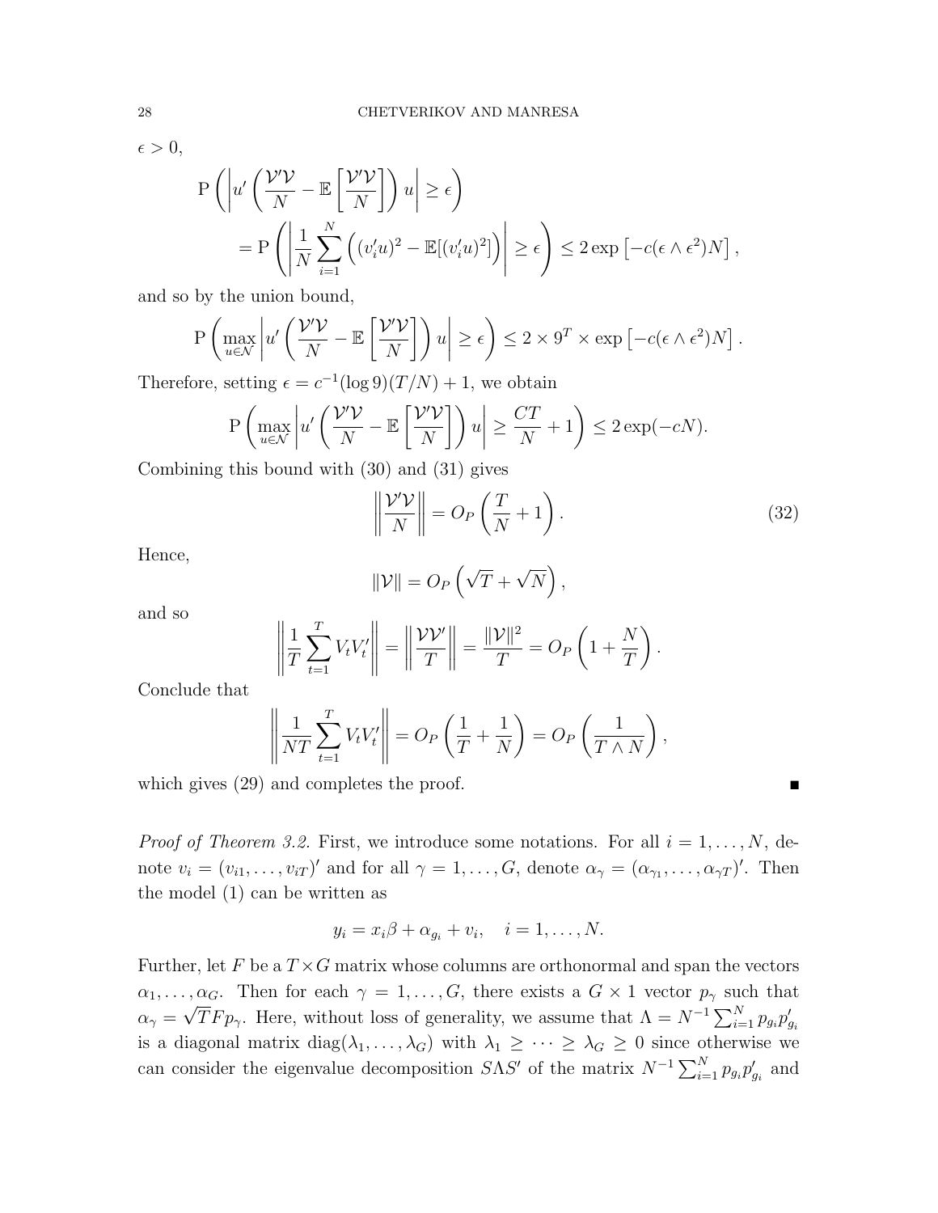$\epsilon > 0$,

$$
\begin{aligned}
\mathrm{P}\left(\left|u'\left(\frac{\mathcal{V}'\mathcal{V}}{N} - \mathbb{E}\left[\frac{\mathcal{V}'\mathcal{V}}{N}\right]\right)u\right| \geq \epsilon\right) \\
= \mathrm{P}\left(\left|\frac{1}{N}\sum_{i=1}^{N}\left((v_i'u)^2 - \mathbb{E}[(v_i'u)^2]\right)\right| \geq \epsilon\right) \leq 2\exp\left[-c(\epsilon \wedge \epsilon^2)N\right],
\end{aligned}
$$

and so by the union bound,

$$
\mathrm{P}\left(\max_{u\in\mathcal{N}}\left|u'\left(\frac{\mathcal{V}'\mathcal{V}}{N} - \mathbb{E}\left[\frac{\mathcal{V}'\mathcal{V}}{N}\right]\right)u\right| \geq \epsilon\right) \leq 2 \times 9^T \times \exp\left[-c(\epsilon \wedge \epsilon^2)N\right].
$$

Therefore, setting $\epsilon = c^{-1}(\log 9)(T/N) + 1$, we obtain

$$
\mathrm{P}\left(\max_{u\in\mathcal{N}}\left|u'\left(\frac{\mathcal{V}'\mathcal{V}}{N} - \mathbb{E}\left[\frac{\mathcal{V}'\mathcal{V}}{N}\right]\right)u\right| \geq \frac{CT}{N} + 1\right) \leq 2\exp(-cN).
$$

Combining this bound with (30) and (31) gives

$$
\left\|\frac{\mathcal{V}'\mathcal{V}}{N}\right\| = O_P\left(\frac{T}{N} + 1\right). \tag{32}
$$

Hence,

$$
\|\mathcal{V}\| = O_P\left(\sqrt{T} + \sqrt{N}\right),
$$

and so

$$
\left\|\frac{1}{T}\sum_{t=1}^{T}V_tV_t'\right\| = \left\|\frac{\mathcal{V}\mathcal{V}'}{T}\right\| = \frac{\|\mathcal{V}\|^2}{T} = O_P\left(1 + \frac{N}{T}\right).
$$

Conclude that

$$
\left\|\frac{1}{NT}\sum_{t=1}^{T}V_tV_t'\right\| = O_P\left(\frac{1}{T} + \frac{1}{N}\right) = O_P\left(\frac{1}{T \wedge N}\right),
$$

which gives (29) and completes the proof. ■

*Proof of Theorem 3.2.* First, we introduce some notations. For all $i = 1, \ldots, N$, denote $v_i = (v_{i1}, \ldots, v_{iT})'$ and for all $\gamma = 1, \ldots, G$, denote $\alpha_\gamma = (\alpha_{\gamma_1}, \ldots, \alpha_{\gamma T})'$. Then the model (1) can be written as

$$
y_i = x_i\beta + \alpha_{g_i} + v_i, \quad i = 1, \ldots, N.
$$

Further, let $F$ be a $T \times G$ matrix whose columns are orthonormal and span the vectors $\alpha_1, \ldots, \alpha_G$. Then for each $\gamma = 1, \ldots, G$, there exists a $G \times 1$ vector $p_\gamma$ such that $\alpha_\gamma = \sqrt{T}Fp_\gamma$. Here, without loss of generality, we assume that $\Lambda = N^{-1}\sum_{i=1}^{N}p_{g_i}p_{g_i}'$ is a diagonal matrix $\mathrm{diag}(\lambda_1, \ldots, \lambda_G)$ with $\lambda_1 \geq \cdots \geq \lambda_G \geq 0$ since otherwise we can consider the eigenvalue decomposition $S\Lambda S'$ of the matrix $N^{-1}\sum_{i=1}^{N}p_{g_i}p_{g_i}'$ and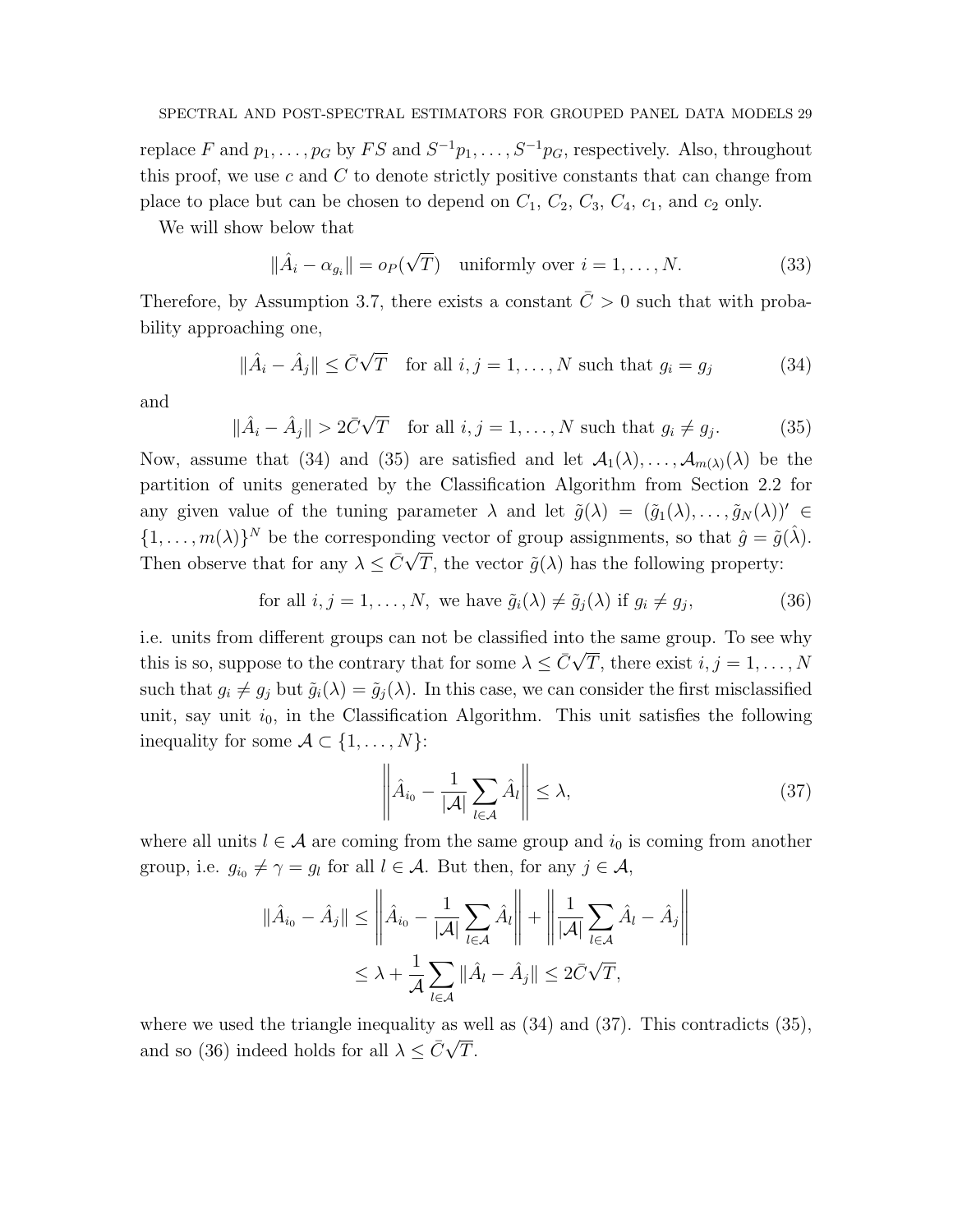replace $F$ and $p_1, \dots, p_G$ by $FS$ and $S^{-1}p_1, \dots, S^{-1}p_G$, respectively. Also, throughout this proof, we use $c$ and $C$ to denote strictly positive constants that can change from place to place but can be chosen to depend on $C_1$, $C_2$, $C_3$, $C_4$, $c_1$, and $c_2$ only.

We will show below that

$$\|\hat{A}_i - \alpha_{g_i}\| = o_P(\sqrt{T}) \quad \text{uniformly over } i = 1, \dots, N. \tag{33}$$

Therefore, by Assumption 3.7, there exists a constant $\bar{C} > 0$ such that with probability approaching one,

$$\|\hat{A}_i - \hat{A}_j\| \le \bar{C}\sqrt{T} \quad \text{for all } i, j = 1, \dots, N \text{ such that } g_i = g_j \tag{34}$$

and

$$\|\hat{A}_i - \hat{A}_j\| > 2\bar{C}\sqrt{T} \quad \text{for all } i, j = 1, \dots, N \text{ such that } g_i \neq g_j. \tag{35}$$

Now, assume that (34) and (35) are satisfied and let $\mathcal{A}_1(\lambda), \dots, \mathcal{A}_{m(\lambda)}(\lambda)$ be the partition of units generated by the Classification Algorithm from Section 2.2 for any given value of the tuning parameter $\lambda$ and let $\tilde{g}(\lambda) = (\tilde{g}_1(\lambda), \dots, \tilde{g}_N(\lambda))' \in \{1, \dots, m(\lambda)\}^N$ be the corresponding vector of group assignments, so that $\hat{g} = \tilde{g}(\hat{\lambda})$. Then observe that for any $\lambda \le \bar{C}\sqrt{T}$, the vector $\tilde{g}(\lambda)$ has the following property:

$$\text{for all } i, j = 1, \dots, N, \text{ we have } \tilde{g}_i(\lambda) \neq \tilde{g}_j(\lambda) \text{ if } g_i \neq g_j, \tag{36}$$

i.e. units from different groups can not be classified into the same group. To see why this is so, suppose to the contrary that for some $\lambda \le \bar{C}\sqrt{T}$, there exist $i, j = 1, \dots, N$ such that $g_i \neq g_j$ but $\tilde{g}_i(\lambda) = \tilde{g}_j(\lambda)$. In this case, we can consider the first misclassified unit, say unit $i_0$, in the Classification Algorithm. This unit satisfies the following inequality for some $\mathcal{A} \subset \{1, \dots, N\}$:

$$\left\| \hat{A}_{i_0} - \frac{1}{|\mathcal{A}|} \sum_{l \in \mathcal{A}} \hat{A}_l \right\| \le \lambda, \tag{37}$$

where all units $l \in \mathcal{A}$ are coming from the same group and $i_0$ is coming from another group, i.e. $g_{i_0} \neq \gamma = g_l$ for all $l \in \mathcal{A}$. But then, for any $j \in \mathcal{A}$,

$$\begin{aligned}
\|\hat{A}_{i_0} - \hat{A}_j\| &\le \left\| \hat{A}_{i_0} - \frac{1}{|\mathcal{A}|} \sum_{l \in \mathcal{A}} \hat{A}_l \right\| + \left\| \frac{1}{|\mathcal{A}|} \sum_{l \in \mathcal{A}} \hat{A}_l - \hat{A}_j \right\| \\
&\le \lambda + \frac{1}{\mathcal{A}} \sum_{l \in \mathcal{A}} \|\hat{A}_l - \hat{A}_j\| \le 2\bar{C}\sqrt{T},
\end{aligned}$$

where we used the triangle inequality as well as (34) and (37). This contradicts (35), and so (36) indeed holds for all $\lambda \le \bar{C}\sqrt{T}$.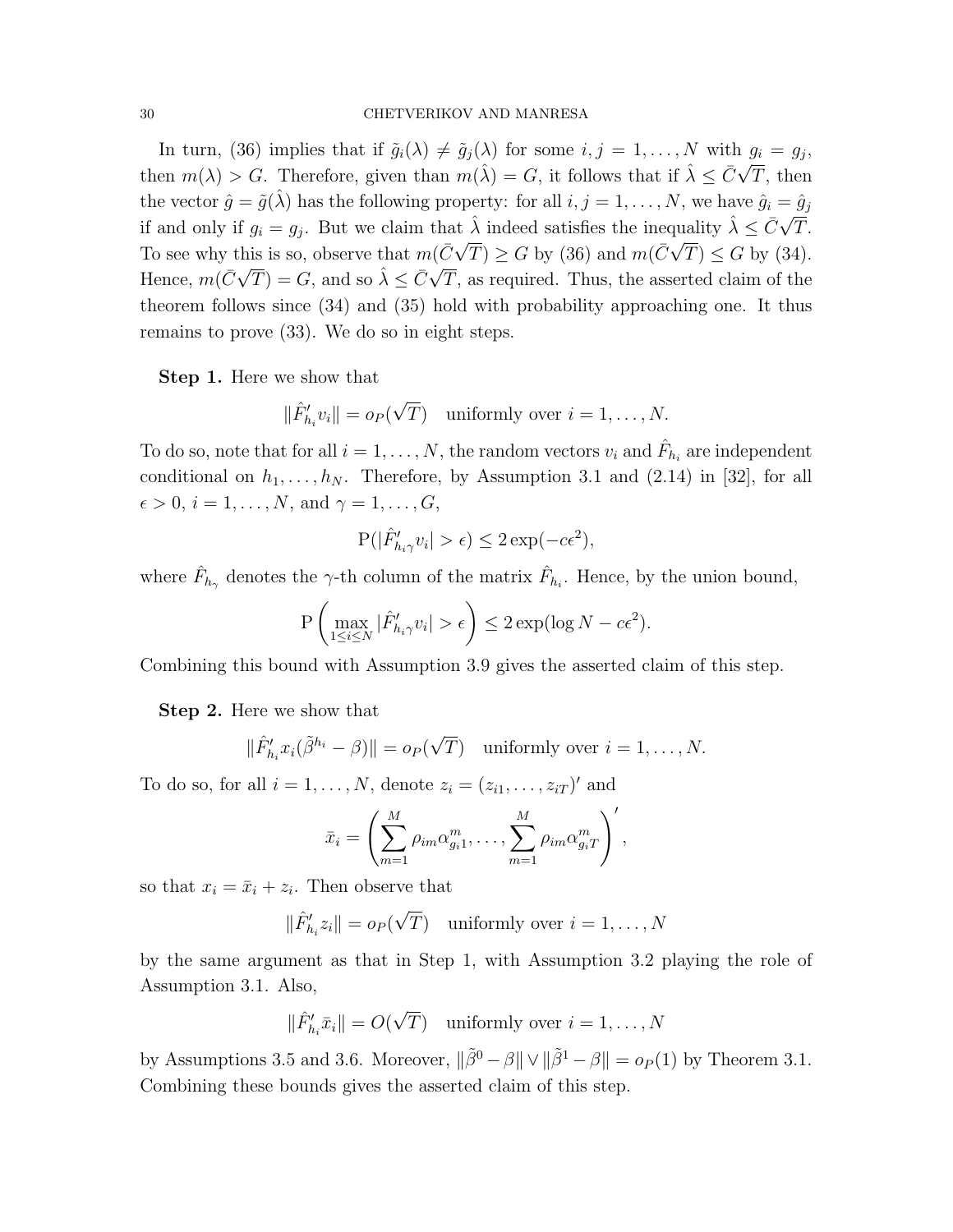In turn, (36) implies that if $\tilde{g}_i(\lambda) \neq \tilde{g}_j(\lambda)$ for some $i, j = 1, \ldots, N$ with $g_i = g_j$, then $m(\lambda) > G$. Therefore, given than $m(\hat{\lambda}) = G$, it follows that if $\hat{\lambda} \leq \bar{C}\sqrt{T}$, then the vector $\hat{g} = \tilde{g}(\hat{\lambda})$ has the following property: for all $i, j = 1, \ldots, N$, we have $\hat{g}_i = \hat{g}_j$ if and only if $g_i = g_j$. But we claim that $\hat{\lambda}$ indeed satisfies the inequality $\hat{\lambda} \leq \bar{C}\sqrt{T}$. To see why this is so, observe that $m(\bar{C}\sqrt{T}) \geq G$ by (36) and $m(\bar{C}\sqrt{T}) \leq G$ by (34). Hence, $m(\bar{C}\sqrt{T}) = G$, and so $\hat{\lambda} \leq \bar{C}\sqrt{T}$, as required. Thus, the asserted claim of the theorem follows since (34) and (35) hold with probability approaching one. It thus remains to prove (33). We do so in eight steps.

**Step 1.** Here we show that

$$\|\hat{F}_{h_i}' v_i\| = o_P(\sqrt{T}) \quad \text{uniformly over } i = 1, \ldots, N.$$

To do so, note that for all $i = 1, \ldots, N$, the random vectors $v_i$ and $\hat{F}_{h_i}$ are independent conditional on $h_1, \ldots, h_N$. Therefore, by Assumption 3.1 and (2.14) in [32], for all $\epsilon > 0$, $i = 1, \ldots, N$, and $\gamma = 1, \ldots, G$,

$$\mathrm{P}(|\hat{F}_{h_i\gamma}' v_i| > \epsilon) \leq 2\exp(-c\epsilon^2),$$

where $\hat{F}_{h_\gamma}$ denotes the $\gamma$-th column of the matrix $\hat{F}_{h_i}$. Hence, by the union bound,

$$\mathrm{P}\left(\max_{1 \leq i \leq N} |\hat{F}_{h_i\gamma}' v_i| > \epsilon\right) \leq 2\exp(\log N - c\epsilon^2).$$

Combining this bound with Assumption 3.9 gives the asserted claim of this step.

**Step 2.** Here we show that

$$\|\hat{F}_{h_i}' x_i(\tilde{\beta}^{h_i} - \beta)\| = o_P(\sqrt{T}) \quad \text{uniformly over } i = 1, \ldots, N.$$

To do so, for all $i = 1, \ldots, N$, denote $z_i = (z_{i1}, \ldots, z_{iT})'$ and

$$\bar{x}_i = \left(\sum_{m=1}^{M} \rho_{im}\alpha_{g_i 1}^m, \ldots, \sum_{m=1}^{M} \rho_{im}\alpha_{g_i T}^m\right)',$$

so that $x_i = \bar{x}_i + z_i$. Then observe that

$$\|\hat{F}_{h_i}' z_i\| = o_P(\sqrt{T}) \quad \text{uniformly over } i = 1, \ldots, N$$

by the same argument as that in Step 1, with Assumption 3.2 playing the role of Assumption 3.1. Also,

$$\|\hat{F}_{h_i}' \bar{x}_i\| = O(\sqrt{T}) \quad \text{uniformly over } i = 1, \ldots, N$$

by Assumptions 3.5 and 3.6. Moreover, $\|\tilde{\beta}^0 - \beta\| \vee \|\tilde{\beta}^1 - \beta\| = o_P(1)$ by Theorem 3.1. Combining these bounds gives the asserted claim of this step.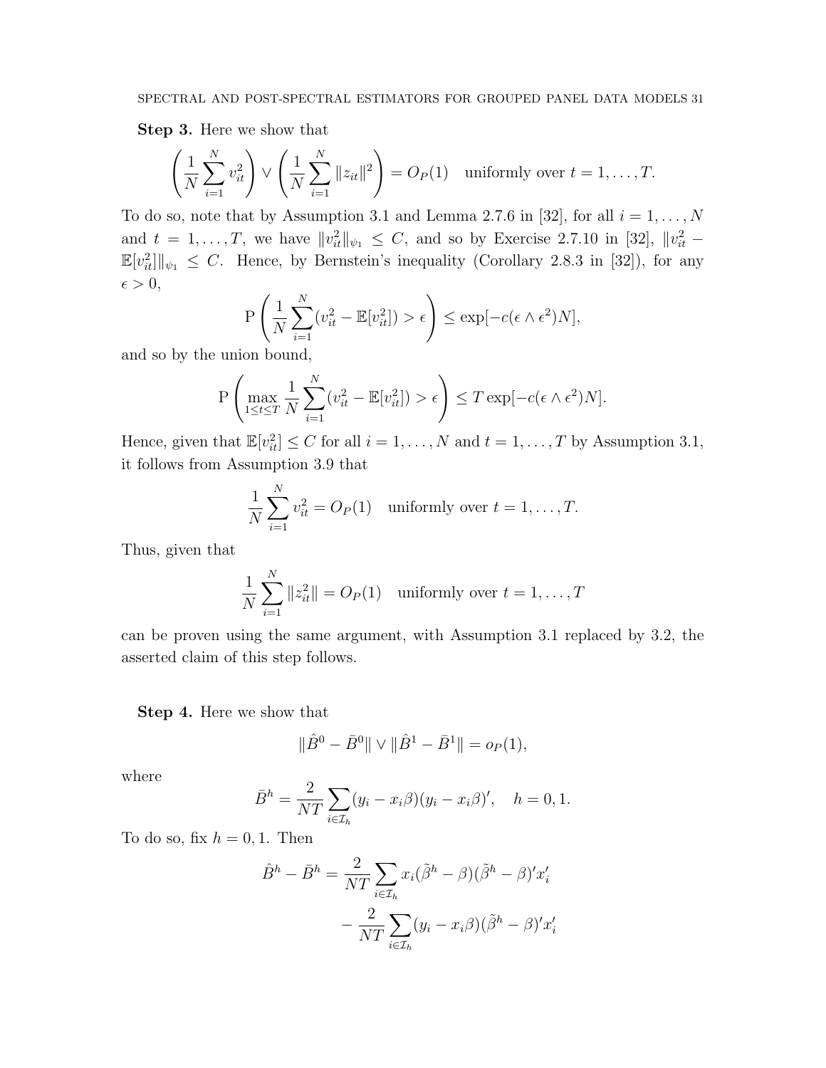**Step 3.** Here we show that

$$\left(\frac{1}{N}\sum_{i=1}^N v_{it}^2\right) \vee \left(\frac{1}{N}\sum_{i=1}^N \|z_{it}\|^2\right) = O_P(1) \quad \text{uniformly over } t = 1,\dots,T.$$

To do so, note that by Assumption 3.1 and Lemma 2.7.6 in [32], for all $i = 1,\dots,N$ and $t = 1,\dots,T$, we have $\|v_{it}^2\|_{\psi_1} \le C$, and so by Exercise 2.7.10 in [32], $\|v_{it}^2 - \mathbb{E}[v_{it}^2]\|_{\psi_1} \le C$. Hence, by Bernstein's inequality (Corollary 2.8.3 in [32]), for any $\epsilon > 0$,

$$\mathrm{P}\left(\frac{1}{N}\sum_{i=1}^N (v_{it}^2 - \mathbb{E}[v_{it}^2]) > \epsilon\right) \le \exp[-c(\epsilon \wedge \epsilon^2)N],$$

and so by the union bound,

$$\mathrm{P}\left(\max_{1\le t\le T}\frac{1}{N}\sum_{i=1}^N (v_{it}^2 - \mathbb{E}[v_{it}^2]) > \epsilon\right) \le T\exp[-c(\epsilon \wedge \epsilon^2)N].$$

Hence, given that $\mathbb{E}[v_{it}^2] \le C$ for all $i = 1,\dots,N$ and $t = 1,\dots,T$ by Assumption 3.1, it follows from Assumption 3.9 that

$$\frac{1}{N}\sum_{i=1}^N v_{it}^2 = O_P(1) \quad \text{uniformly over } t = 1,\dots,T.$$

Thus, given that

$$\frac{1}{N}\sum_{i=1}^N \|z_{it}^2\| = O_P(1) \quad \text{uniformly over } t = 1,\dots,T$$

can be proven using the same argument, with Assumption 3.1 replaced by 3.2, the asserted claim of this step follows.

**Step 4.** Here we show that

$$\|\hat{B}^0 - \bar{B}^0\| \vee \|\hat{B}^1 - \bar{B}^1\| = o_P(1),$$

where

$$\bar{B}^h = \frac{2}{NT}\sum_{i\in\mathcal{I}_h}(y_i - x_i\beta)(y_i - x_i\beta)', \quad h = 0, 1.$$

To do so, fix $h = 0, 1$. Then

$$\begin{aligned}\hat{B}^h - \bar{B}^h = &\frac{2}{NT}\sum_{i\in\mathcal{I}_h} x_i(\tilde{\beta}^h - \beta)(\tilde{\beta}^h - \beta)'x_i' \\ &- \frac{2}{NT}\sum_{i\in\mathcal{I}_h}(y_i - x_i\beta)(\tilde{\beta}^h - \beta)'x_i'\end{aligned}$$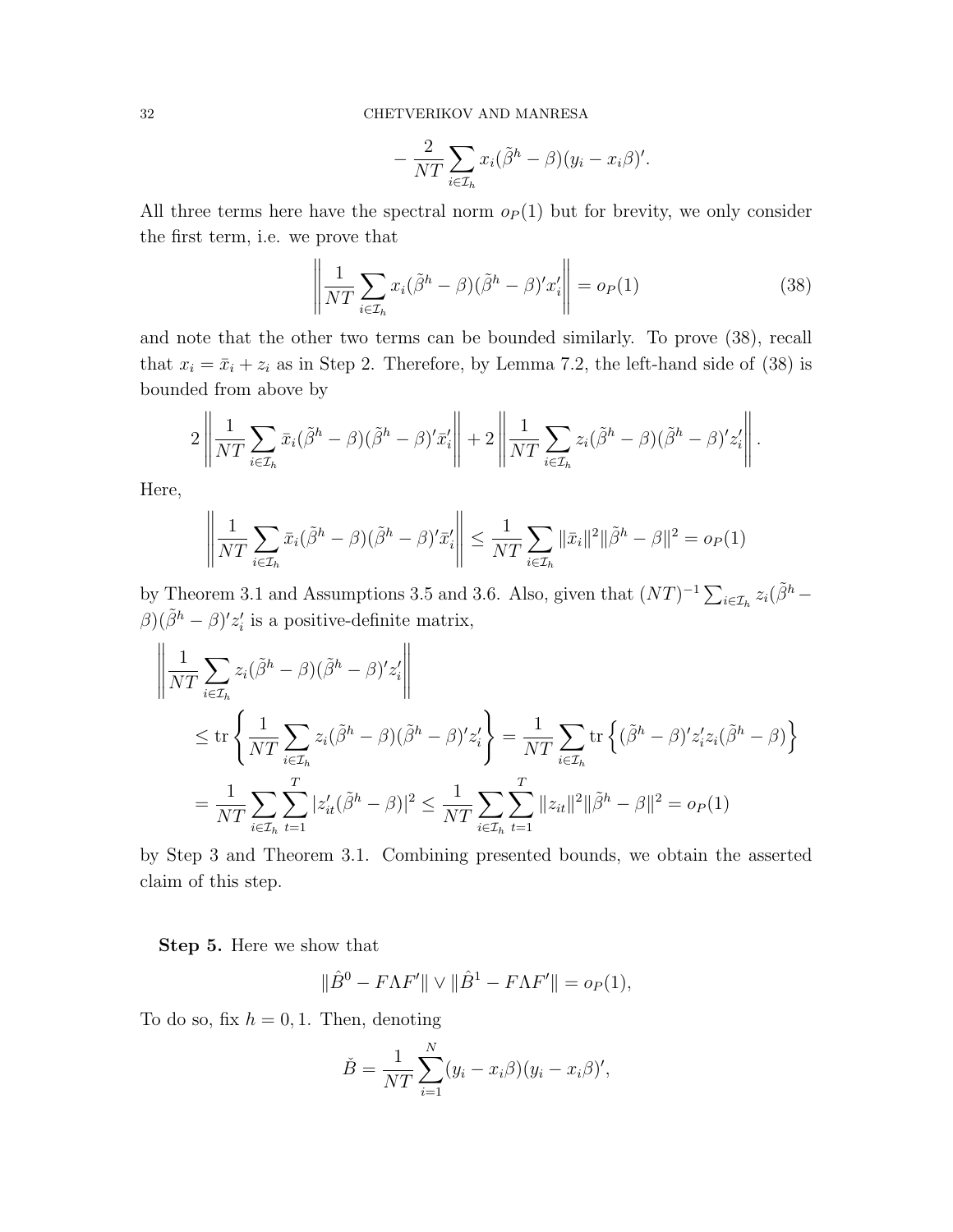$$
- \frac{2}{NT} \sum_{i \in \mathcal{I}_h} x_i (\tilde{\beta}^h - \beta)(y_i - x_i \beta)'.
$$

All three terms here have the spectral norm $o_P(1)$ but for brevity, we only consider the first term, i.e. we prove that

$$
\left\| \frac{1}{NT} \sum_{i \in \mathcal{I}_h} x_i (\tilde{\beta}^h - \beta)(\tilde{\beta}^h - \beta)' x_i' \right\| = o_P(1) \tag{38}
$$

and note that the other two terms can be bounded similarly. To prove (38), recall that $x_i = \bar{x}_i + z_i$ as in Step 2. Therefore, by Lemma 7.2, the left-hand side of (38) is bounded from above by

$$
2 \left\| \frac{1}{NT} \sum_{i \in \mathcal{I}_h} \bar{x}_i (\tilde{\beta}^h - \beta)(\tilde{\beta}^h - \beta)' \bar{x}_i' \right\| + 2 \left\| \frac{1}{NT} \sum_{i \in \mathcal{I}_h} z_i (\tilde{\beta}^h - \beta)(\tilde{\beta}^h - \beta)' z_i' \right\|.
$$

Here,

$$
\left\| \frac{1}{NT} \sum_{i \in \mathcal{I}_h} \bar{x}_i (\tilde{\beta}^h - \beta)(\tilde{\beta}^h - \beta)' \bar{x}_i' \right\| \leq \frac{1}{NT} \sum_{i \in \mathcal{I}_h} \|\bar{x}_i\|^2 \|\tilde{\beta}^h - \beta\|^2 = o_P(1)
$$

by Theorem 3.1 and Assumptions 3.5 and 3.6. Also, given that $(NT)^{-1} \sum_{i \in \mathcal{I}_h} z_i (\tilde{\beta}^h - \beta)(\tilde{\beta}^h - \beta)' z_i'$ is a positive-definite matrix,

$$
\begin{aligned}
&\left\| \frac{1}{NT} \sum_{i \in \mathcal{I}_h} z_i (\tilde{\beta}^h - \beta)(\tilde{\beta}^h - \beta)' z_i' \right\| \\
&\quad \leq \operatorname{tr} \left\{ \frac{1}{NT} \sum_{i \in \mathcal{I}_h} z_i (\tilde{\beta}^h - \beta)(\tilde{\beta}^h - \beta)' z_i' \right\} = \frac{1}{NT} \sum_{i \in \mathcal{I}_h} \operatorname{tr} \left\{ (\tilde{\beta}^h - \beta)' z_i' z_i (\tilde{\beta}^h - \beta) \right\} \\
&\quad = \frac{1}{NT} \sum_{i \in \mathcal{I}_h} \sum_{t=1}^{T} |z_{it}' (\tilde{\beta}^h - \beta)|^2 \leq \frac{1}{NT} \sum_{i \in \mathcal{I}_h} \sum_{t=1}^{T} \|z_{it}\|^2 \|\tilde{\beta}^h - \beta\|^2 = o_P(1)
\end{aligned}
$$

by Step 3 and Theorem 3.1. Combining presented bounds, we obtain the asserted claim of this step.

**Step 5.** Here we show that

$$
\|\hat{B}^0 - F \Lambda F'\| \vee \|\hat{B}^1 - F \Lambda F'\| = o_P(1),
$$

To do so, fix $h = 0, 1$. Then, denoting

$$
\breve{B} = \frac{1}{NT} \sum_{i=1}^{N} (y_i - x_i \beta)(y_i - x_i \beta)',
$$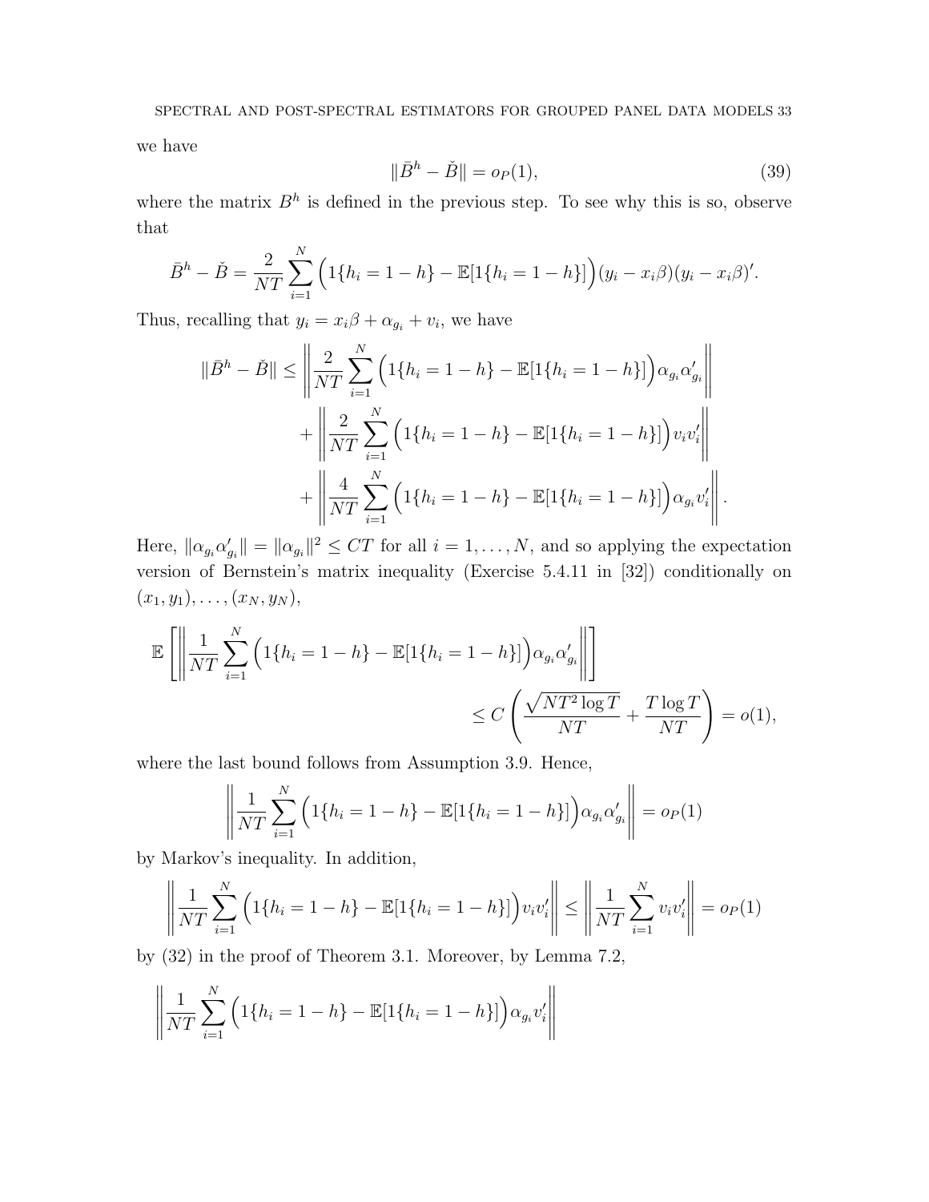we have

$$\|\bar{B}^h - \check{B}\| = o_P(1), \tag{39}$$

where the matrix $B^h$ is defined in the previous step. To see why this is so, observe that

$$\bar{B}^h - \check{B} = \frac{2}{NT}\sum_{i=1}^N \Big(1\{h_i = 1-h\} - \mathbb{E}[1\{h_i = 1-h\}]\Big)(y_i - x_i\beta)(y_i - x_i\beta)'.$$

Thus, recalling that $y_i = x_i\beta + \alpha_{g_i} + v_i$, we have

$$\begin{aligned}
\|\bar{B}^h - \check{B}\| \le & \left\| \frac{2}{NT}\sum_{i=1}^N \Big(1\{h_i = 1-h\} - \mathbb{E}[1\{h_i = 1-h\}]\Big)\alpha_{g_i}\alpha_{g_i}' \right\| \\
& + \left\| \frac{2}{NT}\sum_{i=1}^N \Big(1\{h_i = 1-h\} - \mathbb{E}[1\{h_i = 1-h\}]\Big)v_i v_i' \right\| \\
& + \left\| \frac{4}{NT}\sum_{i=1}^N \Big(1\{h_i = 1-h\} - \mathbb{E}[1\{h_i = 1-h\}]\Big)\alpha_{g_i} v_i' \right\|.
\end{aligned}$$

Here, $\|\alpha_{g_i}\alpha_{g_i}'\| = \|\alpha_{g_i}\|^2 \le CT$ for all $i = 1, \dots, N$, and so applying the expectation version of Bernstein's matrix inequality (Exercise 5.4.11 in [32]) conditionally on $(x_1, y_1), \dots, (x_N, y_N)$,

$$\begin{aligned}
\mathbb{E}\left[ \left\| \frac{1}{NT}\sum_{i=1}^N \Big(1\{h_i = 1-h\} - \mathbb{E}[1\{h_i = 1-h\}]\Big)\alpha_{g_i}\alpha_{g_i}' \right\| \right] \\
\le C\left( \frac{\sqrt{NT^2\log T}}{NT} + \frac{T\log T}{NT} \right) = o(1),
\end{aligned}$$

where the last bound follows from Assumption 3.9. Hence,

$$\left\| \frac{1}{NT}\sum_{i=1}^N \Big(1\{h_i = 1-h\} - \mathbb{E}[1\{h_i = 1-h\}]\Big)\alpha_{g_i}\alpha_{g_i}' \right\| = o_P(1)$$

by Markov's inequality. In addition,

$$\left\| \frac{1}{NT}\sum_{i=1}^N \Big(1\{h_i = 1-h\} - \mathbb{E}[1\{h_i = 1-h\}]\Big)v_i v_i' \right\| \le \left\| \frac{1}{NT}\sum_{i=1}^N v_i v_i' \right\| = o_P(1)$$

by (32) in the proof of Theorem 3.1. Moreover, by Lemma 7.2,

$$\left\| \frac{1}{NT}\sum_{i=1}^N \Big(1\{h_i = 1-h\} - \mathbb{E}[1\{h_i = 1-h\}]\Big)\alpha_{g_i} v_i' \right\|$$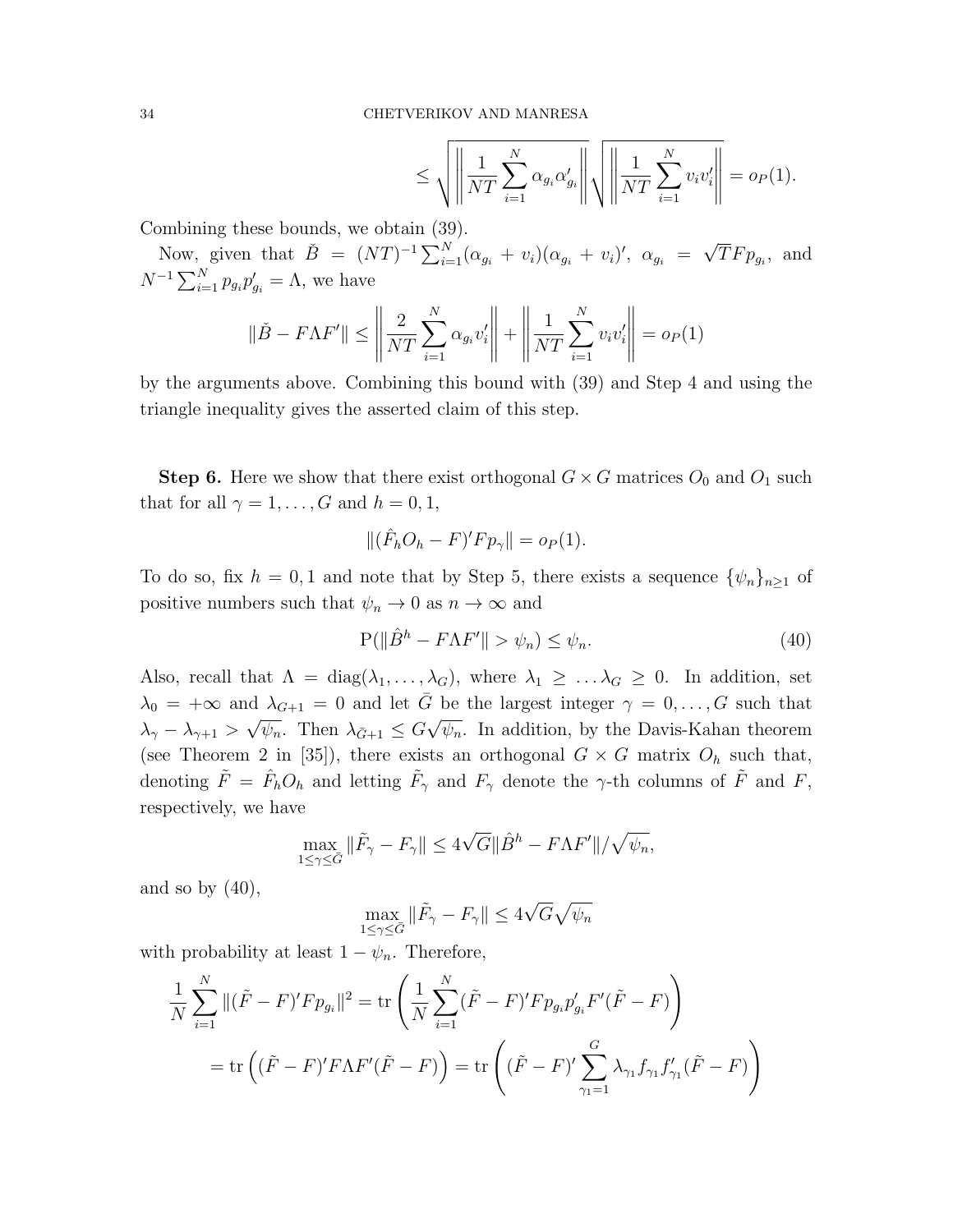$$\le \sqrt{\left\| \frac{1}{NT}\sum_{i=1}^N \alpha_{g_i}\alpha_{g_i}' \right\|}\sqrt{\left\| \frac{1}{NT}\sum_{i=1}^N v_i v_i' \right\|} = o_P(1).$$

Combining these bounds, we obtain (39).

Now, given that $\check{B} = (NT)^{-1}\sum_{i=1}^N(\alpha_{g_i} + v_i)(\alpha_{g_i} + v_i)'$, $\alpha_{g_i} = \sqrt{T}Fp_{g_i}$, and $N^{-1}\sum_{i=1}^N p_{g_i}p_{g_i}' = \Lambda$, we have

$$\|\check{B} - F\Lambda F'\| \le \left\| \frac{2}{NT}\sum_{i=1}^N \alpha_{g_i} v_i' \right\| + \left\| \frac{1}{NT}\sum_{i=1}^N v_i v_i' \right\| = o_P(1)$$

by the arguments above. Combining this bound with (39) and Step 4 and using the triangle inequality gives the asserted claim of this step.

**Step 6.** Here we show that there exist orthogonal $G\times G$ matrices $O_0$ and $O_1$ such that for all $\gamma = 1,\dots,G$ and $h = 0,1$,

$$\|(\hat{F}_h O_h - F)'Fp_\gamma\| = o_P(1).$$

To do so, fix $h = 0,1$ and note that by Step 5, there exists a sequence $\{\psi_n\}_{n\ge 1}$ of positive numbers such that $\psi_n \to 0$ as $n\to\infty$ and

$$\mathrm{P}(\|\hat{B}^h - F\Lambda F'\| > \psi_n) \le \psi_n. \tag{40}$$

Also, recall that $\Lambda = \mathrm{diag}(\lambda_1,\dots,\lambda_G)$, where $\lambda_1 \ge \dots \lambda_G \ge 0$. In addition, set $\lambda_0 = +\infty$ and $\lambda_{G+1} = 0$ and let $\bar{G}$ be the largest integer $\gamma = 0,\dots,G$ such that $\lambda_\gamma - \lambda_{\gamma+1} > \sqrt{\psi_n}$. Then $\lambda_{\bar{G}+1} \le G\sqrt{\psi_n}$. In addition, by the Davis-Kahan theorem (see Theorem 2 in [35]), there exists an orthogonal $G\times G$ matrix $O_h$ such that, denoting $\tilde{F} = \hat{F}_h O_h$ and letting $\tilde{F}_\gamma$ and $F_\gamma$ denote the $\gamma$-th columns of $\tilde{F}$ and $F$, respectively, we have

$$\max_{1\le\gamma\le\bar{G}} \|\tilde{F}_\gamma - F_\gamma\| \le 4\sqrt{G}\|\hat{B}^h - F\Lambda F'\|/\sqrt{\psi_n},$$

and so by (40),

$$\max_{1\le\gamma\le\bar{G}} \|\tilde{F}_\gamma - F_\gamma\| \le 4\sqrt{G}\sqrt{\psi_n}$$

with probability at least $1-\psi_n$. Therefore,

$$\frac{1}{N}\sum_{i=1}^N \|(\tilde{F}-F)'Fp_{g_i}\|^2 = \mathrm{tr}\left(\frac{1}{N}\sum_{i=1}^N (\tilde{F}-F)'Fp_{g_i}p_{g_i}'F'(\tilde{F}-F)\right)$$

$$= \mathrm{tr}\left((\tilde{F}-F)'F\Lambda F'(\tilde{F}-F)\right) = \mathrm{tr}\left((\tilde{F}-F)'\sum_{\gamma_1=1}^G \lambda_{\gamma_1} f_{\gamma_1} f_{\gamma_1}'(\tilde{F}-F)\right)$$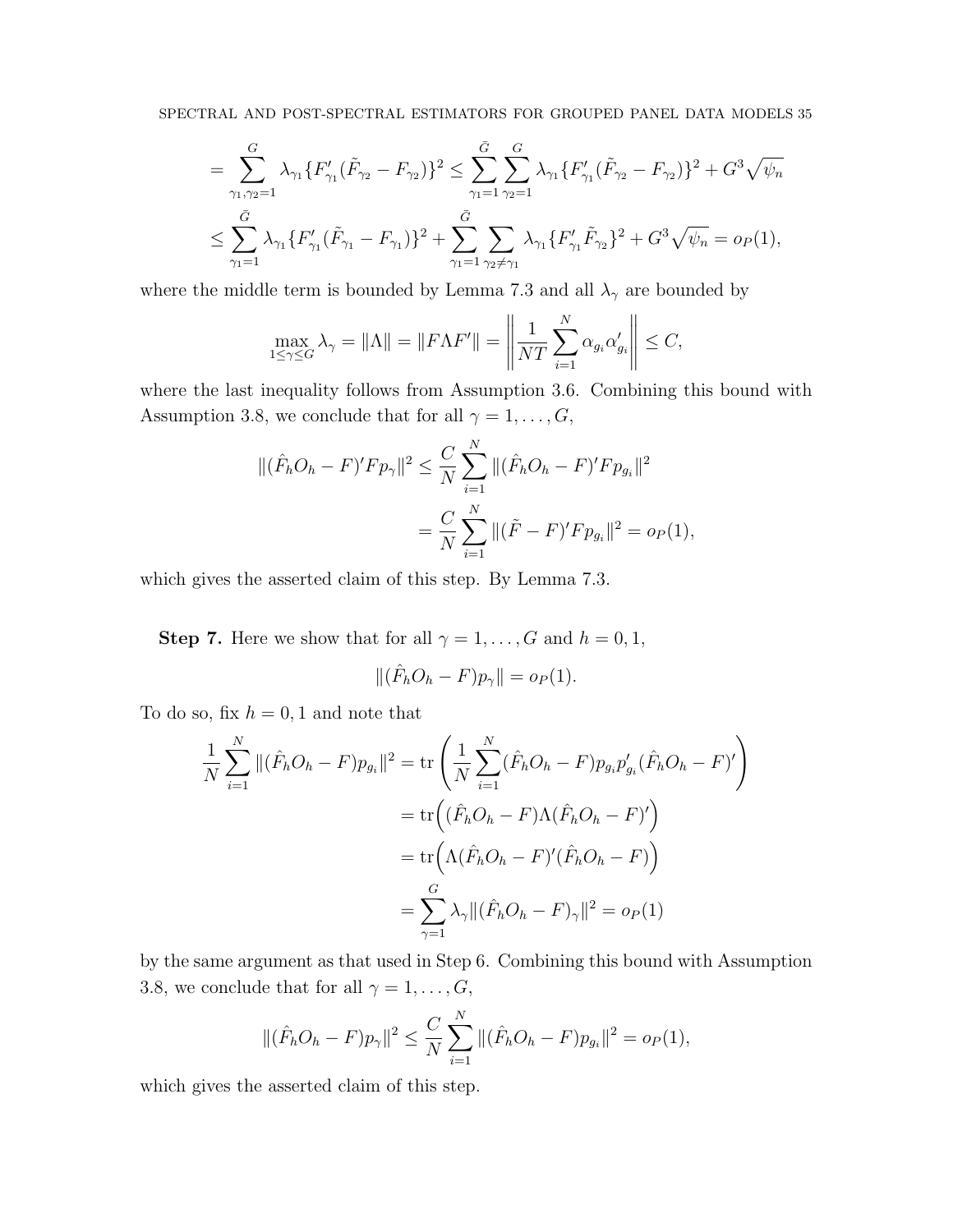$$= \sum_{\gamma_1,\gamma_2=1}^{G} \lambda_{\gamma_1}\{F'_{\gamma_1}(\tilde{F}_{\gamma_2} - F_{\gamma_2})\}^2 \leq \sum_{\gamma_1=1}^{\bar{G}} \sum_{\gamma_2=1}^{G} \lambda_{\gamma_1}\{F'_{\gamma_1}(\tilde{F}_{\gamma_2} - F_{\gamma_2})\}^2 + G^3\sqrt{\psi_n}$$

$$\leq \sum_{\gamma_1=1}^{\bar{G}} \lambda_{\gamma_1}\{F'_{\gamma_1}(\tilde{F}_{\gamma_1} - F_{\gamma_1})\}^2 + \sum_{\gamma_1=1}^{\bar{G}} \sum_{\gamma_2 \neq \gamma_1} \lambda_{\gamma_1}\{F'_{\gamma_1}\tilde{F}_{\gamma_2}\}^2 + G^3\sqrt{\psi_n} = o_P(1),$$

where the middle term is bounded by Lemma 7.3 and all $\lambda_\gamma$ are bounded by

$$\max_{1\leq\gamma\leq G} \lambda_\gamma = \|\Lambda\| = \|F\Lambda F'\| = \left\| \frac{1}{NT}\sum_{i=1}^{N} \alpha_{g_i}\alpha'_{g_i} \right\| \leq C,$$

where the last inequality follows from Assumption 3.6. Combining this bound with Assumption 3.8, we conclude that for all $\gamma = 1,\dots,G$,

$$\|(\hat{F}_h O_h - F)' F p_\gamma\|^2 \leq \frac{C}{N}\sum_{i=1}^{N} \|(\hat{F}_h O_h - F)' F p_{g_i}\|^2$$

$$= \frac{C}{N}\sum_{i=1}^{N} \|(\tilde{F} - F)' F p_{g_i}\|^2 = o_P(1),$$

which gives the asserted claim of this step. By Lemma 7.3.

**Step 7.** Here we show that for all $\gamma = 1,\dots,G$ and $h = 0,1$,

$$\|(\hat{F}_h O_h - F)p_\gamma\| = o_P(1).$$

To do so, fix $h = 0,1$ and note that

$$\frac{1}{N}\sum_{i=1}^{N} \|(\hat{F}_h O_h - F)p_{g_i}\|^2 = \operatorname{tr}\left(\frac{1}{N}\sum_{i=1}^{N}(\hat{F}_h O_h - F)p_{g_i}p'_{g_i}(\hat{F}_h O_h - F)'\right)$$

$$= \operatorname{tr}\Big((\hat{F}_h O_h - F)\Lambda(\hat{F}_h O_h - F)'\Big)$$

$$= \operatorname{tr}\Big(\Lambda(\hat{F}_h O_h - F)'(\hat{F}_h O_h - F)\Big)$$

$$= \sum_{\gamma=1}^{G} \lambda_\gamma \|(\hat{F}_h O_h - F)_\gamma\|^2 = o_P(1)$$

by the same argument as that used in Step 6. Combining this bound with Assumption 3.8, we conclude that for all $\gamma = 1,\dots,G$,

$$\|(\hat{F}_h O_h - F)p_\gamma\|^2 \leq \frac{C}{N}\sum_{i=1}^{N} \|(\hat{F}_h O_h - F)p_{g_i}\|^2 = o_P(1),$$

which gives the asserted claim of this step.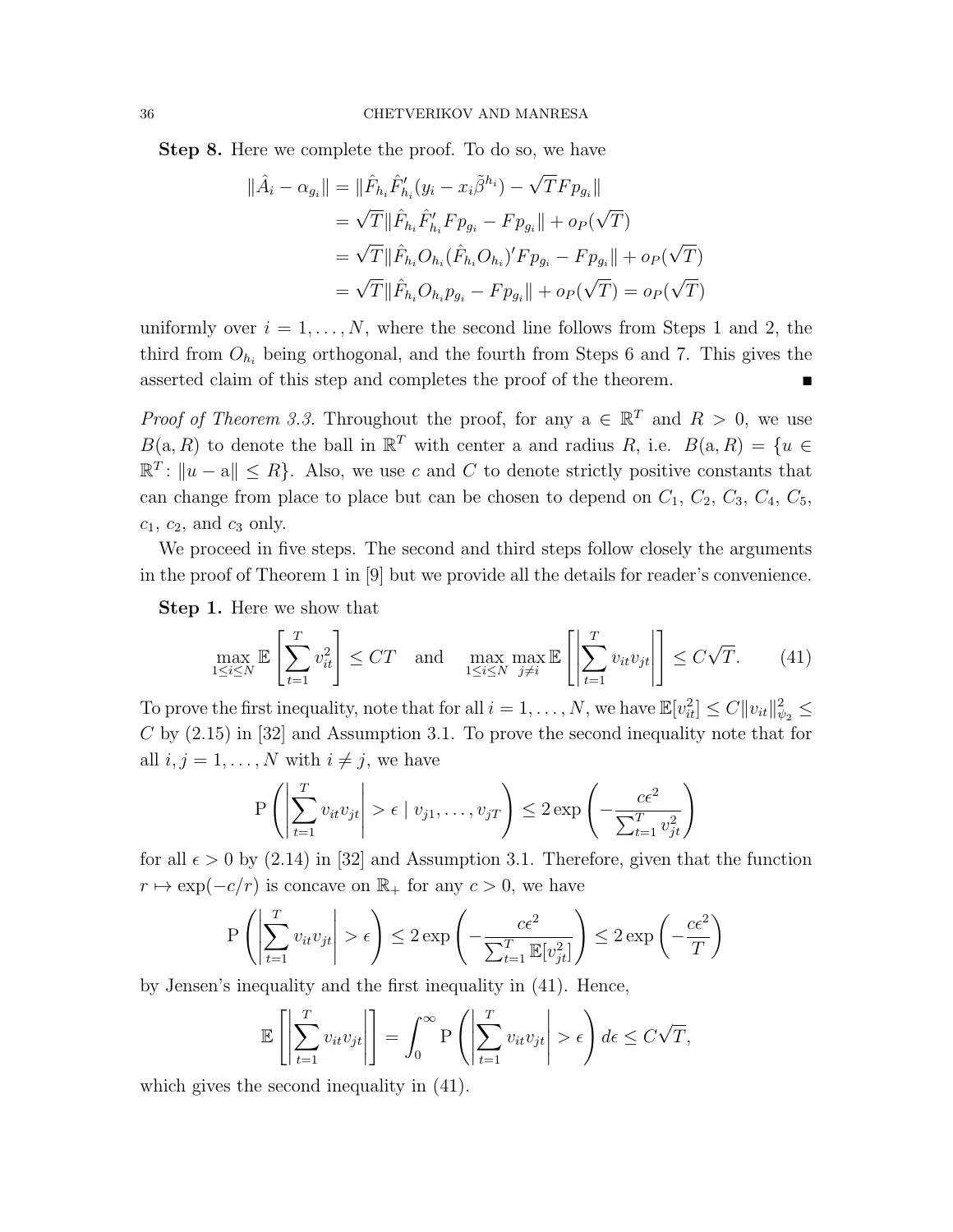**Step 8.** Here we complete the proof. To do so, we have

$$
\begin{aligned}
\|\hat{A}_i - \alpha_{g_i}\| &= \|\hat{F}_{h_i}\hat{F}_{h_i}'(y_i - x_i\tilde{\beta}^{h_i}) - \sqrt{T}Fp_{g_i}\| \\
&= \sqrt{T}\|\hat{F}_{h_i}\hat{F}_{h_i}'Fp_{g_i} - Fp_{g_i}\| + o_P(\sqrt{T}) \\
&= \sqrt{T}\|\hat{F}_{h_i}O_{h_i}(\hat{F}_{h_i}O_{h_i})'Fp_{g_i} - Fp_{g_i}\| + o_P(\sqrt{T}) \\
&= \sqrt{T}\|\hat{F}_{h_i}O_{h_i}p_{g_i} - Fp_{g_i}\| + o_P(\sqrt{T}) = o_P(\sqrt{T})
\end{aligned}
$$

uniformly over $i = 1, \dots, N$, where the second line follows from Steps 1 and 2, the third from $O_{h_i}$ being orthogonal, and the fourth from Steps 6 and 7. This gives the asserted claim of this step and completes the proof of the theorem. ■

*Proof of Theorem 3.3.* Throughout the proof, for any $\mathrm{a} \in \mathbb{R}^T$ and $R > 0$, we use $B(\mathrm{a}, R)$ to denote the ball in $\mathbb{R}^T$ with center a and radius $R$, i.e. $B(\mathrm{a}, R) = \{u \in \mathbb{R}^T : \|u - \mathrm{a}\| \leq R\}$. Also, we use $c$ and $C$ to denote strictly positive constants that can change from place to place but can be chosen to depend on $C_1$, $C_2$, $C_3$, $C_4$, $C_5$, $c_1$, $c_2$, and $c_3$ only.

We proceed in five steps. The second and third steps follow closely the arguments in the proof of Theorem 1 in [9] but we provide all the details for reader's convenience.

**Step 1.** Here we show that

$$
\max_{1 \leq i \leq N} \mathbb{E}\left[\sum_{t=1}^T v_{it}^2\right] \leq CT \quad \text{and} \quad \max_{1 \leq i \leq N} \max_{j \neq i} \mathbb{E}\left[\left|\sum_{t=1}^T v_{it}v_{jt}\right|\right] \leq C\sqrt{T}. \tag{41}
$$

To prove the first inequality, note that for all $i = 1, \dots, N$, we have $\mathbb{E}[v_{it}^2] \leq C\|v_{it}\|_{\psi_2}^2 \leq C$ by (2.15) in [32] and Assumption 3.1. To prove the second inequality note that for all $i, j = 1, \dots, N$ with $i \neq j$, we have

$$
\mathrm{P}\left(\left|\sum_{t=1}^T v_{it}v_{jt}\right| > \epsilon \mid v_{j1}, \dots, v_{jT}\right) \leq 2\exp\left(-\frac{c\epsilon^2}{\sum_{t=1}^T v_{jt}^2}\right)
$$

for all $\epsilon > 0$ by (2.14) in [32] and Assumption 3.1. Therefore, given that the function $r \mapsto \exp(-c/r)$ is concave on $\mathbb{R}_+$ for any $c > 0$, we have

$$
\mathrm{P}\left(\left|\sum_{t=1}^T v_{it}v_{jt}\right| > \epsilon\right) \leq 2\exp\left(-\frac{c\epsilon^2}{\sum_{t=1}^T \mathbb{E}[v_{jt}^2]}\right) \leq 2\exp\left(-\frac{c\epsilon^2}{T}\right)
$$

by Jensen's inequality and the first inequality in (41). Hence,

$$
\mathbb{E}\left[\left|\sum_{t=1}^T v_{it}v_{jt}\right|\right] = \int_0^\infty \mathrm{P}\left(\left|\sum_{t=1}^T v_{it}v_{jt}\right| > \epsilon\right) d\epsilon \leq C\sqrt{T},
$$

which gives the second inequality in (41).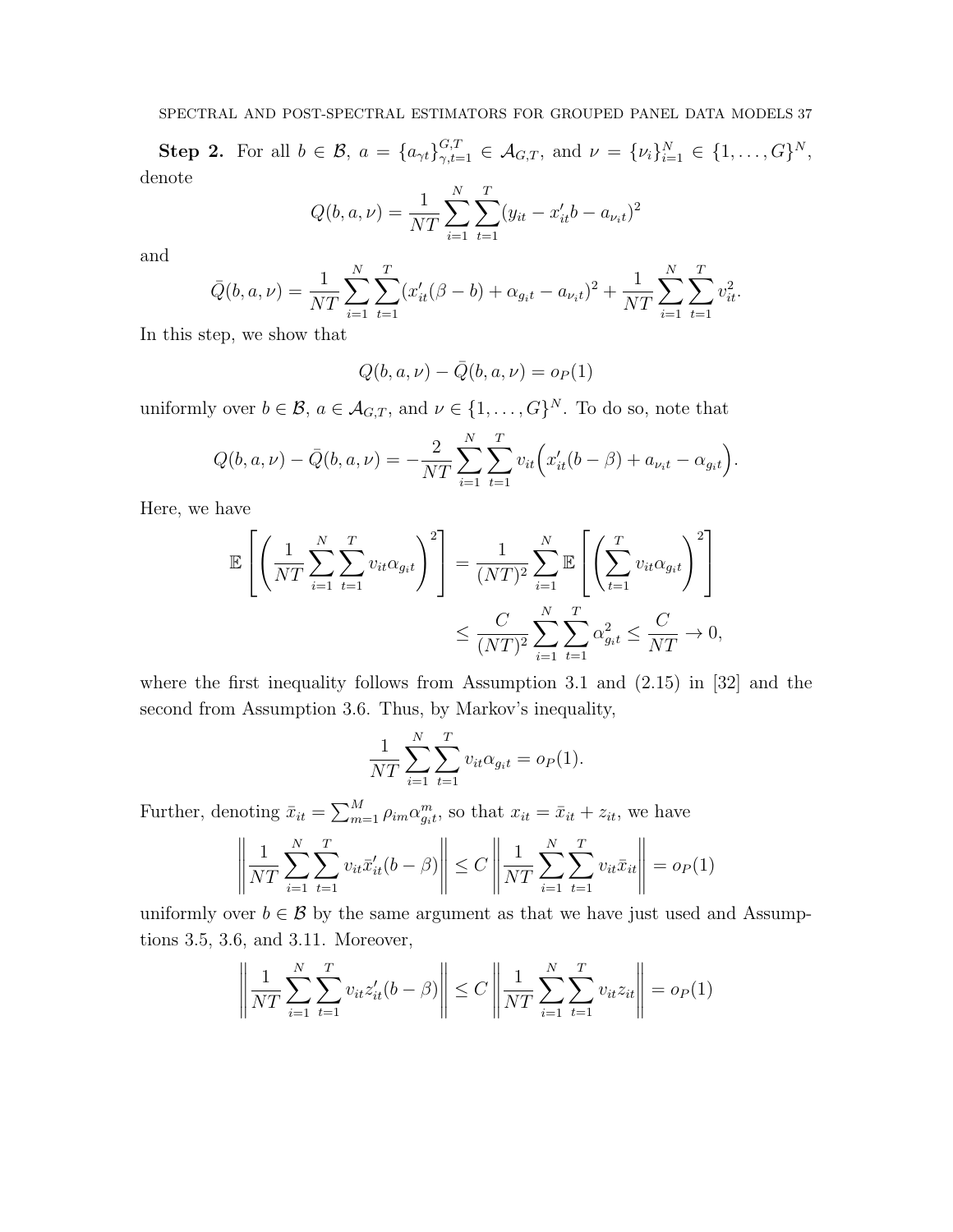**Step 2.** For all $b \in \mathcal{B}$, $a = \{a_{\gamma t}\}_{\gamma,t=1}^{G,T} \in \mathcal{A}_{G,T}$, and $\nu = \{\nu_i\}_{i=1}^N \in \{1,\ldots,G\}^N$, denote

$$Q(b,a,\nu) = \frac{1}{NT}\sum_{i=1}^N\sum_{t=1}^T (y_{it} - x_{it}'b - a_{\nu_i t})^2$$

and

$$\bar{Q}(b,a,\nu) = \frac{1}{NT}\sum_{i=1}^N\sum_{t=1}^T (x_{it}'(\beta - b) + \alpha_{g_i t} - a_{\nu_i t})^2 + \frac{1}{NT}\sum_{i=1}^N\sum_{t=1}^T v_{it}^2.$$

In this step, we show that

$$Q(b,a,\nu) - \bar{Q}(b,a,\nu) = o_P(1)$$

uniformly over $b \in \mathcal{B}$, $a \in \mathcal{A}_{G,T}$, and $\nu \in \{1,\ldots,G\}^N$. To do so, note that

$$Q(b,a,\nu) - \bar{Q}(b,a,\nu) = -\frac{2}{NT}\sum_{i=1}^N\sum_{t=1}^T v_{it}\Big(x_{it}'(b-\beta) + a_{\nu_i t} - \alpha_{g_i t}\Big).$$

Here, we have

$$\begin{aligned}\mathbb{E}\left[\left(\frac{1}{NT}\sum_{i=1}^N\sum_{t=1}^T v_{it}\alpha_{g_i t}\right)^2\right] &= \frac{1}{(NT)^2}\sum_{i=1}^N \mathbb{E}\left[\left(\sum_{t=1}^T v_{it}\alpha_{g_i t}\right)^2\right] \\ &\le \frac{C}{(NT)^2}\sum_{i=1}^N\sum_{t=1}^T \alpha_{g_i t}^2 \le \frac{C}{NT} \to 0,\end{aligned}$$

where the first inequality follows from Assumption 3.1 and (2.15) in [32] and the second from Assumption 3.6. Thus, by Markov's inequality,

$$\frac{1}{NT}\sum_{i=1}^N\sum_{t=1}^T v_{it}\alpha_{g_i t} = o_P(1).$$

Further, denoting $\bar{x}_{it} = \sum_{m=1}^M \rho_{im}\alpha_{g_i t}^m$, so that $x_{it} = \bar{x}_{it} + z_{it}$, we have

$$\left\|\frac{1}{NT}\sum_{i=1}^N\sum_{t=1}^T v_{it}\bar{x}_{it}'(b-\beta)\right\| \le C\left\|\frac{1}{NT}\sum_{i=1}^N\sum_{t=1}^T v_{it}\bar{x}_{it}\right\| = o_P(1)$$

uniformly over $b \in \mathcal{B}$ by the same argument as that we have just used and Assumptions 3.5, 3.6, and 3.11. Moreover,

$$\left\|\frac{1}{NT}\sum_{i=1}^N\sum_{t=1}^T v_{it}z_{it}'(b-\beta)\right\| \le C\left\|\frac{1}{NT}\sum_{i=1}^N\sum_{t=1}^T v_{it}z_{it}\right\| = o_P(1)$$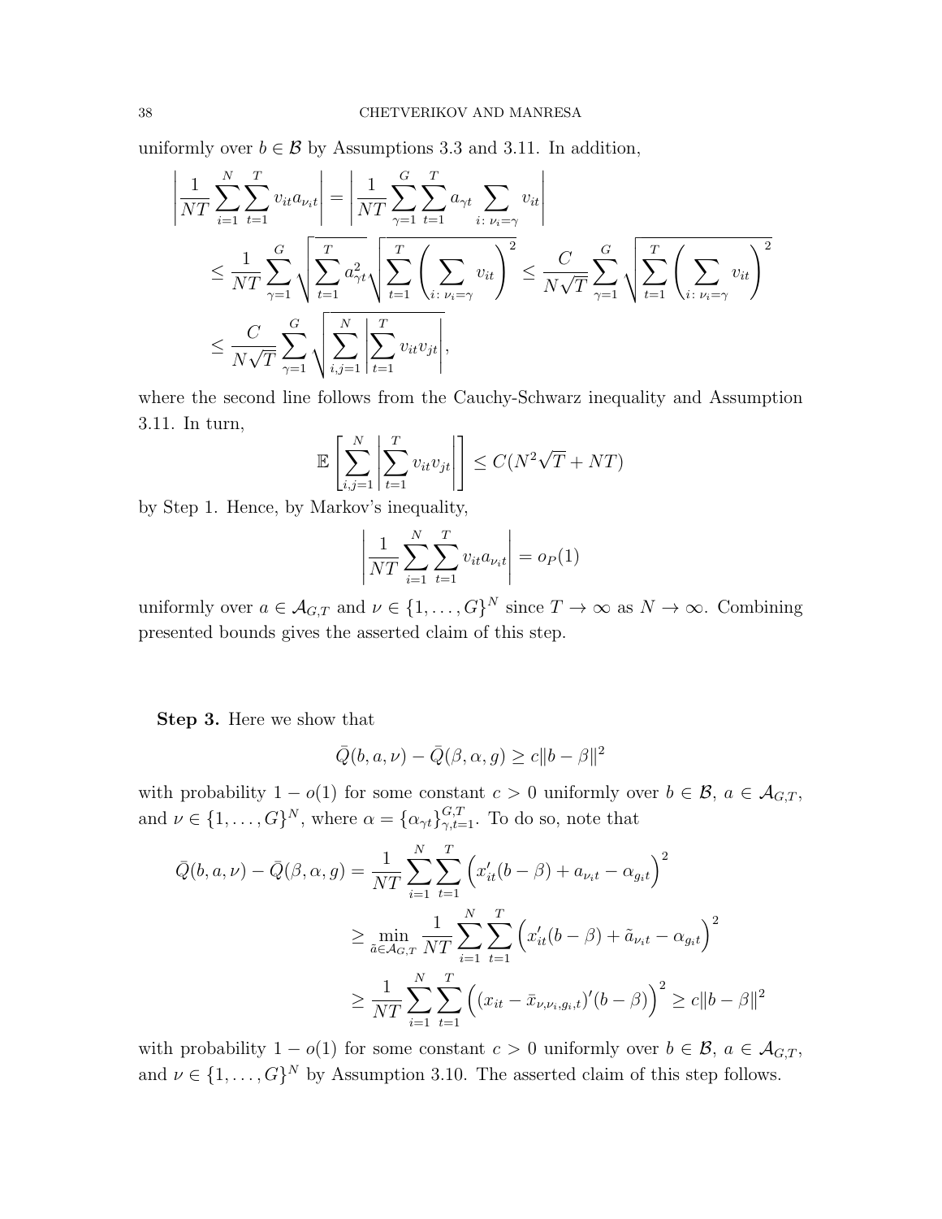uniformly over $b \in \mathcal{B}$ by Assumptions 3.3 and 3.11. In addition,

$$
\begin{aligned}
\left| \frac{1}{NT} \sum_{i=1}^{N} \sum_{t=1}^{T} v_{it} a_{\nu_i t} \right| &= \left| \frac{1}{NT} \sum_{\gamma=1}^{G} \sum_{t=1}^{T} a_{\gamma t} \sum_{i\colon \nu_i = \gamma} v_{it} \right| \\
&\leq \frac{1}{NT} \sum_{\gamma=1}^{G} \sqrt{\sum_{t=1}^{T} a_{\gamma t}^2} \sqrt{\sum_{t=1}^{T} \left( \sum_{i\colon \nu_i = \gamma} v_{it} \right)^2} \leq \frac{C}{N\sqrt{T}} \sum_{\gamma=1}^{G} \sqrt{\sum_{t=1}^{T} \left( \sum_{i\colon \nu_i = \gamma} v_{it} \right)^2} \\
&\leq \frac{C}{N\sqrt{T}} \sum_{\gamma=1}^{G} \sqrt{\sum_{i,j=1}^{N} \left| \sum_{t=1}^{T} v_{it} v_{jt} \right|},
\end{aligned}
$$

where the second line follows from the Cauchy-Schwarz inequality and Assumption 3.11. In turn,

$$
\mathbb{E}\left[ \sum_{i,j=1}^{N} \left| \sum_{t=1}^{T} v_{it} v_{jt} \right| \right] \leq C(N^2 \sqrt{T} + NT)
$$

by Step 1. Hence, by Markov's inequality,

$$
\left| \frac{1}{NT} \sum_{i=1}^{N} \sum_{t=1}^{T} v_{it} a_{\nu_i t} \right| = o_P(1)
$$

uniformly over $a \in \mathcal{A}_{G,T}$ and $\nu \in \{1, \dots, G\}^N$ since $T \to \infty$ as $N \to \infty$. Combining presented bounds gives the asserted claim of this step.

**Step 3.** Here we show that

$$
\bar{Q}(b, a, \nu) - \bar{Q}(\beta, \alpha, g) \geq c \|b - \beta\|^2
$$

with probability $1 - o(1)$ for some constant $c > 0$ uniformly over $b \in \mathcal{B}$, $a \in \mathcal{A}_{G,T}$, and $\nu \in \{1, \dots, G\}^N$, where $\alpha = \{\alpha_{\gamma t}\}_{\gamma,t=1}^{G,T}$. To do so, note that

$$
\begin{aligned}
\bar{Q}(b, a, \nu) - \bar{Q}(\beta, \alpha, g) &= \frac{1}{NT} \sum_{i=1}^{N} \sum_{t=1}^{T} \Big( x_{it}'(b - \beta) + a_{\nu_i t} - \alpha_{g_i t} \Big)^2 \\
&\geq \min_{\tilde{a} \in \mathcal{A}_{G,T}} \frac{1}{NT} \sum_{i=1}^{N} \sum_{t=1}^{T} \Big( x_{it}'(b - \beta) + \tilde{a}_{\nu_i t} - \alpha_{g_i t} \Big)^2 \\
&\geq \frac{1}{NT} \sum_{i=1}^{N} \sum_{t=1}^{T} \Big( (x_{it} - \bar{x}_{\nu, \nu_i, g_i, t})'(b - \beta) \Big)^2 \geq c \|b - \beta\|^2
\end{aligned}
$$

with probability $1 - o(1)$ for some constant $c > 0$ uniformly over $b \in \mathcal{B}$, $a \in \mathcal{A}_{G,T}$, and $\nu \in \{1, \dots, G\}^N$ by Assumption 3.10. The asserted claim of this step follows.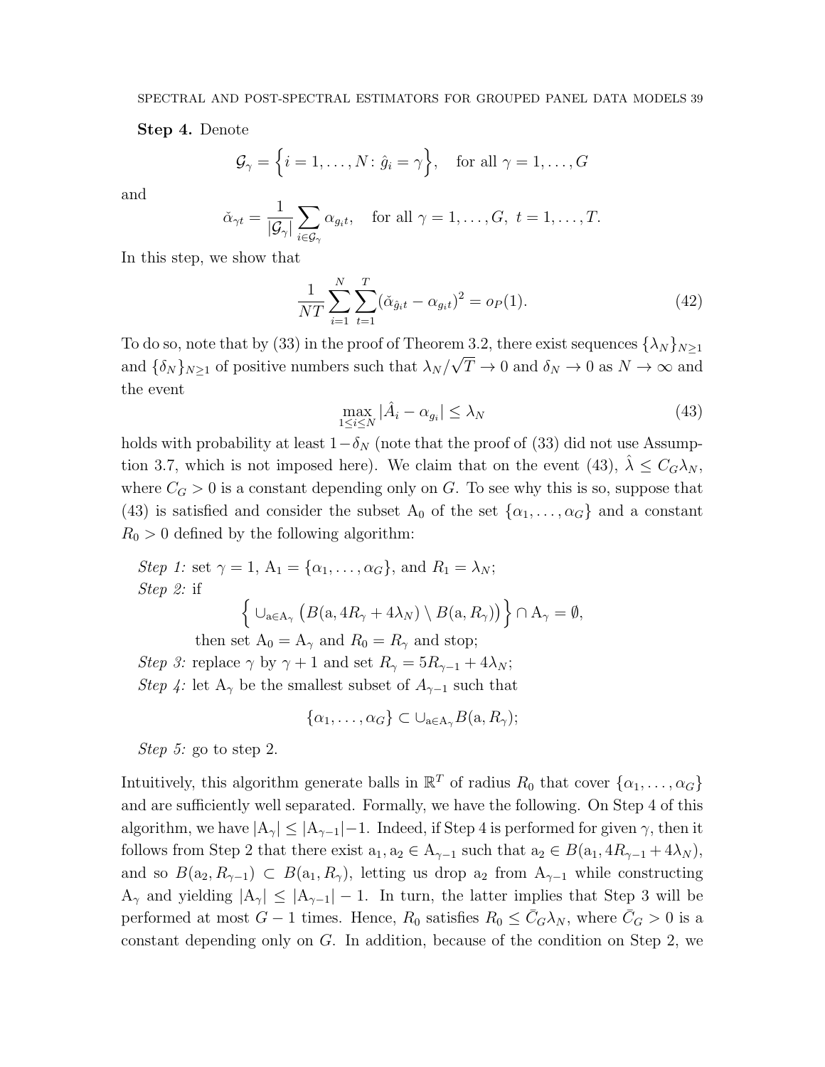**Step 4.** Denote

$$\mathcal{G}_\gamma = \Big\{ i = 1, \dots, N : \hat{g}_i = \gamma \Big\}, \quad \text{for all } \gamma = 1, \dots, G$$

and

$$\check{\alpha}_{\gamma t} = \frac{1}{|\mathcal{G}_\gamma|} \sum_{i \in \mathcal{G}_\gamma} \alpha_{g_i t}, \quad \text{for all } \gamma = 1, \dots, G, \ t = 1, \dots, T.$$

In this step, we show that

$$\frac{1}{NT} \sum_{i=1}^{N} \sum_{t=1}^{T} (\check{\alpha}_{\hat{g}_i t} - \alpha_{g_i t})^2 = o_P(1). \tag{42}$$

To do so, note that by (33) in the proof of Theorem 3.2, there exist sequences $\{\lambda_N\}_{N \geq 1}$ and $\{\delta_N\}_{N \geq 1}$ of positive numbers such that $\lambda_N / \sqrt{T} \to 0$ and $\delta_N \to 0$ as $N \to \infty$ and the event

$$\max_{1 \leq i \leq N} |\hat{A}_i - \alpha_{g_i}| \leq \lambda_N \tag{43}$$

holds with probability at least $1 - \delta_N$ (note that the proof of (33) did not use Assumption 3.7, which is not imposed here). We claim that on the event (43), $\hat{\lambda} \leq C_G \lambda_N$, where $C_G > 0$ is a constant depending only on $G$. To see why this is so, suppose that (43) is satisfied and consider the subset $\mathrm{A}_0$ of the set $\{\alpha_1, \dots, \alpha_G\}$ and a constant $R_0 > 0$ defined by the following algorithm:

*Step 1:* set $\gamma = 1$, $\mathrm{A}_1 = \{\alpha_1, \dots, \alpha_G\}$, and $R_1 = \lambda_N$;
*Step 2:* if

$$\Big\{ \cup_{\mathrm{a} \in \mathrm{A}_\gamma} \big( B(\mathrm{a}, 4R_\gamma + 4\lambda_N) \setminus B(\mathrm{a}, R_\gamma) \big) \Big\} \cap \mathrm{A}_\gamma = \emptyset,$$

then set $\mathrm{A}_0 = \mathrm{A}_\gamma$ and $R_0 = R_\gamma$ and stop;
*Step 3:* replace $\gamma$ by $\gamma + 1$ and set $R_\gamma = 5R_{\gamma-1} + 4\lambda_N$;
*Step 4:* let $\mathrm{A}_\gamma$ be the smallest subset of $A_{\gamma-1}$ such that

$$\{\alpha_1, \dots, \alpha_G\} \subset \cup_{\mathrm{a} \in \mathrm{A}_\gamma} B(\mathrm{a}, R_\gamma);$$

*Step 5:* go to step 2.

Intuitively, this algorithm generate balls in $\mathbb{R}^T$ of radius $R_0$ that cover $\{\alpha_1, \dots, \alpha_G\}$ and are sufficiently well separated. Formally, we have the following. On Step 4 of this algorithm, we have $|\mathrm{A}_\gamma| \leq |\mathrm{A}_{\gamma-1}| - 1$. Indeed, if Step 4 is performed for given $\gamma$, then it follows from Step 2 that there exist $\mathrm{a}_1, \mathrm{a}_2 \in \mathrm{A}_{\gamma-1}$ such that $\mathrm{a}_2 \in B(\mathrm{a}_1, 4R_{\gamma-1} + 4\lambda_N)$, and so $B(\mathrm{a}_2, R_{\gamma-1}) \subset B(\mathrm{a}_1, R_\gamma)$, letting us drop $\mathrm{a}_2$ from $\mathrm{A}_{\gamma-1}$ while constructing $\mathrm{A}_\gamma$ and yielding $|\mathrm{A}_\gamma| \leq |\mathrm{A}_{\gamma-1}| - 1$. In turn, the latter implies that Step 3 will be performed at most $G - 1$ times. Hence, $R_0$ satisfies $R_0 \leq \bar{C}_G \lambda_N$, where $\bar{C}_G > 0$ is a constant depending only on $G$. In addition, because of the condition on Step 2, we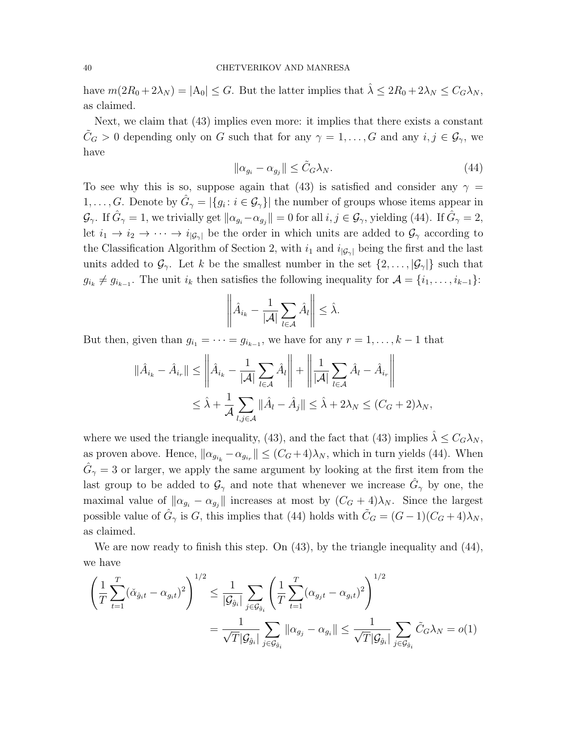have $m(2R_0 + 2\lambda_N) = |\mathrm{A}_0| \leq G$. But the latter implies that $\hat{\lambda} \leq 2R_0 + 2\lambda_N \leq C_G \lambda_N$, as claimed.

Next, we claim that (43) implies even more: it implies that there exists a constant $\tilde{C}_G > 0$ depending only on $G$ such that for any $\gamma = 1, \dots, G$ and any $i, j \in \mathcal{G}_\gamma$, we have

$$\|\alpha_{g_i} - \alpha_{g_j}\| \leq \tilde{C}_G \lambda_N. \tag{44}$$

To see why this is so, suppose again that (43) is satisfied and consider any $\gamma = 1, \dots, G$. Denote by $\hat{G}_\gamma = |\{g_i : i \in \mathcal{G}_\gamma\}|$ the number of groups whose items appear in $\mathcal{G}_\gamma$. If $\hat{G}_\gamma = 1$, we trivially get $\|\alpha_{g_i} - \alpha_{g_j}\| = 0$ for all $i, j \in \mathcal{G}_\gamma$, yielding (44). If $\hat{G}_\gamma = 2$, let $i_1 \to i_2 \to \dots \to i_{|\mathcal{G}_\gamma|}$ be the order in which units are added to $\mathcal{G}_\gamma$ according to the Classification Algorithm of Section 2, with $i_1$ and $i_{|\mathcal{G}_\gamma|}$ being the first and the last units added to $\mathcal{G}_\gamma$. Let $k$ be the smallest number in the set $\{2, \dots, |\mathcal{G}_\gamma|\}$ such that $g_{i_k} \neq g_{i_{k-1}}$. The unit $i_k$ then satisfies the following inequality for $\mathcal{A} = \{i_1, \dots, i_{k-1}\}$:

$$\left\| \hat{A}_{i_k} - \frac{1}{|\mathcal{A}|} \sum_{l \in \mathcal{A}} \hat{A}_l \right\| \leq \hat{\lambda}.$$

But then, given than $g_{i_1} = \dots = g_{i_{k-1}}$, we have for any $r = 1, \dots, k-1$ that

$$\begin{aligned}
\|\hat{A}_{i_k} - \hat{A}_{i_r}\| &\leq \left\| \hat{A}_{i_k} - \frac{1}{|\mathcal{A}|} \sum_{l \in \mathcal{A}} \hat{A}_l \right\| + \left\| \frac{1}{|\mathcal{A}|} \sum_{l \in \mathcal{A}} \hat{A}_l - \hat{A}_{i_r} \right\| \\
&\leq \hat{\lambda} + \frac{1}{\mathcal{A}} \sum_{l, j \in \mathcal{A}} \|\hat{A}_l - \hat{A}_j\| \leq \hat{\lambda} + 2\lambda_N \leq (C_G + 2)\lambda_N,
\end{aligned}$$

where we used the triangle inequality, (43), and the fact that (43) implies $\hat{\lambda} \leq C_G \lambda_N$, as proven above. Hence, $\|\alpha_{g_{i_k}} - \alpha_{g_{i_r}}\| \leq (C_G + 4)\lambda_N$, which in turn yields (44). When $\hat{G}_\gamma = 3$ or larger, we apply the same argument by looking at the first item from the last group to be added to $\mathcal{G}_\gamma$ and note that whenever we increase $\hat{G}_\gamma$ by one, the maximal value of $\|\alpha_{g_i} - \alpha_{g_j}\|$ increases at most by $(C_G + 4)\lambda_N$. Since the largest possible value of $\hat{G}_\gamma$ is $G$, this implies that (44) holds with $\tilde{C}_G = (G-1)(C_G + 4)\lambda_N$, as claimed.

We are now ready to finish this step. On (43), by the triangle inequality and (44), we have

$$\begin{aligned}
\left( \frac{1}{T} \sum_{t=1}^{T} (\check{\alpha}_{\hat{g}_i t} - \alpha_{g_i t})^2 \right)^{1/2} &\leq \frac{1}{|\mathcal{G}_{\hat{g}_i}|} \sum_{j \in \mathcal{G}_{\hat{g}_i}} \left( \frac{1}{T} \sum_{t=1}^{T} (\alpha_{g_j t} - \alpha_{g_i t})^2 \right)^{1/2} \\
&= \frac{1}{\sqrt{T} |\mathcal{G}_{\hat{g}_i}|} \sum_{j \in \mathcal{G}_{\hat{g}_i}} \|\alpha_{g_j} - \alpha_{g_i}\| \leq \frac{1}{\sqrt{T} |\mathcal{G}_{\hat{g}_i}|} \sum_{j \in \mathcal{G}_{\hat{g}_i}} \tilde{C}_G \lambda_N = o(1)
\end{aligned}$$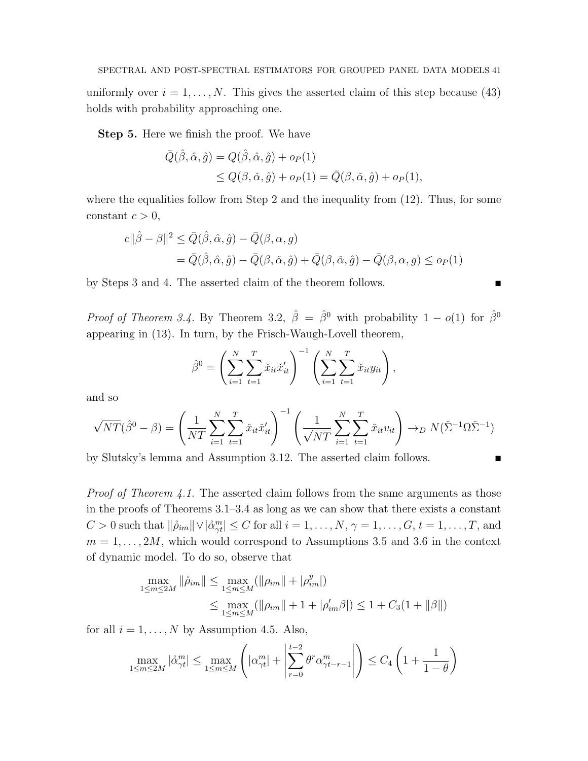uniformly over $i = 1, \dots, N$. This gives the asserted claim of this step because (43) holds with probability approaching one.

**Step 5.** Here we finish the proof. We have

$$
\begin{aligned}
\bar{Q}(\hat{\beta}, \hat{\alpha}, \hat{g}) &= Q(\hat{\beta}, \hat{\alpha}, \hat{g}) + o_P(1) \\
&\leq Q(\beta, \check{\alpha}, \hat{g}) + o_P(1) = \bar{Q}(\beta, \check{\alpha}, \hat{g}) + o_P(1),
\end{aligned}
$$

where the equalities follow from Step 2 and the inequality from (12). Thus, for some constant $c > 0$,

$$
\begin{aligned}
c\|\hat{\beta} - \beta\|^2 &\leq \bar{Q}(\hat{\beta}, \hat{\alpha}, \hat{g}) - \bar{Q}(\beta, \alpha, g) \\
&= \bar{Q}(\hat{\beta}, \hat{\alpha}, \hat{g}) - \bar{Q}(\beta, \check{\alpha}, \hat{g}) + \bar{Q}(\beta, \check{\alpha}, \hat{g}) - \bar{Q}(\beta, \alpha, g) \leq o_P(1)
\end{aligned}
$$

by Steps 3 and 4. The asserted claim of the theorem follows. ∎

*Proof of Theorem 3.4.* By Theorem 3.2, $\hat{\beta} = \hat{\beta}^0$ with probability $1 - o(1)$ for $\hat{\beta}^0$ appearing in (13). In turn, by the Frisch-Waugh-Lovell theorem,

$$
\hat{\beta}^0 = \left( \sum_{i=1}^{N} \sum_{t=1}^{T} \check{x}_{it} \check{x}_{it}' \right)^{-1} \left( \sum_{i=1}^{N} \sum_{t=1}^{T} \check{x}_{it} y_{it} \right),
$$

and so

$$
\sqrt{NT}(\hat{\beta}^0 - \beta) = \left( \frac{1}{NT} \sum_{i=1}^{N} \sum_{t=1}^{T} \check{x}_{it} \check{x}_{it}' \right)^{-1} \left( \frac{1}{\sqrt{NT}} \sum_{i=1}^{N} \sum_{t=1}^{T} \check{x}_{it} v_{it} \right) \to_D N(\check{\Sigma}^{-1} \Omega \check{\Sigma}^{-1})
$$

by Slutsky's lemma and Assumption 3.12. The asserted claim follows. ∎

*Proof of Theorem 4.1.* The asserted claim follows from the same arguments as those in the proofs of Theorems 3.1–3.4 as long as we can show that there exists a constant $C > 0$ such that $\|\mathring{\rho}_{im}\| \vee |\mathring{\alpha}_{\gamma t}^m| \leq C$ for all $i = 1, \dots, N$, $\gamma = 1, \dots, G$, $t = 1, \dots, T$, and $m = 1, \dots, 2M$, which would correspond to Assumptions 3.5 and 3.6 in the context of dynamic model. To do so, observe that

$$
\begin{aligned}
\max_{1 \leq m \leq 2M} \|\mathring{\rho}_{im}\| &\leq \max_{1 \leq m \leq M} (\|\rho_{im}\| + |\rho_{im}^y|) \\
&\leq \max_{1 \leq m \leq M} (\|\rho_{im}\| + 1 + |\rho_{im}' \beta|) \leq 1 + C_3(1 + \|\beta\|)
\end{aligned}
$$

for all $i = 1, \dots, N$ by Assumption 4.5. Also,

$$
\max_{1 \leq m \leq 2M} |\mathring{\alpha}_{\gamma t}^m| \leq \max_{1 \leq m \leq M} \left( |\alpha_{\gamma t}^m| + \left| \sum_{r=0}^{t-2} \theta^r \alpha_{\gamma t-r-1}^m \right| \right) \leq C_4 \left( 1 + \frac{1}{1 - \theta} \right)
$$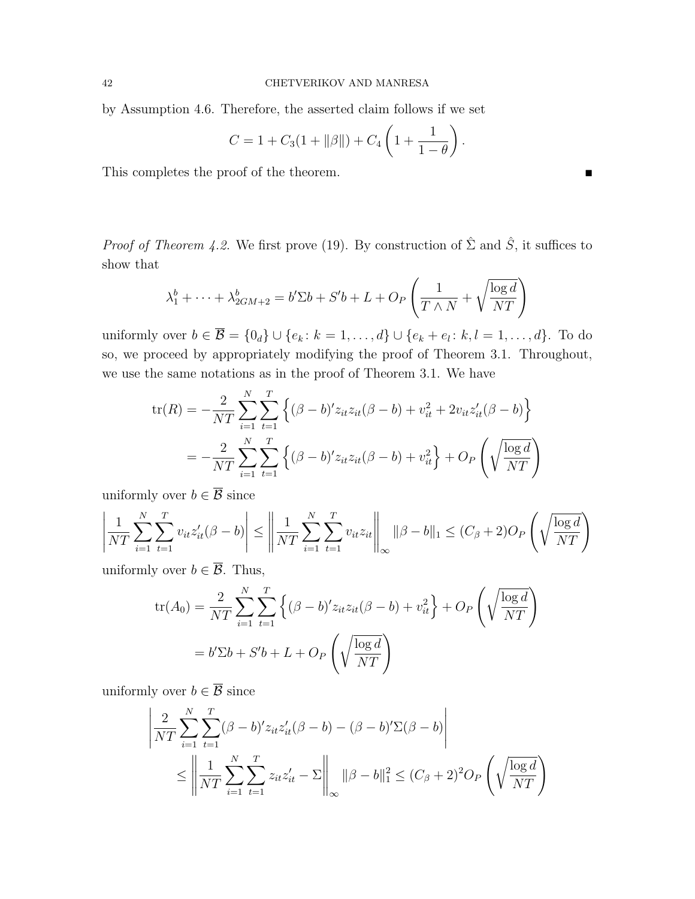by Assumption 4.6. Therefore, the asserted claim follows if we set

$$C = 1 + C_3(1 + \|\beta\|) + C_4\left(1 + \frac{1}{1-\theta}\right).$$

This completes the proof of the theorem. ∎

*Proof of Theorem 4.2.* We first prove (19). By construction of $\hat{\Sigma}$ and $\hat{S}$, it suffices to show that

$$\lambda_1^b + \cdots + \lambda_{2GM+2}^b = b'\Sigma b + S'b + L + O_P\left(\frac{1}{T \wedge N} + \sqrt{\frac{\log d}{NT}}\right)$$

uniformly over $b \in \overline{\mathcal{B}} = \{0_d\} \cup \{e_k : k = 1, \dots, d\} \cup \{e_k + e_l : k, l = 1, \dots, d\}$. To do so, we proceed by appropriately modifying the proof of Theorem 3.1. Throughout, we use the same notations as in the proof of Theorem 3.1. We have

$$\begin{aligned}
\operatorname{tr}(R) &= -\frac{2}{NT}\sum_{i=1}^N\sum_{t=1}^T\left\{(\beta - b)'z_{it}z_{it}(\beta - b) + v_{it}^2 + 2v_{it}z_{it}'(\beta - b)\right\}\\
&= -\frac{2}{NT}\sum_{i=1}^N\sum_{t=1}^T\left\{(\beta - b)'z_{it}z_{it}(\beta - b) + v_{it}^2\right\} + O_P\left(\sqrt{\frac{\log d}{NT}}\right)
\end{aligned}$$

uniformly over $b \in \overline{\mathcal{B}}$ since

$$\left|\frac{1}{NT}\sum_{i=1}^N\sum_{t=1}^T v_{it}z_{it}'(\beta - b)\right| \le \left\|\frac{1}{NT}\sum_{i=1}^N\sum_{t=1}^T v_{it}z_{it}\right\|_\infty \|\beta - b\|_1 \le (C_\beta + 2)O_P\left(\sqrt{\frac{\log d}{NT}}\right)$$

uniformly over $b \in \overline{\mathcal{B}}$. Thus,

$$\begin{aligned}
\operatorname{tr}(A_0) &= \frac{2}{NT}\sum_{i=1}^N\sum_{t=1}^T\left\{(\beta - b)'z_{it}z_{it}(\beta - b) + v_{it}^2\right\} + O_P\left(\sqrt{\frac{\log d}{NT}}\right)\\
&= b'\Sigma b + S'b + L + O_P\left(\sqrt{\frac{\log d}{NT}}\right)
\end{aligned}$$

uniformly over $b \in \overline{\mathcal{B}}$ since

$$\begin{aligned}
&\left|\frac{2}{NT}\sum_{i=1}^N\sum_{t=1}^T(\beta - b)'z_{it}z_{it}'(\beta - b) - (\beta - b)'\Sigma(\beta - b)\right|\\
&\qquad \le \left\|\frac{1}{NT}\sum_{i=1}^N\sum_{t=1}^T z_{it}z_{it}' - \Sigma\right\|_\infty \|\beta - b\|_1^2 \le (C_\beta + 2)^2 O_P\left(\sqrt{\frac{\log d}{NT}}\right)
\end{aligned}$$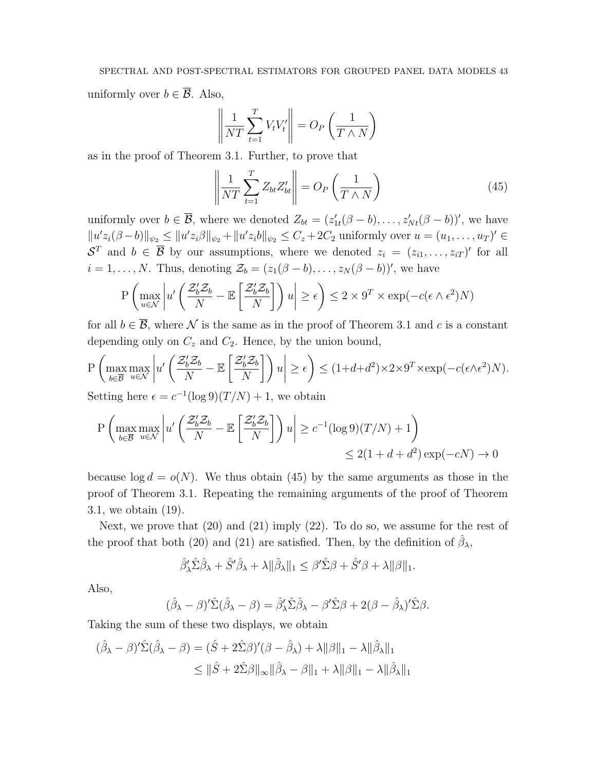uniformly over $b \in \overline{\mathcal{B}}$. Also,

$$\left\| \frac{1}{NT} \sum_{t=1}^{T} V_t V_t' \right\| = O_P\left( \frac{1}{T \wedge N} \right)$$

as in the proof of Theorem 3.1. Further, to prove that

$$\left\| \frac{1}{NT} \sum_{t=1}^{T} Z_{bt} Z_{bt}' \right\| = O_P\left( \frac{1}{T \wedge N} \right) \tag{45}$$

uniformly over $b \in \overline{\mathcal{B}}$, where we denoted $Z_{bt} = (z_{1t}'(\beta - b), \dots, z_{Nt}'(\beta - b))'$, we have $\|u' z_i(\beta - b)\|_{\psi_2} \le \|u' z_i \beta\|_{\psi_2} + \|u' z_i b\|_{\psi_2} \le C_z + 2C_2$ uniformly over $u = (u_1, \dots, u_T)' \in \mathcal{S}^T$ and $b \in \overline{\mathcal{B}}$ by our assumptions, where we denoted $z_i = (z_{i1}, \dots, z_{iT})'$ for all $i = 1, \dots, N$. Thus, denoting $\mathcal{Z}_b = (z_1(\beta - b), \dots, z_N(\beta - b))'$, we have

$$\mathrm{P}\left( \max_{u \in \mathcal{N}} \left| u' \left( \frac{\mathcal{Z}_b' \mathcal{Z}_b}{N} - \mathbb{E}\left[ \frac{\mathcal{Z}_b' \mathcal{Z}_b}{N} \right] \right) u \right| \ge \epsilon \right) \le 2 \times 9^T \times \exp(-c(\epsilon \wedge \epsilon^2) N)$$

for all $b \in \overline{\mathcal{B}}$, where $\mathcal{N}$ is the same as in the proof of Theorem 3.1 and $c$ is a constant depending only on $C_z$ and $C_2$. Hence, by the union bound,

$$\mathrm{P}\left( \max_{b \in \overline{\mathcal{B}}} \max_{u \in \mathcal{N}} \left| u' \left( \frac{\mathcal{Z}_b' \mathcal{Z}_b}{N} - \mathbb{E}\left[ \frac{\mathcal{Z}_b' \mathcal{Z}_b}{N} \right] \right) u \right| \ge \epsilon \right) \le (1 + d + d^2) \times 2 \times 9^T \times \exp(-c(\epsilon \wedge \epsilon^2) N).$$

Setting here $\epsilon = c^{-1}(\log 9)(T/N) + 1$, we obtain

$$\mathrm{P}\left( \max_{b \in \overline{\mathcal{B}}} \max_{u \in \mathcal{N}} \left| u' \left( \frac{\mathcal{Z}_b' \mathcal{Z}_b}{N} - \mathbb{E}\left[ \frac{\mathcal{Z}_b' \mathcal{Z}_b}{N} \right] \right) u \right| \ge c^{-1}(\log 9)(T/N) + 1 \right) \le 2(1 + d + d^2) \exp(-cN) \to 0$$

because $\log d = o(N)$. We thus obtain (45) by the same arguments as those in the proof of Theorem 3.1. Repeating the remaining arguments of the proof of Theorem 3.1, we obtain (19).

Next, we prove that (20) and (21) imply (22). To do so, we assume for the rest of the proof that both (20) and (21) are satisfied. Then, by the definition of $\hat{\beta}_\lambda$,

$$\hat{\beta}_\lambda' \hat{\Sigma} \hat{\beta}_\lambda + \hat{S}' \hat{\beta}_\lambda + \lambda \|\hat{\beta}_\lambda\|_1 \le \beta' \hat{\Sigma} \beta + \hat{S}' \beta + \lambda \|\beta\|_1.$$

Also,

$$(\hat{\beta}_\lambda - \beta)' \hat{\Sigma} (\hat{\beta}_\lambda - \beta) = \hat{\beta}_\lambda' \hat{\Sigma} \hat{\beta}_\lambda - \beta' \hat{\Sigma} \beta + 2(\beta - \hat{\beta}_\lambda)' \hat{\Sigma} \beta.$$

Taking the sum of these two displays, we obtain

$$\begin{aligned}
(\hat{\beta}_\lambda - \beta)' \hat{\Sigma} (\hat{\beta}_\lambda - \beta) &= (\hat{S} + 2\hat{\Sigma}\beta)'(\beta - \hat{\beta}_\lambda) + \lambda \|\beta\|_1 - \lambda \|\hat{\beta}_\lambda\|_1 \\
&\le \|\hat{S} + 2\hat{\Sigma}\beta\|_\infty \|\hat{\beta}_\lambda - \beta\|_1 + \lambda \|\beta\|_1 - \lambda \|\hat{\beta}_\lambda\|_1
\end{aligned}$$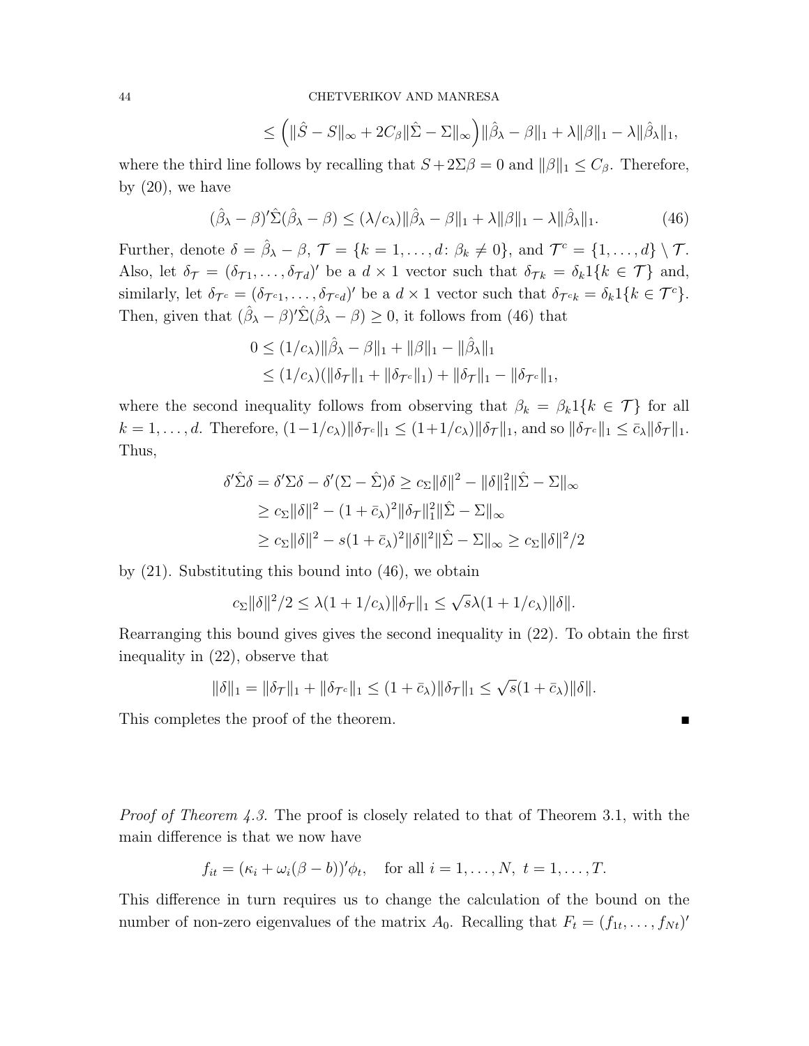$$\leq \Big(\|\hat{S} - S\|_\infty + 2C_\beta \|\hat{\Sigma} - \Sigma\|_\infty\Big)\|\hat{\beta}_\lambda - \beta\|_1 + \lambda\|\beta\|_1 - \lambda\|\hat{\beta}_\lambda\|_1,$$

where the third line follows by recalling that $S + 2\Sigma\beta = 0$ and $\|\beta\|_1 \leq C_\beta$. Therefore, by (20), we have

$$(\hat{\beta}_\lambda - \beta)'\hat{\Sigma}(\hat{\beta}_\lambda - \beta) \leq (\lambda/c_\lambda)\|\hat{\beta}_\lambda - \beta\|_1 + \lambda\|\beta\|_1 - \lambda\|\hat{\beta}_\lambda\|_1. \tag{46}$$

Further, denote $\delta = \hat{\beta}_\lambda - \beta$, $\mathcal{T} = \{k = 1, \dots, d\colon \beta_k \neq 0\}$, and $\mathcal{T}^c = \{1, \dots, d\} \setminus \mathcal{T}$. Also, let $\delta_{\mathcal{T}} = (\delta_{\mathcal{T}1}, \dots, \delta_{\mathcal{T}d})'$ be a $d \times 1$ vector such that $\delta_{\mathcal{T}k} = \delta_k 1\{k \in \mathcal{T}\}$ and, similarly, let $\delta_{\mathcal{T}^c} = (\delta_{\mathcal{T}^c 1}, \dots, \delta_{\mathcal{T}^c d})'$ be a $d \times 1$ vector such that $\delta_{\mathcal{T}^c k} = \delta_k 1\{k \in \mathcal{T}^c\}$. Then, given that $(\hat{\beta}_\lambda - \beta)'\hat{\Sigma}(\hat{\beta}_\lambda - \beta) \geq 0$, it follows from (46) that

$$\begin{aligned}
0 &\leq (1/c_\lambda)\|\hat{\beta}_\lambda - \beta\|_1 + \|\beta\|_1 - \|\hat{\beta}_\lambda\|_1 \\
&\leq (1/c_\lambda)(\|\delta_{\mathcal{T}}\|_1 + \|\delta_{\mathcal{T}^c}\|_1) + \|\delta_{\mathcal{T}}\|_1 - \|\delta_{\mathcal{T}^c}\|_1,
\end{aligned}$$

where the second inequality follows from observing that $\beta_k = \beta_k 1\{k \in \mathcal{T}\}$ for all $k = 1, \dots, d$. Therefore, $(1 - 1/c_\lambda)\|\delta_{\mathcal{T}^c}\|_1 \leq (1 + 1/c_\lambda)\|\delta_{\mathcal{T}}\|_1$, and so $\|\delta_{\mathcal{T}^c}\|_1 \leq \bar{c}_\lambda \|\delta_{\mathcal{T}}\|_1$. Thus,

$$\begin{aligned}
\delta'\hat{\Sigma}\delta = \delta'\Sigma\delta - \delta'(\Sigma - \hat{\Sigma})\delta &\geq c_\Sigma \|\delta\|^2 - \|\delta\|_1^2 \|\hat{\Sigma} - \Sigma\|_\infty \\
&\geq c_\Sigma \|\delta\|^2 - (1 + \bar{c}_\lambda)^2 \|\delta_{\mathcal{T}}\|_1^2 \|\hat{\Sigma} - \Sigma\|_\infty \\
&\geq c_\Sigma \|\delta\|^2 - s(1 + \bar{c}_\lambda)^2 \|\delta\|^2 \|\hat{\Sigma} - \Sigma\|_\infty \geq c_\Sigma \|\delta\|^2/2
\end{aligned}$$

by (21). Substituting this bound into (46), we obtain

$$c_\Sigma \|\delta\|^2/2 \leq \lambda(1 + 1/c_\lambda)\|\delta_{\mathcal{T}}\|_1 \leq \sqrt{s}\lambda(1 + 1/c_\lambda)\|\delta\|.$$

Rearranging this bound gives gives the second inequality in (22). To obtain the first inequality in (22), observe that

$$\|\delta\|_1 = \|\delta_{\mathcal{T}}\|_1 + \|\delta_{\mathcal{T}^c}\|_1 \leq (1 + \bar{c}_\lambda)\|\delta_{\mathcal{T}}\|_1 \leq \sqrt{s}(1 + \bar{c}_\lambda)\|\delta\|.$$

This completes the proof of the theorem. ∎

*Proof of Theorem 4.3.* The proof is closely related to that of Theorem 3.1, with the main difference is that we now have

$$f_{it} = (\kappa_i + \omega_i(\beta - b))'\phi_t, \quad \text{for all } i = 1, \dots, N,\ t = 1, \dots, T.$$

This difference in turn requires us to change the calculation of the bound on the number of non-zero eigenvalues of the matrix $A_0$. Recalling that $F_t = (f_{1t}, \dots, f_{Nt})'$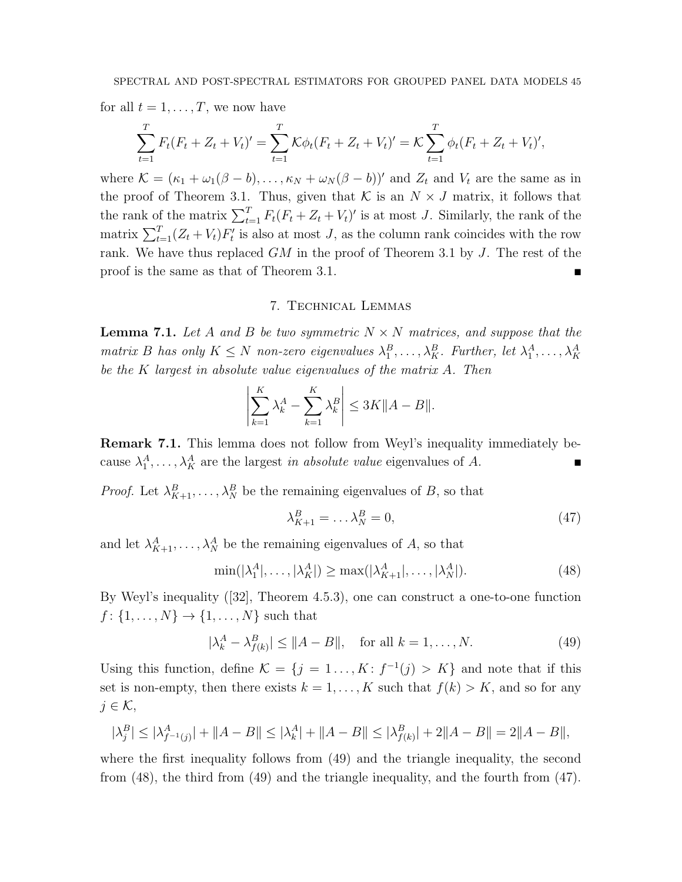for all $t = 1, \dots, T$, we now have

$$\sum_{t=1}^{T} F_t(F_t + Z_t + V_t)' = \sum_{t=1}^{T} \mathcal{K}\phi_t(F_t + Z_t + V_t)' = \mathcal{K}\sum_{t=1}^{T} \phi_t(F_t + Z_t + V_t)',$$

where $\mathcal{K} = (\kappa_1 + \omega_1(\beta - b), \dots, \kappa_N + \omega_N(\beta - b))'$ and $Z_t$ and $V_t$ are the same as in the proof of Theorem 3.1. Thus, given that $\mathcal{K}$ is an $N \times J$ matrix, it follows that the rank of the matrix $\sum_{t=1}^{T} F_t(F_t + Z_t + V_t)'$ is at most $J$. Similarly, the rank of the matrix $\sum_{t=1}^{T}(Z_t + V_t)F_t'$ is also at most $J$, as the column rank coincides with the row rank. We have thus replaced $GM$ in the proof of Theorem 3.1 by $J$. The rest of the proof is the same as that of Theorem 3.1. ∎

## 7. Technical Lemmas

**Lemma 7.1.** *Let $A$ and $B$ be two symmetric $N \times N$ matrices, and suppose that the matrix $B$ has only $K \leq N$ non-zero eigenvalues $\lambda_1^B, \dots, \lambda_K^B$. Further, let $\lambda_1^A, \dots, \lambda_K^A$ be the $K$ largest in absolute value eigenvalues of the matrix $A$. Then*

$$\left| \sum_{k=1}^{K} \lambda_k^A - \sum_{k=1}^{K} \lambda_k^B \right| \leq 3K\|A - B\|.$$

**Remark 7.1.** This lemma does not follow from Weyl's inequality immediately because $\lambda_1^A, \dots, \lambda_K^A$ are the largest *in absolute value* eigenvalues of $A$. ∎

*Proof.* Let $\lambda_{K+1}^B, \dots, \lambda_N^B$ be the remaining eigenvalues of $B$, so that

$$\lambda_{K+1}^B = \dots \lambda_N^B = 0, \tag{47}$$

and let $\lambda_{K+1}^A, \dots, \lambda_N^A$ be the remaining eigenvalues of $A$, so that

$$\min(|\lambda_1^A|, \dots, |\lambda_K^A|) \geq \max(|\lambda_{K+1}^A|, \dots, |\lambda_N^A|). \tag{48}$$

By Weyl's inequality ([32], Theorem 4.5.3), one can construct a one-to-one function $f \colon \{1, \dots, N\} \to \{1, \dots, N\}$ such that

$$|\lambda_k^A - \lambda_{f(k)}^B| \leq \|A - B\|, \quad \text{for all } k = 1, \dots, N. \tag{49}$$

Using this function, define $\mathcal{K} = \{j = 1 \dots, K \colon f^{-1}(j) > K\}$ and note that if this set is non-empty, then there exists $k = 1, \dots, K$ such that $f(k) > K$, and so for any $j \in \mathcal{K}$,

$$|\lambda_j^B| \leq |\lambda_{f^{-1}(j)}^A| + \|A - B\| \leq |\lambda_k^A| + \|A - B\| \leq |\lambda_{f(k)}^B| + 2\|A - B\| = 2\|A - B\|,$$

where the first inequality follows from (49) and the triangle inequality, the second from (48), the third from (49) and the triangle inequality, and the fourth from (47).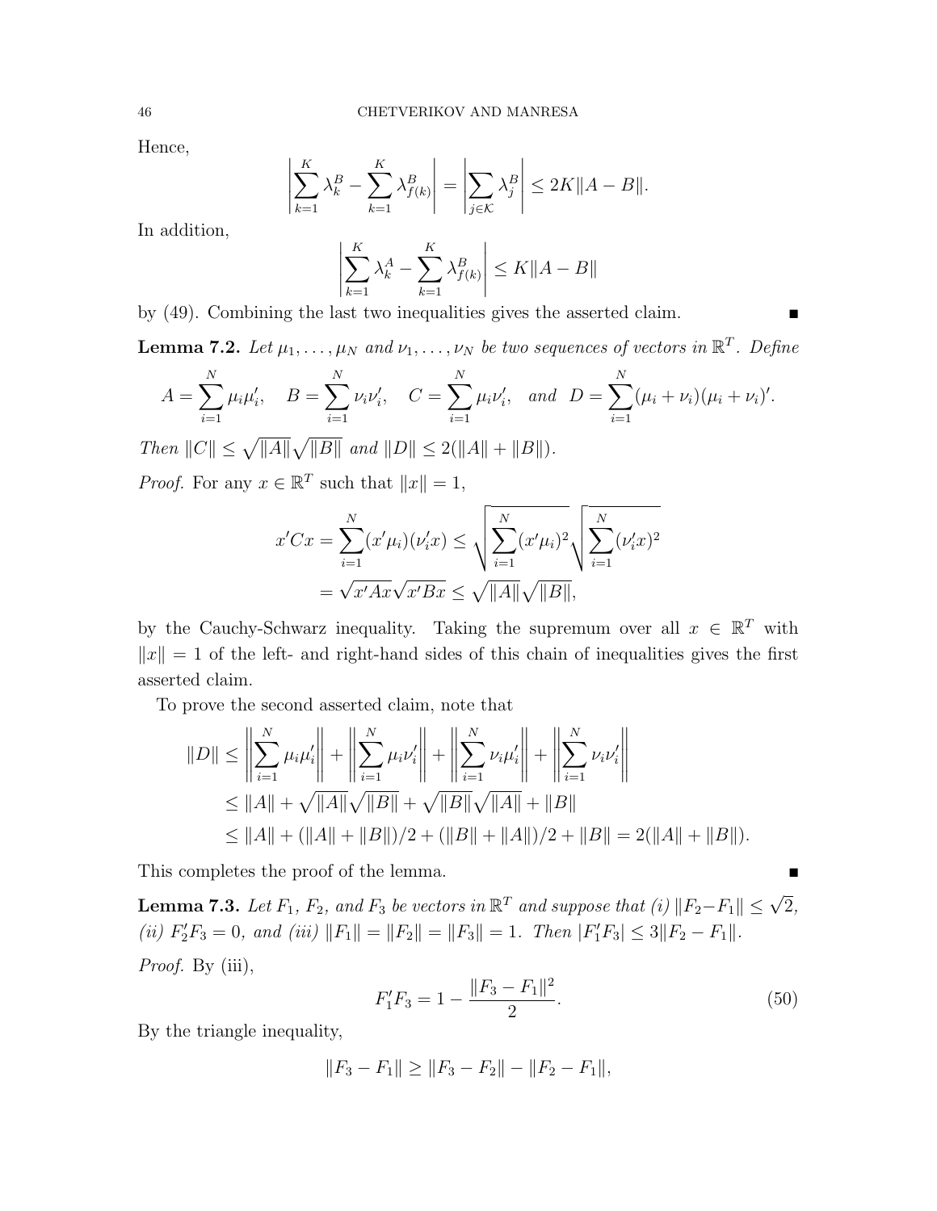Hence,

$$\left|\sum_{k=1}^{K} \lambda_k^B - \sum_{k=1}^{K} \lambda_{f(k)}^B\right| = \left|\sum_{j\in\mathcal{K}} \lambda_j^B\right| \leq 2K\|A-B\|.$$

In addition,

$$\left|\sum_{k=1}^{K} \lambda_k^A - \sum_{k=1}^{K} \lambda_{f(k)}^B\right| \leq K\|A-B\|$$

by (49). Combining the last two inequalities gives the asserted claim. ∎

**Lemma 7.2.** *Let $\mu_1,\dots,\mu_N$ and $\nu_1,\dots,\nu_N$ be two sequences of vectors in $\mathbb{R}^T$. Define*

$$A=\sum_{i=1}^N \mu_i\mu_i', \quad B=\sum_{i=1}^N \nu_i\nu_i', \quad C=\sum_{i=1}^N \mu_i\nu_i', \quad and \quad D=\sum_{i=1}^N(\mu_i+\nu_i)(\mu_i+\nu_i)'.$$

*Then $\|C\|\leq\sqrt{\|A\|}\sqrt{\|B\|}$ and $\|D\|\leq 2(\|A\|+\|B\|)$.*

*Proof.* For any $x\in\mathbb{R}^T$ such that $\|x\|=1$,

$$\begin{aligned}
x'Cx &= \sum_{i=1}^N (x'\mu_i)(\nu_i'x) \leq \sqrt{\sum_{i=1}^N (x'\mu_i)^2}\sqrt{\sum_{i=1}^N(\nu_i'x)^2}\\
&= \sqrt{x'Ax}\sqrt{x'Bx}\leq\sqrt{\|A\|}\sqrt{\|B\|},
\end{aligned}$$

by the Cauchy-Schwarz inequality. Taking the supremum over all $x\in\mathbb{R}^T$ with $\|x\|=1$ of the left- and right-hand sides of this chain of inequalities gives the first asserted claim.

To prove the second asserted claim, note that

$$\begin{aligned}
\|D\| &\leq \left\|\sum_{i=1}^N \mu_i\mu_i'\right\| + \left\|\sum_{i=1}^N \mu_i\nu_i'\right\| + \left\|\sum_{i=1}^N \nu_i\mu_i'\right\| + \left\|\sum_{i=1}^N \nu_i\nu_i'\right\|\\
&\leq \|A\| + \sqrt{\|A\|}\sqrt{\|B\|} + \sqrt{\|B\|}\sqrt{\|A\|} + \|B\|\\
&\leq \|A\| + (\|A\|+\|B\|)/2 + (\|B\|+\|A\|)/2 + \|B\| = 2(\|A\|+\|B\|).
\end{aligned}$$

This completes the proof of the lemma. ∎

**Lemma 7.3.** *Let $F_1$, $F_2$, and $F_3$ be vectors in $\mathbb{R}^T$ and suppose that (i) $\|F_2-F_1\|\leq\sqrt{2}$, (ii) $F_2'F_3=0$, and (iii) $\|F_1\|=\|F_2\|=\|F_3\|=1$. Then $|F_1'F_3|\leq 3\|F_2-F_1\|$.*

*Proof.* By (iii),

$$F_1'F_3 = 1-\frac{\|F_3-F_1\|^2}{2}. \tag{50}$$

By the triangle inequality,

$$\|F_3-F_1\|\geq\|F_3-F_2\|-\|F_2-F_1\|,$$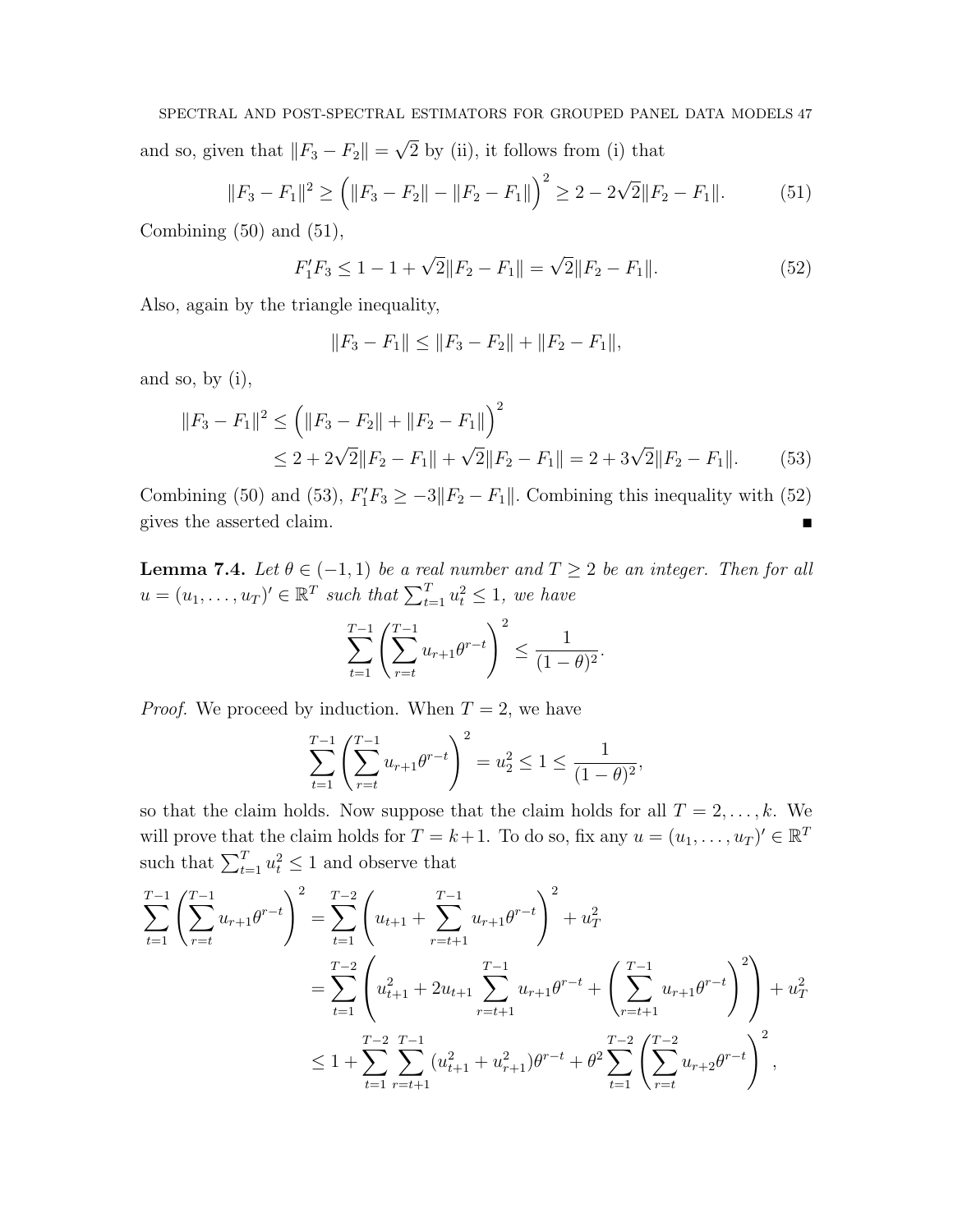and so, given that $\|F_3 - F_2\| = \sqrt{2}$ by (ii), it follows from (i) that

$$\|F_3 - F_1\|^2 \geq \Big(\|F_3 - F_2\| - \|F_2 - F_1\|\Big)^2 \geq 2 - 2\sqrt{2}\|F_2 - F_1\|. \tag{51}$$

Combining (50) and (51),

$$F_1'F_3 \leq 1 - 1 + \sqrt{2}\|F_2 - F_1\| = \sqrt{2}\|F_2 - F_1\|. \tag{52}$$

Also, again by the triangle inequality,

$$\|F_3 - F_1\| \leq \|F_3 - F_2\| + \|F_2 - F_1\|,$$

and so, by (i),

$$\begin{aligned}\|F_3 - F_1\|^2 &\leq \Big(\|F_3 - F_2\| + \|F_2 - F_1\|\Big)^2 \\ &\leq 2 + 2\sqrt{2}\|F_2 - F_1\| + \sqrt{2}\|F_2 - F_1\| = 2 + 3\sqrt{2}\|F_2 - F_1\|. \end{aligned} \tag{53}$$

Combining (50) and (53), $F_1'F_3 \geq -3\|F_2 - F_1\|$. Combining this inequality with (52) gives the asserted claim. ∎

**Lemma 7.4.** *Let $\theta \in (-1, 1)$ be a real number and $T \geq 2$ be an integer. Then for all $u = (u_1, \ldots, u_T)' \in \mathbb{R}^T$ such that $\sum_{t=1}^T u_t^2 \leq 1$, we have*

$$\sum_{t=1}^{T-1}\left(\sum_{r=t}^{T-1} u_{r+1}\theta^{r-t}\right)^2 \leq \frac{1}{(1-\theta)^2}.$$

*Proof.* We proceed by induction. When $T = 2$, we have

$$\sum_{t=1}^{T-1}\left(\sum_{r=t}^{T-1} u_{r+1}\theta^{r-t}\right)^2 = u_2^2 \leq 1 \leq \frac{1}{(1-\theta)^2},$$

so that the claim holds. Now suppose that the claim holds for all $T = 2, \ldots, k$. We will prove that the claim holds for $T = k+1$. To do so, fix any $u = (u_1, \ldots, u_T)' \in \mathbb{R}^T$ such that $\sum_{t=1}^T u_t^2 \leq 1$ and observe that

$$\begin{aligned}\sum_{t=1}^{T-1}\left(\sum_{r=t}^{T-1} u_{r+1}\theta^{r-t}\right)^2 &= \sum_{t=1}^{T-2}\left(u_{t+1} + \sum_{r=t+1}^{T-1} u_{r+1}\theta^{r-t}\right)^2 + u_T^2 \\ &= \sum_{t=1}^{T-2}\left(u_{t+1}^2 + 2u_{t+1}\sum_{r=t+1}^{T-1} u_{r+1}\theta^{r-t} + \left(\sum_{r=t+1}^{T-1} u_{r+1}\theta^{r-t}\right)^2\right) + u_T^2 \\ &\leq 1 + \sum_{t=1}^{T-2}\sum_{r=t+1}^{T-1}(u_{t+1}^2 + u_{r+1}^2)\theta^{r-t} + \theta^2\sum_{t=1}^{T-2}\left(\sum_{r=t}^{T-2} u_{r+2}\theta^{r-t}\right)^2,\end{aligned}$$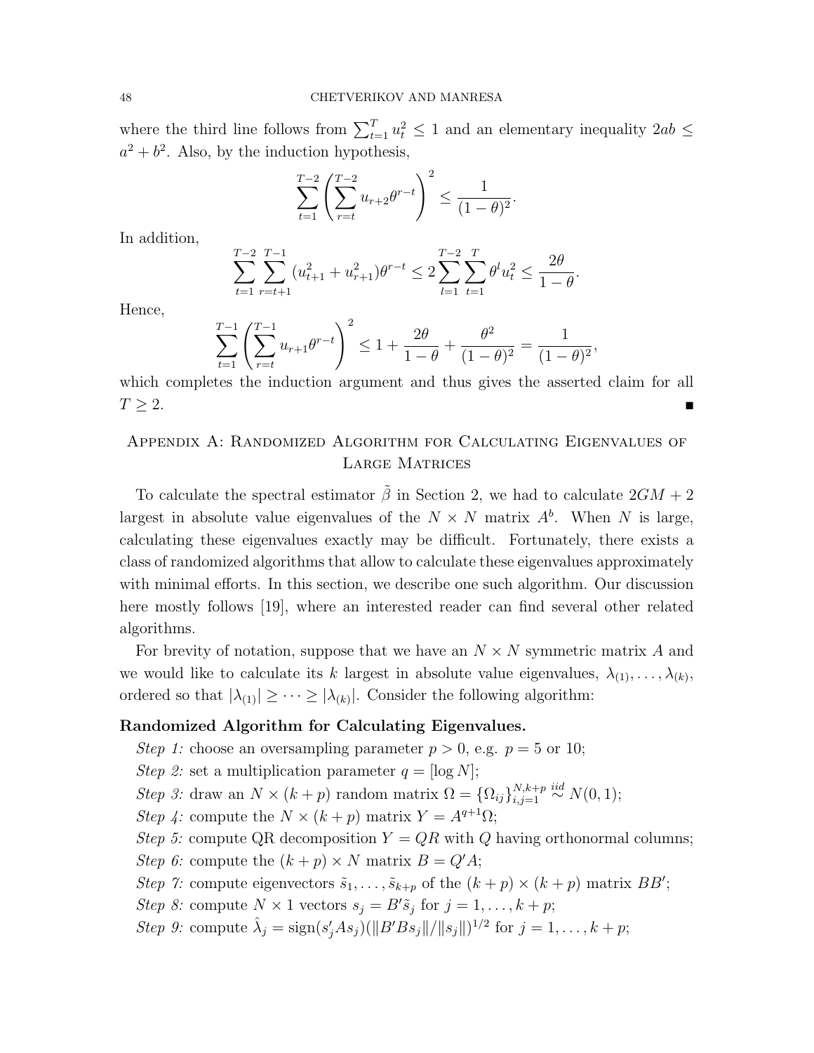where the third line follows from $\sum_{t=1}^{T} u_t^2 \leq 1$ and an elementary inequality $2ab \leq a^2 + b^2$. Also, by the induction hypothesis,

$$\sum_{t=1}^{T-2}\left(\sum_{r=t}^{T-2} u_{r+2}\theta^{r-t}\right)^2 \leq \frac{1}{(1-\theta)^2}.$$

In addition,

$$\sum_{t=1}^{T-2}\sum_{r=t+1}^{T-1}(u_{t+1}^2 + u_{r+1}^2)\theta^{r-t} \leq 2\sum_{l=1}^{T-2}\sum_{t=1}^{T}\theta^l u_t^2 \leq \frac{2\theta}{1-\theta}.$$

Hence,

$$\sum_{t=1}^{T-1}\left(\sum_{r=t}^{T-1} u_{r+1}\theta^{r-t}\right)^2 \leq 1 + \frac{2\theta}{1-\theta} + \frac{\theta^2}{(1-\theta)^2} = \frac{1}{(1-\theta)^2},$$

which completes the induction argument and thus gives the asserted claim for all $T \geq 2$. ■

## Appendix A: Randomized Algorithm for Calculating Eigenvalues of Large Matrices

To calculate the spectral estimator $\tilde{\beta}$ in Section 2, we had to calculate $2GM + 2$ largest in absolute value eigenvalues of the $N \times N$ matrix $A^b$. When $N$ is large, calculating these eigenvalues exactly may be difficult. Fortunately, there exists a class of randomized algorithms that allow to calculate these eigenvalues approximately with minimal efforts. In this section, we describe one such algorithm. Our discussion here mostly follows [19], where an interested reader can find several other related algorithms.

For brevity of notation, suppose that we have an $N \times N$ symmetric matrix $A$ and we would like to calculate its $k$ largest in absolute value eigenvalues, $\lambda_{(1)}, \ldots, \lambda_{(k)}$, ordered so that $|\lambda_{(1)}| \geq \cdots \geq |\lambda_{(k)}|$. Consider the following algorithm:

**Randomized Algorithm for Calculating Eigenvalues.**

*Step 1:* choose an oversampling parameter $p > 0$, e.g. $p = 5$ or 10;

*Step 2:* set a multiplication parameter $q = [\log N]$;

*Step 3:* draw an $N \times (k+p)$ random matrix $\Omega = \{\Omega_{ij}\}_{i,j=1}^{N,k+p} \overset{iid}{\sim} N(0,1)$;

*Step 4:* compute the $N \times (k+p)$ matrix $Y = A^{q+1}\Omega$;

*Step 5:* compute QR decomposition $Y = QR$ with $Q$ having orthonormal columns;

*Step 6:* compute the $(k+p) \times N$ matrix $B = Q'A$;

*Step 7:* compute eigenvectors $\tilde{s}_1, \ldots, \tilde{s}_{k+p}$ of the $(k+p) \times (k+p)$ matrix $BB'$;

*Step 8:* compute $N \times 1$ vectors $s_j = B'\tilde{s}_j$ for $j = 1, \ldots, k+p$;

*Step 9:* compute $\hat{\lambda}_j = \text{sign}(s_j' A s_j)(\|B'Bs_j\|/\|s_j\|)^{1/2}$ for $j = 1, \ldots, k+p$;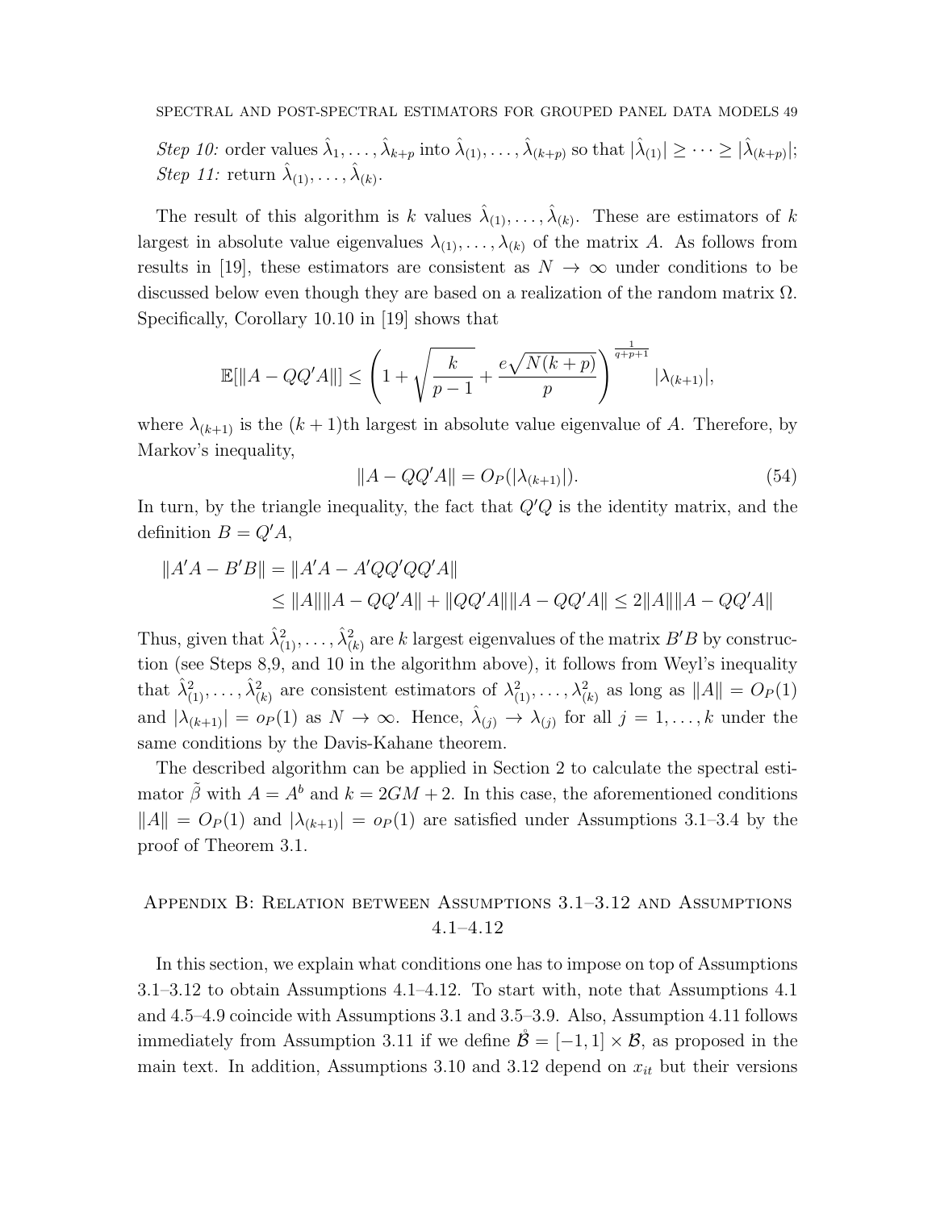*Step 10:* order values $\hat{\lambda}_1, \ldots, \hat{\lambda}_{k+p}$ into $\hat{\lambda}_{(1)}, \ldots, \hat{\lambda}_{(k+p)}$ so that $|\hat{\lambda}_{(1)}| \geq \cdots \geq |\hat{\lambda}_{(k+p)}|$;
*Step 11:* return $\hat{\lambda}_{(1)}, \ldots, \hat{\lambda}_{(k)}$.

The result of this algorithm is $k$ values $\hat{\lambda}_{(1)}, \ldots, \hat{\lambda}_{(k)}$. These are estimators of $k$ largest in absolute value eigenvalues $\lambda_{(1)}, \ldots, \lambda_{(k)}$ of the matrix $A$. As follows from results in [19], these estimators are consistent as $N \to \infty$ under conditions to be discussed below even though they are based on a realization of the random matrix $\Omega$. Specifically, Corollary 10.10 in [19] shows that

$$\mathbb{E}[\|A - QQ'A\|] \leq \left(1 + \sqrt{\frac{k}{p-1}} + \frac{e\sqrt{N(k+p)}}{p}\right)^{\frac{1}{q+p+1}} |\lambda_{(k+1)}|,$$

where $\lambda_{(k+1)}$ is the $(k+1)$th largest in absolute value eigenvalue of $A$. Therefore, by Markov's inequality,

$$\|A - QQ'A\| = O_P(|\lambda_{(k+1)}|). \tag{54}$$

In turn, by the triangle inequality, the fact that $Q'Q$ is the identity matrix, and the definition $B = Q'A$,

$$\begin{aligned}\|A'A - B'B\| &= \|A'A - A'QQ'QQ'A\| \\ &\leq \|A\|\|A - QQ'A\| + \|QQ'A\|\|A - QQ'A\| \leq 2\|A\|\|A - QQ'A\|\end{aligned}$$

Thus, given that $\hat{\lambda}^2_{(1)}, \ldots, \hat{\lambda}^2_{(k)}$ are $k$ largest eigenvalues of the matrix $B'B$ by construction (see Steps 8,9, and 10 in the algorithm above), it follows from Weyl's inequality that $\hat{\lambda}^2_{(1)}, \ldots, \hat{\lambda}^2_{(k)}$ are consistent estimators of $\lambda^2_{(1)}, \ldots, \lambda^2_{(k)}$ as long as $\|A\| = O_P(1)$ and $|\lambda_{(k+1)}| = o_P(1)$ as $N \to \infty$. Hence, $\hat{\lambda}_{(j)} \to \lambda_{(j)}$ for all $j = 1, \ldots, k$ under the same conditions by the Davis-Kahane theorem.

The described algorithm can be applied in Section 2 to calculate the spectral estimator $\tilde{\beta}$ with $A = A^b$ and $k = 2GM + 2$. In this case, the aforementioned conditions $\|A\| = O_P(1)$ and $|\lambda_{(k+1)}| = o_P(1)$ are satisfied under Assumptions 3.1–3.4 by the proof of Theorem 3.1.

## Appendix B: Relation between Assumptions 3.1–3.12 and Assumptions 4.1–4.12

In this section, we explain what conditions one has to impose on top of Assumptions 3.1–3.12 to obtain Assumptions 4.1–4.12. To start with, note that Assumptions 4.1 and 4.5–4.9 coincide with Assumptions 3.1 and 3.5–3.9. Also, Assumption 4.11 follows immediately from Assumption 3.11 if we define $\mathring{\mathcal{B}} = [-1, 1] \times \mathcal{B}$, as proposed in the main text. In addition, Assumptions 3.10 and 3.12 depend on $x_{it}$ but their versions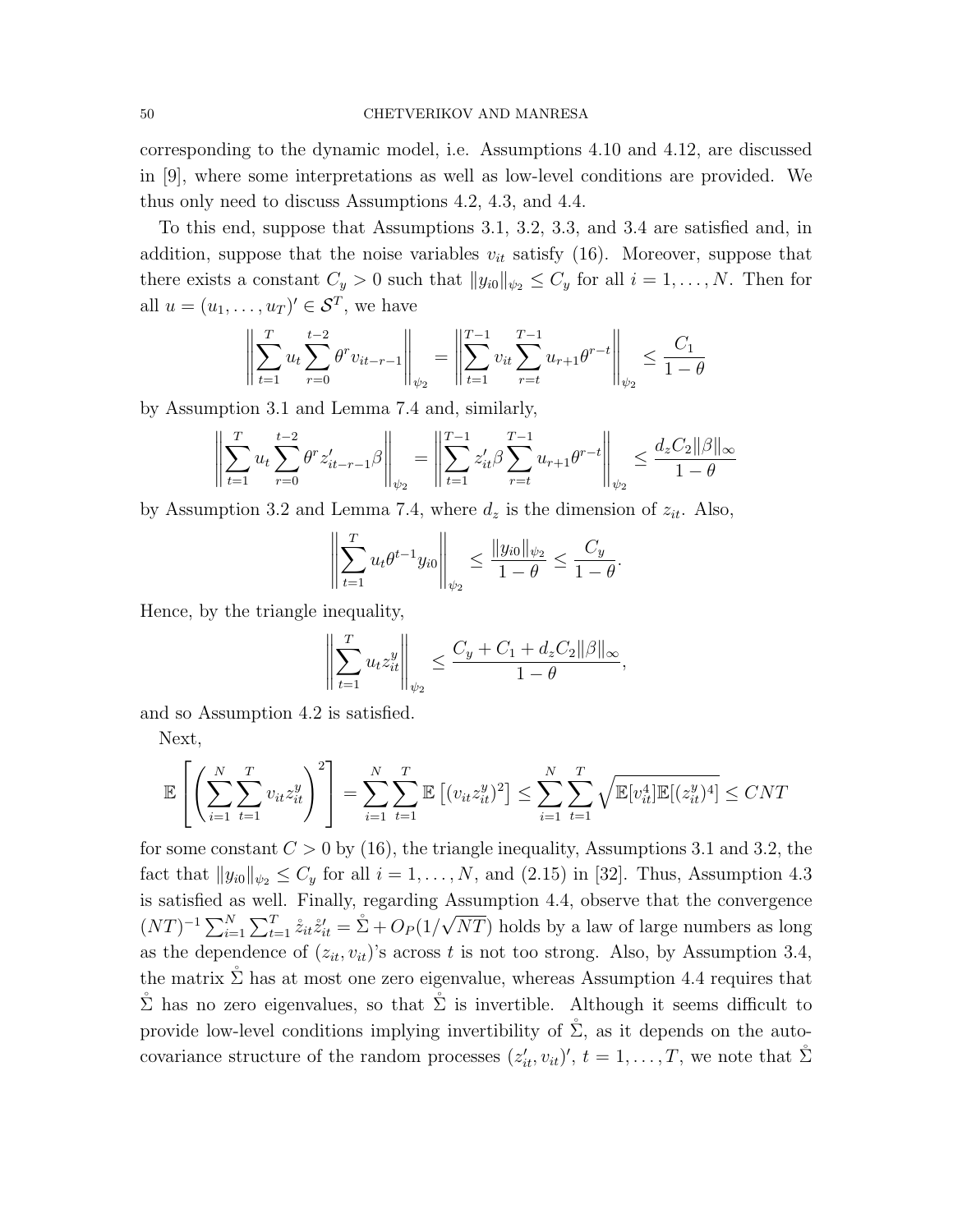corresponding to the dynamic model, i.e. Assumptions 4.10 and 4.12, are discussed in [9], where some interpretations as well as low-level conditions are provided. We thus only need to discuss Assumptions 4.2, 4.3, and 4.4.

To this end, suppose that Assumptions 3.1, 3.2, 3.3, and 3.4 are satisfied and, in addition, suppose that the noise variables $v_{it}$ satisfy (16). Moreover, suppose that there exists a constant $C_y > 0$ such that $\|y_{i0}\|_{\psi_2} \le C_y$ for all $i = 1, \dots, N$. Then for all $u = (u_1, \dots, u_T)' \in \mathcal{S}^T$, we have

$$\left\| \sum_{t=1}^T u_t \sum_{r=0}^{t-2} \theta^r v_{it-r-1} \right\|_{\psi_2} = \left\| \sum_{t=1}^{T-1} v_{it} \sum_{r=t}^{T-1} u_{r+1} \theta^{r-t} \right\|_{\psi_2} \le \frac{C_1}{1-\theta}$$

by Assumption 3.1 and Lemma 7.4 and, similarly,

$$\left\| \sum_{t=1}^T u_t \sum_{r=0}^{t-2} \theta^r z_{it-r-1}' \beta \right\|_{\psi_2} = \left\| \sum_{t=1}^{T-1} z_{it}' \beta \sum_{r=t}^{T-1} u_{r+1} \theta^{r-t} \right\|_{\psi_2} \le \frac{d_z C_2 \|\beta\|_\infty}{1-\theta}$$

by Assumption 3.2 and Lemma 7.4, where $d_z$ is the dimension of $z_{it}$. Also,

$$\left\| \sum_{t=1}^T u_t \theta^{t-1} y_{i0} \right\|_{\psi_2} \le \frac{\|y_{i0}\|_{\psi_2}}{1-\theta} \le \frac{C_y}{1-\theta}.$$

Hence, by the triangle inequality,

$$\left\| \sum_{t=1}^T u_t z_{it}^y \right\|_{\psi_2} \le \frac{C_y + C_1 + d_z C_2 \|\beta\|_\infty}{1-\theta},$$

and so Assumption 4.2 is satisfied.

Next,

$$\mathbb{E}\left[ \left( \sum_{i=1}^N \sum_{t=1}^T v_{it} z_{it}^y \right)^2 \right] = \sum_{i=1}^N \sum_{t=1}^T \mathbb{E}\left[ (v_{it} z_{it}^y)^2 \right] \le \sum_{i=1}^N \sum_{t=1}^T \sqrt{\mathbb{E}[v_{it}^4] \mathbb{E}[(z_{it}^y)^4]} \le CNT$$

for some constant $C > 0$ by (16), the triangle inequality, Assumptions 3.1 and 3.2, the fact that $\|y_{i0}\|_{\psi_2} \le C_y$ for all $i = 1, \dots, N$, and (2.15) in [32]. Thus, Assumption 4.3 is satisfied as well. Finally, regarding Assumption 4.4, observe that the convergence $(NT)^{-1} \sum_{i=1}^N \sum_{t=1}^T \mathring{z}_{it} \mathring{z}_{it}' = \mathring{\Sigma} + O_P(1/\sqrt{NT})$ holds by a law of large numbers as long as the dependence of $(z_{it}, v_{it})$'s across $t$ is not too strong. Also, by Assumption 3.4, the matrix $\mathring{\Sigma}$ has at most one zero eigenvalue, whereas Assumption 4.4 requires that $\mathring{\Sigma}$ has no zero eigenvalues, so that $\mathring{\Sigma}$ is invertible. Although it seems difficult to provide low-level conditions implying invertibility of $\mathring{\Sigma}$, as it depends on the auto-covariance structure of the random processes $(z_{it}', v_{it})'$, $t = 1, \dots, T$, we note that $\mathring{\Sigma}$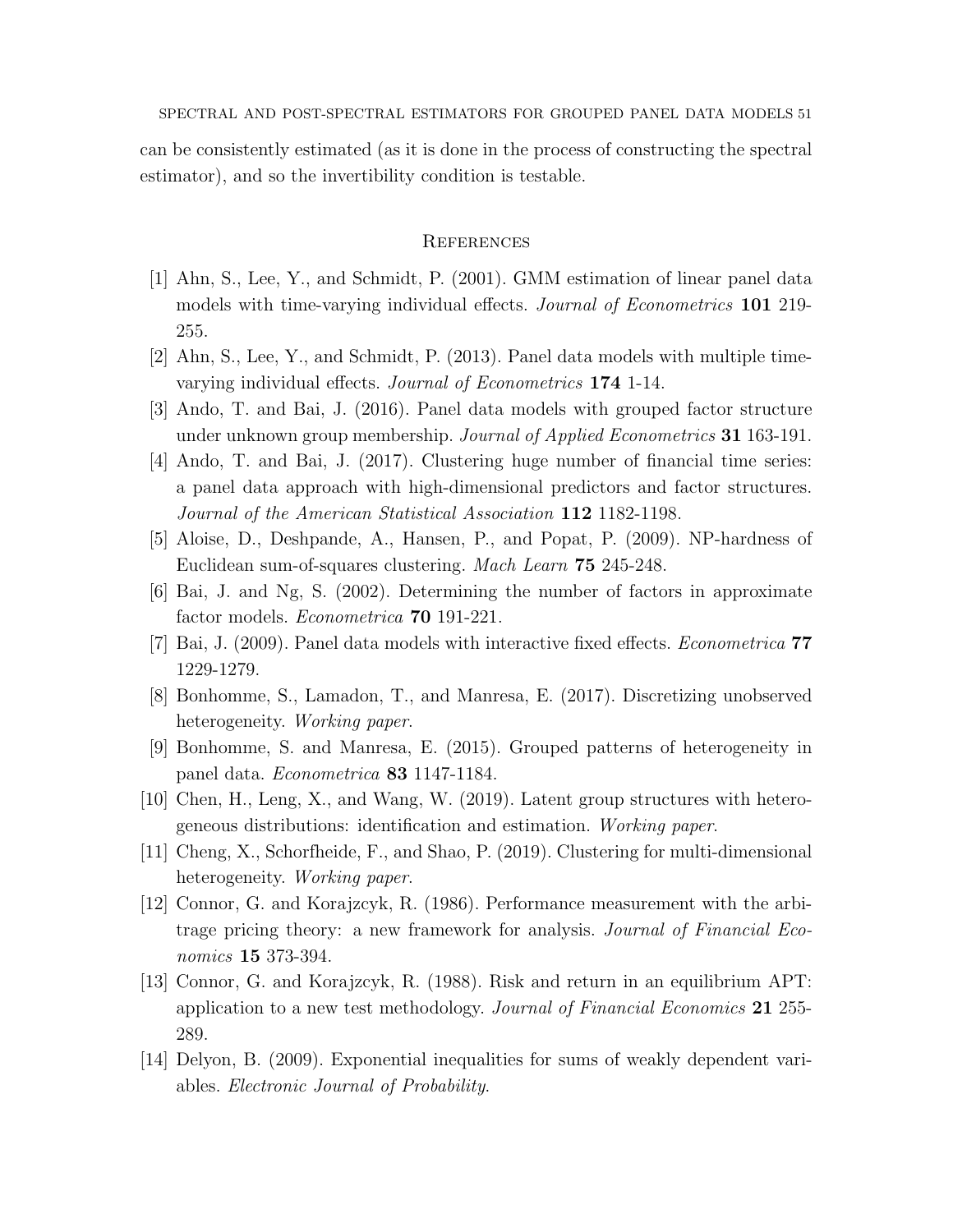can be consistently estimated (as it is done in the process of constructing the spectral estimator), and so the invertibility condition is testable.

## References

[1] Ahn, S., Lee, Y., and Schmidt, P. (2001). GMM estimation of linear panel data models with time-varying individual effects. *Journal of Econometrics* **101** 219-255.

[2] Ahn, S., Lee, Y., and Schmidt, P. (2013). Panel data models with multiple time-varying individual effects. *Journal of Econometrics* **174** 1-14.

[3] Ando, T. and Bai, J. (2016). Panel data models with grouped factor structure under unknown group membership. *Journal of Applied Econometrics* **31** 163-191.

[4] Ando, T. and Bai, J. (2017). Clustering huge number of financial time series: a panel data approach with high-dimensional predictors and factor structures. *Journal of the American Statistical Association* **112** 1182-1198.

[5] Aloise, D., Deshpande, A., Hansen, P., and Popat, P. (2009). NP-hardness of Euclidean sum-of-squares clustering. *Mach Learn* **75** 245-248.

[6] Bai, J. and Ng, S. (2002). Determining the number of factors in approximate factor models. *Econometrica* **70** 191-221.

[7] Bai, J. (2009). Panel data models with interactive fixed effects. *Econometrica* **77** 1229-1279.

[8] Bonhomme, S., Lamadon, T., and Manresa, E. (2017). Discretizing unobserved heterogeneity. *Working paper*.

[9] Bonhomme, S. and Manresa, E. (2015). Grouped patterns of heterogeneity in panel data. *Econometrica* **83** 1147-1184.

[10] Chen, H., Leng, X., and Wang, W. (2019). Latent group structures with heterogeneous distributions: identification and estimation. *Working paper*.

[11] Cheng, X., Schorfheide, F., and Shao, P. (2019). Clustering for multi-dimensional heterogeneity. *Working paper*.

[12] Connor, G. and Korajczyk, R. (1986). Performance measurement with the arbitrage pricing theory: a new framework for analysis. *Journal of Financial Economics* **15** 373-394.

[13] Connor, G. and Korajczyk, R. (1988). Risk and return in an equilibrium APT: application to a new test methodology. *Journal of Financial Economics* **21** 255-289.

[14] Delyon, B. (2009). Exponential inequalities for sums of weakly dependent variables. *Electronic Journal of Probability*.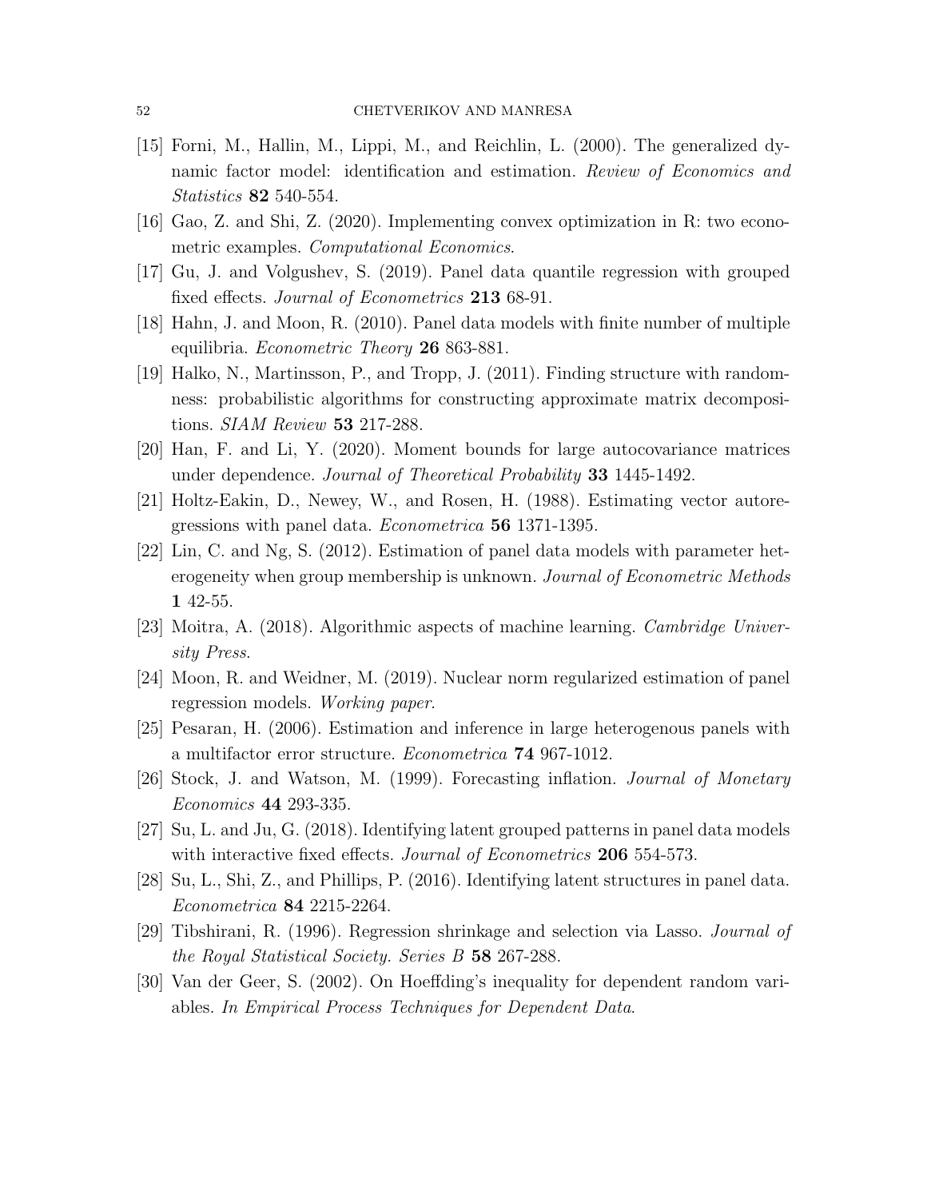[15] Forni, M., Hallin, M., Lippi, M., and Reichlin, L. (2000). The generalized dynamic factor model: identification and estimation. *Review of Economics and Statistics* **82** 540-554.

[16] Gao, Z. and Shi, Z. (2020). Implementing convex optimization in R: two econometric examples. *Computational Economics*.

[17] Gu, J. and Volgushev, S. (2019). Panel data quantile regression with grouped fixed effects. *Journal of Econometrics* **213** 68-91.

[18] Hahn, J. and Moon, R. (2010). Panel data models with finite number of multiple equilibria. *Econometric Theory* **26** 863-881.

[19] Halko, N., Martinsson, P., and Tropp, J. (2011). Finding structure with randomness: probabilistic algorithms for constructing approximate matrix decompositions. *SIAM Review* **53** 217-288.

[20] Han, F. and Li, Y. (2020). Moment bounds for large autocovariance matrices under dependence. *Journal of Theoretical Probability* **33** 1445-1492.

[21] Holtz-Eakin, D., Newey, W., and Rosen, H. (1988). Estimating vector autoregressions with panel data. *Econometrica* **56** 1371-1395.

[22] Lin, C. and Ng, S. (2012). Estimation of panel data models with parameter heterogeneity when group membership is unknown. *Journal of Econometric Methods* **1** 42-55.

[23] Moitra, A. (2018). Algorithmic aspects of machine learning. *Cambridge University Press*.

[24] Moon, R. and Weidner, M. (2019). Nuclear norm regularized estimation of panel regression models. *Working paper*.

[25] Pesaran, H. (2006). Estimation and inference in large heterogenous panels with a multifactor error structure. *Econometrica* **74** 967-1012.

[26] Stock, J. and Watson, M. (1999). Forecasting inflation. *Journal of Monetary Economics* **44** 293-335.

[27] Su, L. and Ju, G. (2018). Identifying latent grouped patterns in panel data models with interactive fixed effects. *Journal of Econometrics* **206** 554-573.

[28] Su, L., Shi, Z., and Phillips, P. (2016). Identifying latent structures in panel data. *Econometrica* **84** 2215-2264.

[29] Tibshirani, R. (1996). Regression shrinkage and selection via Lasso. *Journal of the Royal Statistical Society. Series B* **58** 267-288.

[30] Van der Geer, S. (2002). On Hoeffding's inequality for dependent random variables. *In Empirical Process Techniques for Dependent Data*.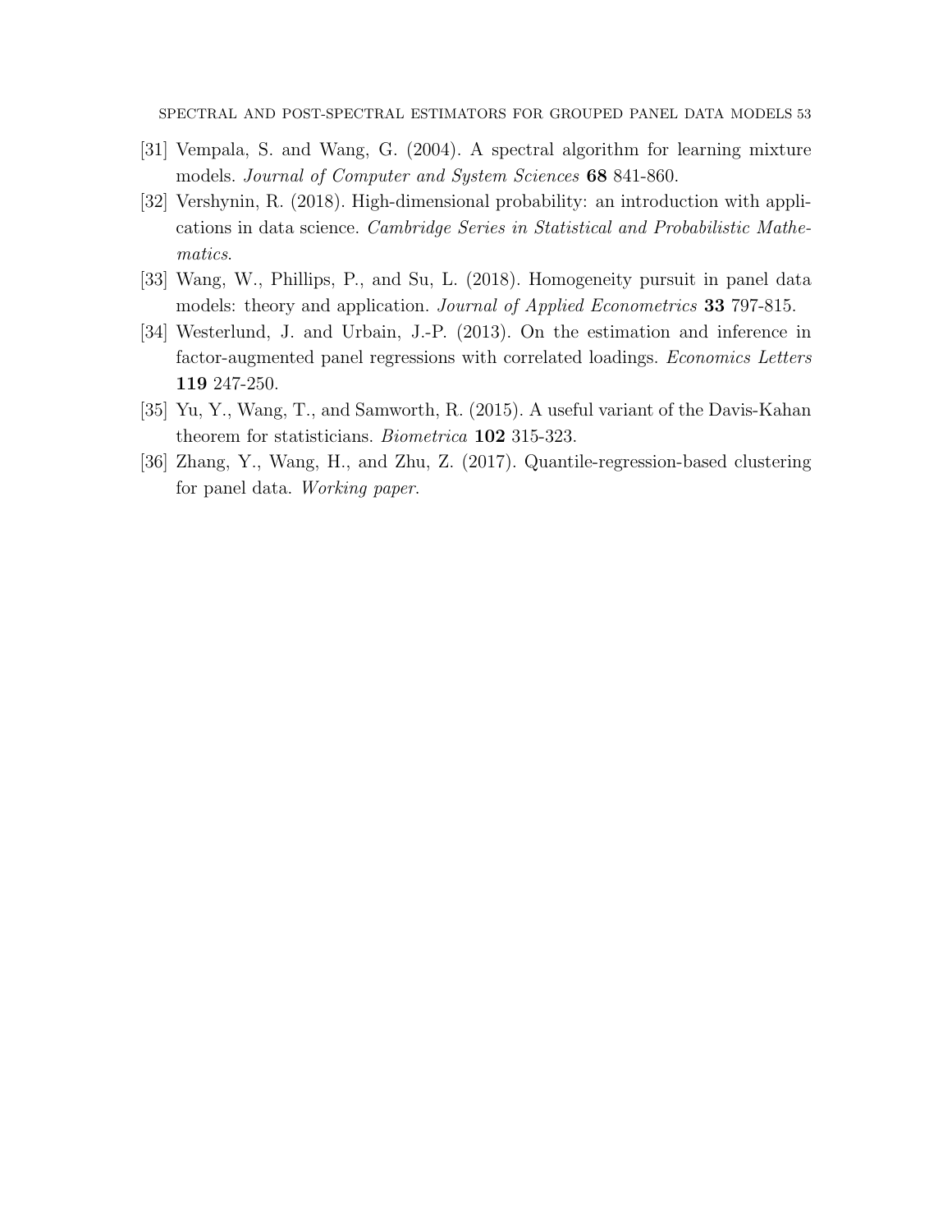[31] Vempala, S. and Wang, G. (2004). A spectral algorithm for learning mixture models. *Journal of Computer and System Sciences* **68** 841-860.

[32] Vershynin, R. (2018). High-dimensional probability: an introduction with applications in data science. *Cambridge Series in Statistical and Probabilistic Mathematics*.

[33] Wang, W., Phillips, P., and Su, L. (2018). Homogeneity pursuit in panel data models: theory and application. *Journal of Applied Econometrics* **33** 797-815.

[34] Westerlund, J. and Urbain, J.-P. (2013). On the estimation and inference in factor-augmented panel regressions with correlated loadings. *Economics Letters* **119** 247-250.

[35] Yu, Y., Wang, T., and Samworth, R. (2015). A useful variant of the Davis-Kahan theorem for statisticians. *Biometrica* **102** 315-323.

[36] Zhang, Y., Wang, H., and Zhu, Z. (2017). Quantile-regression-based clustering for panel data. *Working paper*.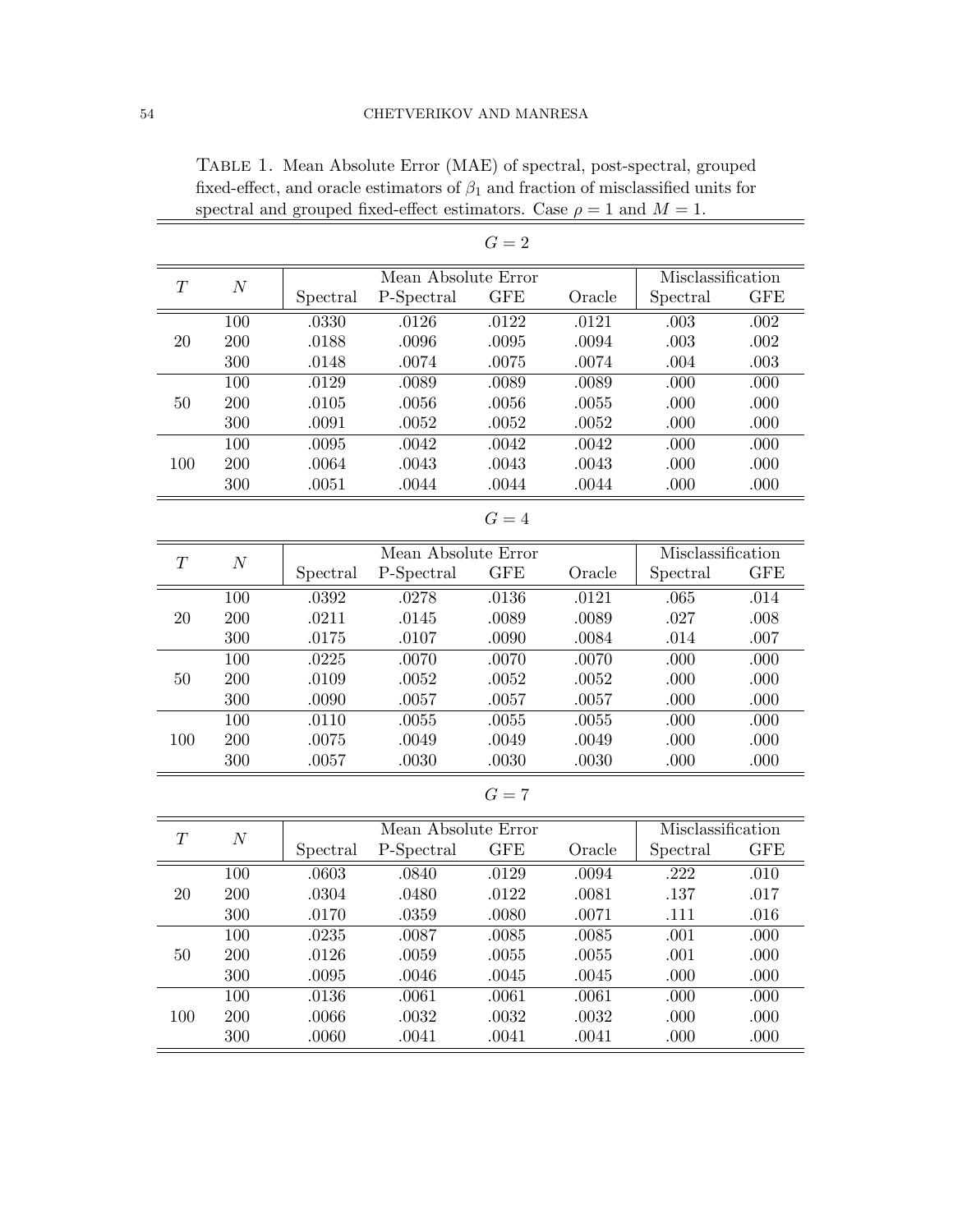Table 1. Mean Absolute Error (MAE) of spectral, post-spectral, grouped fixed-effect, and oracle estimators of $\beta_1$ and fraction of misclassified units for spectral and grouped fixed-effect estimators. Case $\rho = 1$ and $M = 1$.

$G = 2$

| $T$ | $N$ | Mean Absolute Error | | | | Misclassification | |
|---|---|---|---|---|---|---|---|
| | | Spectral | P-Spectral | GFE | Oracle | Spectral | GFE |
| 20 | 100 | .0330 | .0126 | .0122 | .0121 | .003 | .002 |
| | 200 | .0188 | .0096 | .0095 | .0094 | .003 | .002 |
| | 300 | .0148 | .0074 | .0075 | .0074 | .004 | .003 |
| 50 | 100 | .0129 | .0089 | .0089 | .0089 | .000 | .000 |
| | 200 | .0105 | .0056 | .0056 | .0055 | .000 | .000 |
| | 300 | .0091 | .0052 | .0052 | .0052 | .000 | .000 |
| 100 | 100 | .0095 | .0042 | .0042 | .0042 | .000 | .000 |
| | 200 | .0064 | .0043 | .0043 | .0043 | .000 | .000 |
| | 300 | .0051 | .0044 | .0044 | .0044 | .000 | .000 |

$G = 4$

| $T$ | $N$ | Mean Absolute Error | | | | Misclassification | |
|---|---|---|---|---|---|---|---|
| | | Spectral | P-Spectral | GFE | Oracle | Spectral | GFE |
| 20 | 100 | .0392 | .0278 | .0136 | .0121 | .065 | .014 |
| | 200 | .0211 | .0145 | .0089 | .0089 | .027 | .008 |
| | 300 | .0175 | .0107 | .0090 | .0084 | .014 | .007 |
| 50 | 100 | .0225 | .0070 | .0070 | .0070 | .000 | .000 |
| | 200 | .0109 | .0052 | .0052 | .0052 | .000 | .000 |
| | 300 | .0090 | .0057 | .0057 | .0057 | .000 | .000 |
| 100 | 100 | .0110 | .0055 | .0055 | .0055 | .000 | .000 |
| | 200 | .0075 | .0049 | .0049 | .0049 | .000 | .000 |
| | 300 | .0057 | .0030 | .0030 | .0030 | .000 | .000 |

$G = 7$

| $T$ | $N$ | Mean Absolute Error | | | | Misclassification | |
|---|---|---|---|---|---|---|---|
| | | Spectral | P-Spectral | GFE | Oracle | Spectral | GFE |
| 20 | 100 | .0603 | .0840 | .0129 | .0094 | .222 | .010 |
| | 200 | .0304 | .0480 | .0122 | .0081 | .137 | .017 |
| | 300 | .0170 | .0359 | .0080 | .0071 | .111 | .016 |
| 50 | 100 | .0235 | .0087 | .0085 | .0085 | .001 | .000 |
| | 200 | .0126 | .0059 | .0055 | .0055 | .001 | .000 |
| | 300 | .0095 | .0046 | .0045 | .0045 | .000 | .000 |
| 100 | 100 | .0136 | .0061 | .0061 | .0061 | .000 | .000 |
| | 200 | .0066 | .0032 | .0032 | .0032 | .000 | .000 |
| | 300 | .0060 | .0041 | .0041 | .0041 | .000 | .000 |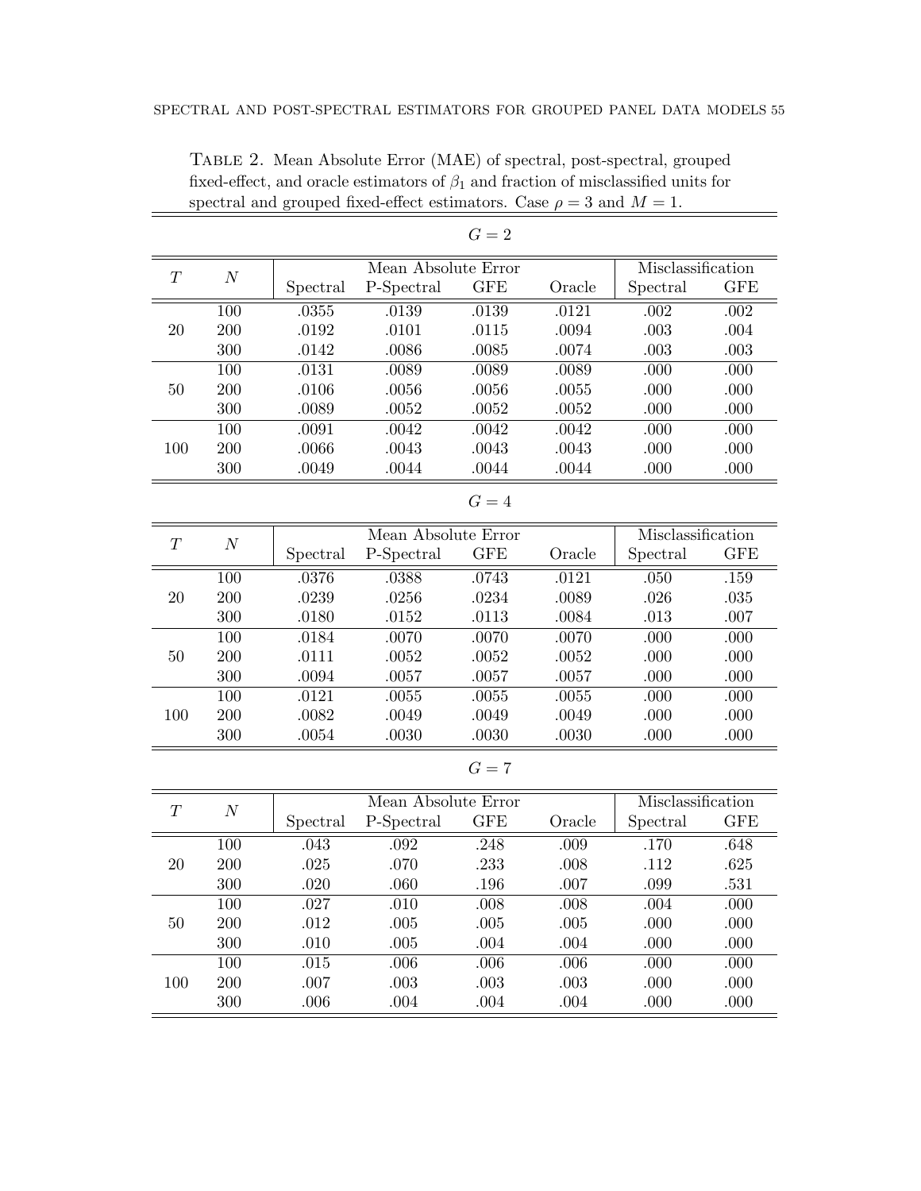TABLE 2. Mean Absolute Error (MAE) of spectral, post-spectral, grouped fixed-effect, and oracle estimators of $\beta_1$ and fraction of misclassified units for spectral and grouped fixed-effect estimators. Case $\rho = 3$ and $M = 1$.

$G = 2$

| $T$ | $N$ | Mean Absolute Error | | | | Misclassification | |
|---|---|---|---|---|---|---|---|
| | | Spectral | P-Spectral | GFE | Oracle | Spectral | GFE |
| 20 | 100 | .0355 | .0139 | .0139 | .0121 | .002 | .002 |
| | 200 | .0192 | .0101 | .0115 | .0094 | .003 | .004 |
| | 300 | .0142 | .0086 | .0085 | .0074 | .003 | .003 |
| 50 | 100 | .0131 | .0089 | .0089 | .0089 | .000 | .000 |
| | 200 | .0106 | .0056 | .0056 | .0055 | .000 | .000 |
| | 300 | .0089 | .0052 | .0052 | .0052 | .000 | .000 |
| 100 | 100 | .0091 | .0042 | .0042 | .0042 | .000 | .000 |
| | 200 | .0066 | .0043 | .0043 | .0043 | .000 | .000 |
| | 300 | .0049 | .0044 | .0044 | .0044 | .000 | .000 |

$G = 4$

| $T$ | $N$ | Mean Absolute Error | | | | Misclassification | |
|---|---|---|---|---|---|---|---|
| | | Spectral | P-Spectral | GFE | Oracle | Spectral | GFE |
| 20 | 100 | .0376 | .0388 | .0743 | .0121 | .050 | .159 |
| | 200 | .0239 | .0256 | .0234 | .0089 | .026 | .035 |
| | 300 | .0180 | .0152 | .0113 | .0084 | .013 | .007 |
| 50 | 100 | .0184 | .0070 | .0070 | .0070 | .000 | .000 |
| | 200 | .0111 | .0052 | .0052 | .0052 | .000 | .000 |
| | 300 | .0094 | .0057 | .0057 | .0057 | .000 | .000 |
| 100 | 100 | .0121 | .0055 | .0055 | .0055 | .000 | .000 |
| | 200 | .0082 | .0049 | .0049 | .0049 | .000 | .000 |
| | 300 | .0054 | .0030 | .0030 | .0030 | .000 | .000 |

$G = 7$

| $T$ | $N$ | Mean Absolute Error | | | | Misclassification | |
|---|---|---|---|---|---|---|---|
| | | Spectral | P-Spectral | GFE | Oracle | Spectral | GFE |
| 20 | 100 | .043 | .092 | .248 | .009 | .170 | .648 |
| | 200 | .025 | .070 | .233 | .008 | .112 | .625 |
| | 300 | .020 | .060 | .196 | .007 | .099 | .531 |
| 50 | 100 | .027 | .010 | .008 | .008 | .004 | .000 |
| | 200 | .012 | .005 | .005 | .005 | .000 | .000 |
| | 300 | .010 | .005 | .004 | .004 | .000 | .000 |
| 100 | 100 | .015 | .006 | .006 | .006 | .000 | .000 |
| | 200 | .007 | .003 | .003 | .003 | .000 | .000 |
| | 300 | .006 | .004 | .004 | .004 | .000 | .000 |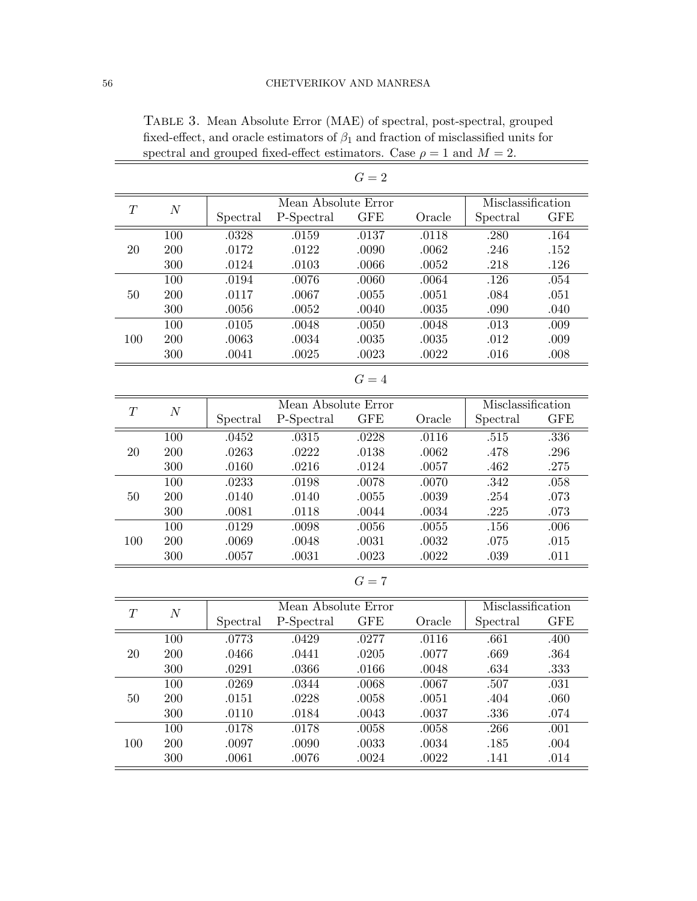Table 3. Mean Absolute Error (MAE) of spectral, post-spectral, grouped fixed-effect, and oracle estimators of $\beta_1$ and fraction of misclassified units for spectral and grouped fixed-effect estimators. Case $\rho = 1$ and $M = 2$.

$G = 2$

| $T$ | $N$ | Mean Absolute Error | | | | Misclassification | |
|---|---|---|---|---|---|---|---|
| | | Spectral | P-Spectral | GFE | Oracle | Spectral | GFE |
| 20 | 100 | .0328 | .0159 | .0137 | .0118 | .280 | .164 |
| | 200 | .0172 | .0122 | .0090 | .0062 | .246 | .152 |
| | 300 | .0124 | .0103 | .0066 | .0052 | .218 | .126 |
| 50 | 100 | .0194 | .0076 | .0060 | .0064 | .126 | .054 |
| | 200 | .0117 | .0067 | .0055 | .0051 | .084 | .051 |
| | 300 | .0056 | .0052 | .0040 | .0035 | .090 | .040 |
| 100 | 100 | .0105 | .0048 | .0050 | .0048 | .013 | .009 |
| | 200 | .0063 | .0034 | .0035 | .0035 | .012 | .009 |
| | 300 | .0041 | .0025 | .0023 | .0022 | .016 | .008 |

$G = 4$

| $T$ | $N$ | Mean Absolute Error | | | | Misclassification | |
|---|---|---|---|---|---|---|---|
| | | Spectral | P-Spectral | GFE | Oracle | Spectral | GFE |
| 20 | 100 | .0452 | .0315 | .0228 | .0116 | .515 | .336 |
| | 200 | .0263 | .0222 | .0138 | .0062 | .478 | .296 |
| | 300 | .0160 | .0216 | .0124 | .0057 | .462 | .275 |
| 50 | 100 | .0233 | .0198 | .0078 | .0070 | .342 | .058 |
| | 200 | .0140 | .0140 | .0055 | .0039 | .254 | .073 |
| | 300 | .0081 | .0118 | .0044 | .0034 | .225 | .073 |
| 100 | 100 | .0129 | .0098 | .0056 | .0055 | .156 | .006 |
| | 200 | .0069 | .0048 | .0031 | .0032 | .075 | .015 |
| | 300 | .0057 | .0031 | .0023 | .0022 | .039 | .011 |

$G = 7$

| $T$ | $N$ | Mean Absolute Error | | | | Misclassification | |
|---|---|---|---|---|---|---|---|
| | | Spectral | P-Spectral | GFE | Oracle | Spectral | GFE |
| 20 | 100 | .0773 | .0429 | .0277 | .0116 | .661 | .400 |
| | 200 | .0466 | .0441 | .0205 | .0077 | .669 | .364 |
| | 300 | .0291 | .0366 | .0166 | .0048 | .634 | .333 |
| 50 | 100 | .0269 | .0344 | .0068 | .0067 | .507 | .031 |
| | 200 | .0151 | .0228 | .0058 | .0051 | .404 | .060 |
| | 300 | .0110 | .0184 | .0043 | .0037 | .336 | .074 |
| 100 | 100 | .0178 | .0178 | .0058 | .0058 | .266 | .001 |
| | 200 | .0097 | .0090 | .0033 | .0034 | .185 | .004 |
| | 300 | .0061 | .0076 | .0024 | .0022 | .141 | .014 |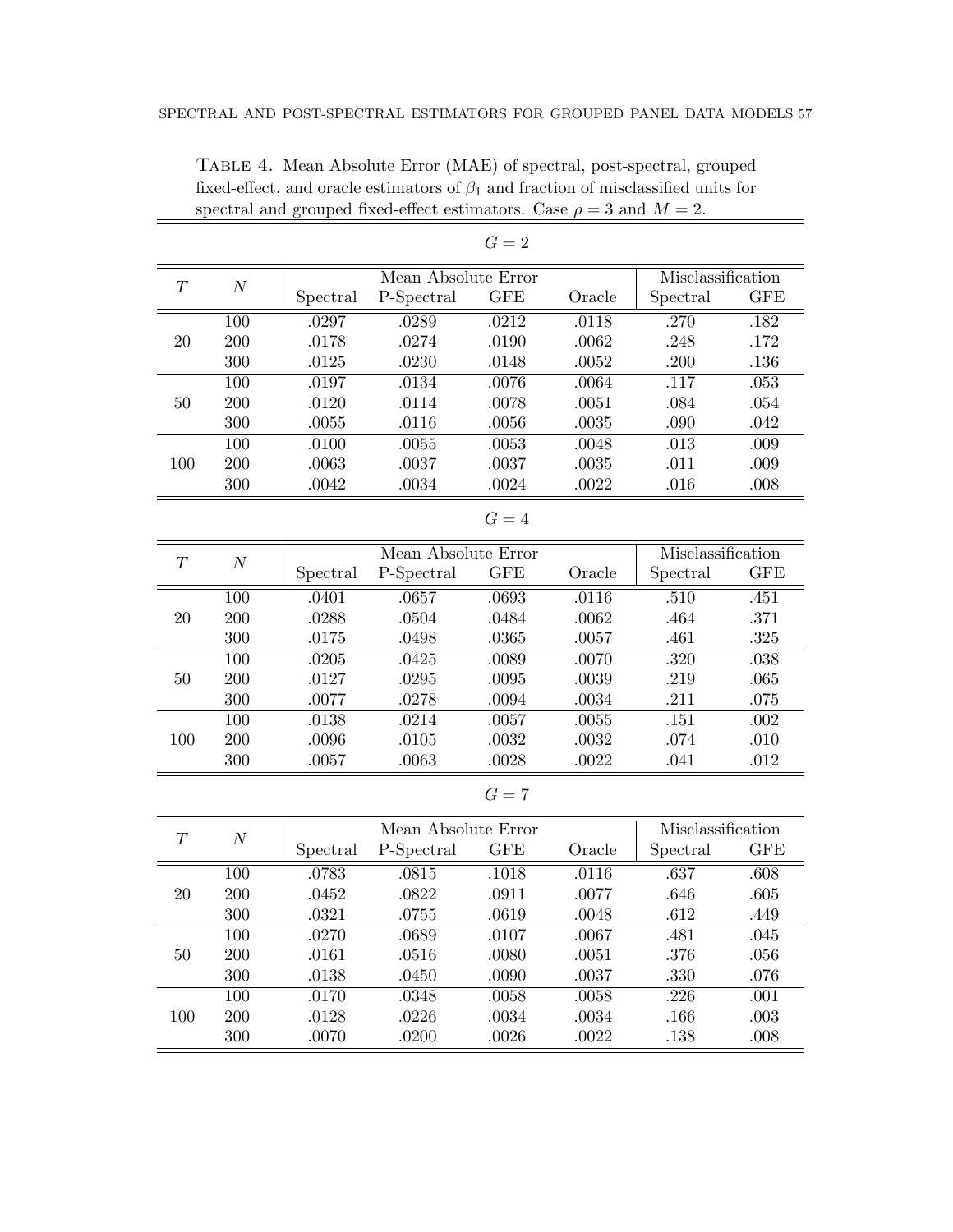Table 4. Mean Absolute Error (MAE) of spectral, post-spectral, grouped fixed-effect, and oracle estimators of $\beta_1$ and fraction of misclassified units for spectral and grouped fixed-effect estimators. Case $\rho = 3$ and $M = 2$.

$G = 2$

| $T$ | $N$ | Mean Absolute Error | | | | Misclassification | |
|---|---|---|---|---|---|---|---|
| | | Spectral | P-Spectral | GFE | Oracle | Spectral | GFE |
| 20 | 100 | .0297 | .0289 | .0212 | .0118 | .270 | .182 |
| | 200 | .0178 | .0274 | .0190 | .0062 | .248 | .172 |
| | 300 | .0125 | .0230 | .0148 | .0052 | .200 | .136 |
| 50 | 100 | .0197 | .0134 | .0076 | .0064 | .117 | .053 |
| | 200 | .0120 | .0114 | .0078 | .0051 | .084 | .054 |
| | 300 | .0055 | .0116 | .0056 | .0035 | .090 | .042 |
| 100 | 100 | .0100 | .0055 | .0053 | .0048 | .013 | .009 |
| | 200 | .0063 | .0037 | .0037 | .0035 | .011 | .009 |
| | 300 | .0042 | .0034 | .0024 | .0022 | .016 | .008 |

$G = 4$

| $T$ | $N$ | Mean Absolute Error | | | | Misclassification | |
|---|---|---|---|---|---|---|---|
| | | Spectral | P-Spectral | GFE | Oracle | Spectral | GFE |
| 20 | 100 | .0401 | .0657 | .0693 | .0116 | .510 | .451 |
| | 200 | .0288 | .0504 | .0484 | .0062 | .464 | .371 |
| | 300 | .0175 | .0498 | .0365 | .0057 | .461 | .325 |
| 50 | 100 | .0205 | .0425 | .0089 | .0070 | .320 | .038 |
| | 200 | .0127 | .0295 | .0095 | .0039 | .219 | .065 |
| | 300 | .0077 | .0278 | .0094 | .0034 | .211 | .075 |
| 100 | 100 | .0138 | .0214 | .0057 | .0055 | .151 | .002 |
| | 200 | .0096 | .0105 | .0032 | .0032 | .074 | .010 |
| | 300 | .0057 | .0063 | .0028 | .0022 | .041 | .012 |

$G = 7$

| $T$ | $N$ | Mean Absolute Error | | | | Misclassification | |
|---|---|---|---|---|---|---|---|
| | | Spectral | P-Spectral | GFE | Oracle | Spectral | GFE |
| 20 | 100 | .0783 | .0815 | .1018 | .0116 | .637 | .608 |
| | 200 | .0452 | .0822 | .0911 | .0077 | .646 | .605 |
| | 300 | .0321 | .0755 | .0619 | .0048 | .612 | .449 |
| 50 | 100 | .0270 | .0689 | .0107 | .0067 | .481 | .045 |
| | 200 | .0161 | .0516 | .0080 | .0051 | .376 | .056 |
| | 300 | .0138 | .0450 | .0090 | .0037 | .330 | .076 |
| 100 | 100 | .0170 | .0348 | .0058 | .0058 | .226 | .001 |
| | 200 | .0128 | .0226 | .0034 | .0034 | .166 | .003 |
| | 300 | .0070 | .0200 | .0026 | .0022 | .138 | .008 |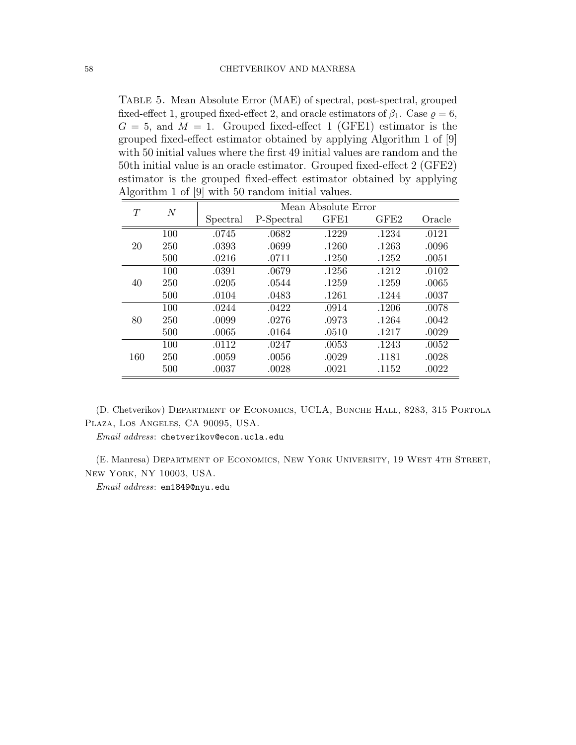Table 5. Mean Absolute Error (MAE) of spectral, post-spectral, grouped fixed-effect 1, grouped fixed-effect 2, and oracle estimators of $\beta_1$. Case $\varrho = 6$, $G = 5$, and $M = 1$. Grouped fixed-effect 1 (GFE1) estimator is the grouped fixed-effect estimator obtained by applying Algorithm 1 of [9] with 50 initial values where the first 49 initial values are random and the 50th initial value is an oracle estimator. Grouped fixed-effect 2 (GFE2) estimator is the grouped fixed-effect estimator obtained by applying Algorithm 1 of [9] with 50 random initial values.

| $T$ | $N$ | Mean Absolute Error | | | | |
|---|---|---|---|---|---|---|
| | | Spectral | P-Spectral | GFE1 | GFE2 | Oracle |
| 20 | 100 | .0745 | .0682 | .1229 | .1234 | .0121 |
| | 250 | .0393 | .0699 | .1260 | .1263 | .0096 |
| | 500 | .0216 | .0711 | .1250 | .1252 | .0051 |
| 40 | 100 | .0391 | .0679 | .1256 | .1212 | .0102 |
| | 250 | .0205 | .0544 | .1259 | .1259 | .0065 |
| | 500 | .0104 | .0483 | .1261 | .1244 | .0037 |
| 80 | 100 | .0244 | .0422 | .0914 | .1206 | .0078 |
| | 250 | .0099 | .0276 | .0973 | .1264 | .0042 |
| | 500 | .0065 | .0164 | .0510 | .1217 | .0029 |
| 160 | 100 | .0112 | .0247 | .0053 | .1243 | .0052 |
| | 250 | .0059 | .0056 | .0029 | .1181 | .0028 |
| | 500 | .0037 | .0028 | .0021 | .1152 | .0022 |

(D. Chetverikov) Department of Economics, UCLA, Bunche Hall, 8283, 315 Portola Plaza, Los Angeles, CA 90095, USA.

*Email address*: chetverikov@econ.ucla.edu

(E. Manresa) Department of Economics, New York University, 19 West 4th Street, New York, NY 10003, USA.

*Email address*: em1849@nyu.edu